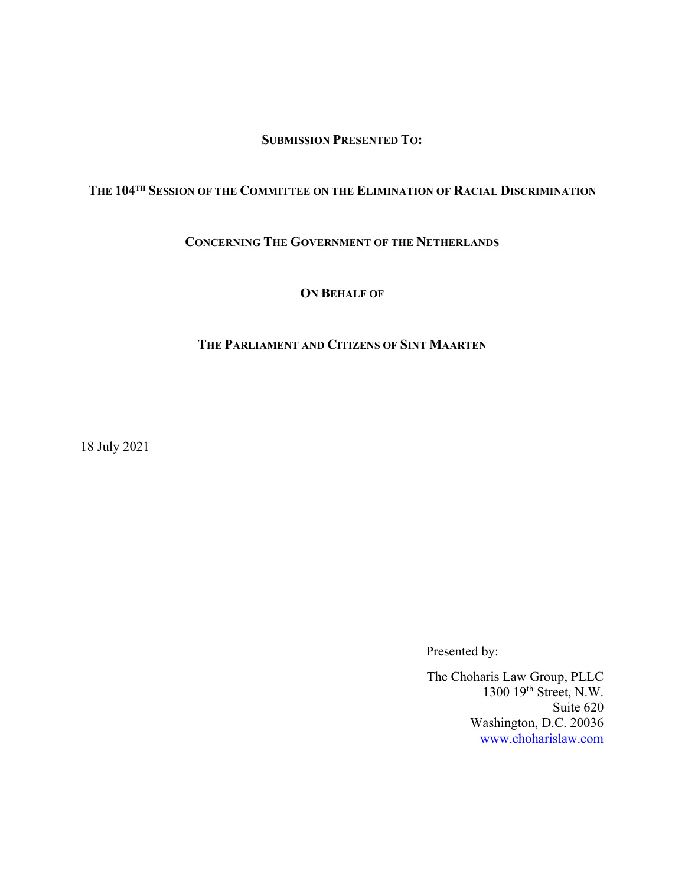**SUBMISSION PRESENTED TO:**

**THE 104TH SESSION OF THE COMMITTEE ON THE ELIMINATION OF RACIAL DISCRIMINATION**

**CONCERNING THE GOVERNMENT OF THE NETHERLANDS**

**ON BEHALF OF**

**THE PARLIAMENT AND CITIZENS OF SINT MAARTEN**

18 July 2021

Presented by:

The Choharis Law Group, PLLC
1300 19th Street, N.W.
Suite 620
Washington, D.C. 20036
www.choharislaw.com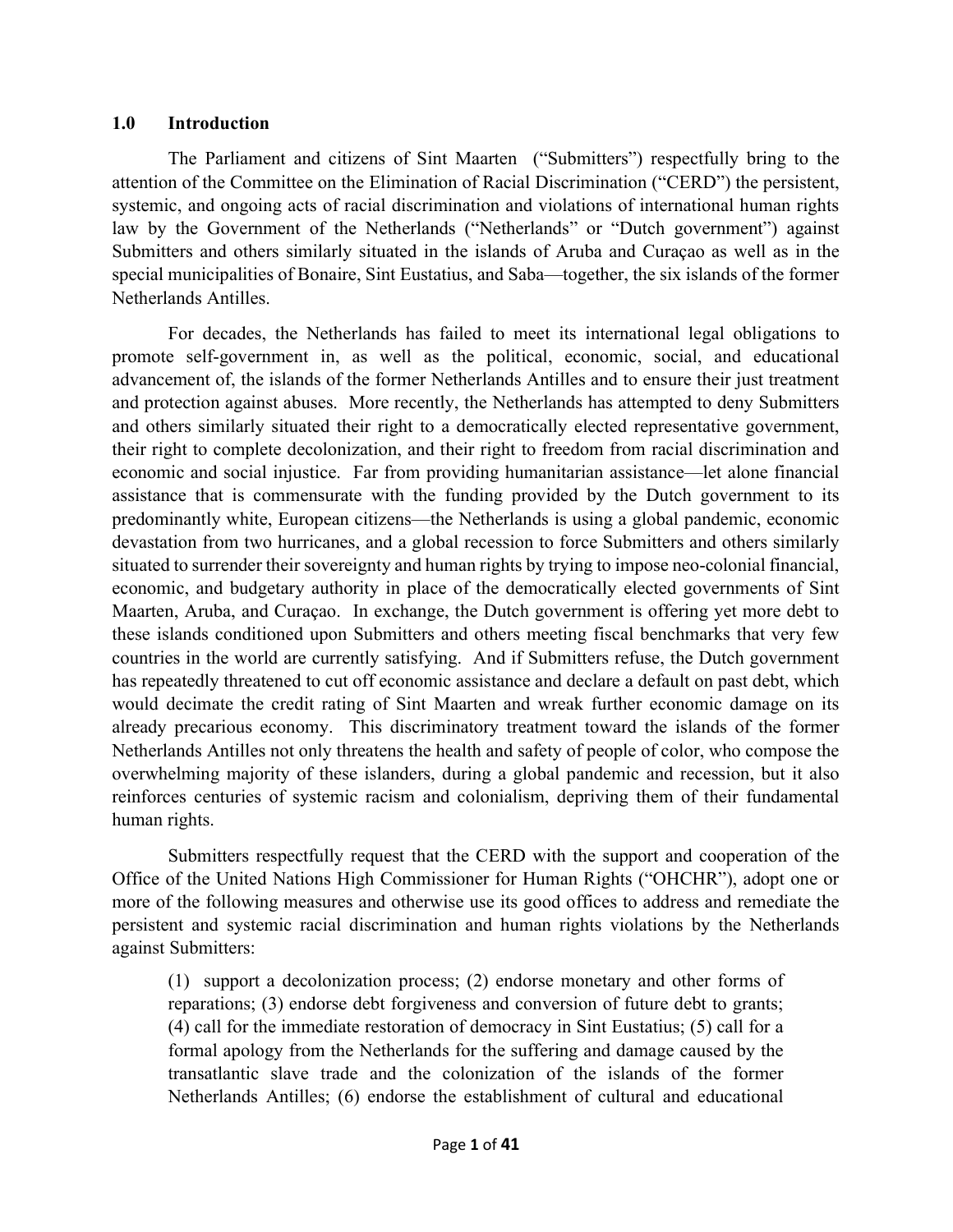## 1.0 Introduction

The Parliament and citizens of Sint Maarten ("Submitters") respectfully bring to the attention of the Committee on the Elimination of Racial Discrimination ("CERD") the persistent, systemic, and ongoing acts of racial discrimination and violations of international human rights law by the Government of the Netherlands ("Netherlands" or "Dutch government") against Submitters and others similarly situated in the islands of Aruba and Curaçao as well as in the special municipalities of Bonaire, Sint Eustatius, and Saba—together, the six islands of the former Netherlands Antilles.

For decades, the Netherlands has failed to meet its international legal obligations to promote self-government in, as well as the political, economic, social, and educational advancement of, the islands of the former Netherlands Antilles and to ensure their just treatment and protection against abuses. More recently, the Netherlands has attempted to deny Submitters and others similarly situated their right to a democratically elected representative government, their right to complete decolonization, and their right to freedom from racial discrimination and economic and social injustice. Far from providing humanitarian assistance—let alone financial assistance that is commensurate with the funding provided by the Dutch government to its predominantly white, European citizens—the Netherlands is using a global pandemic, economic devastation from two hurricanes, and a global recession to force Submitters and others similarly situated to surrender their sovereignty and human rights by trying to impose neo-colonial financial, economic, and budgetary authority in place of the democratically elected governments of Sint Maarten, Aruba, and Curaçao. In exchange, the Dutch government is offering yet more debt to these islands conditioned upon Submitters and others meeting fiscal benchmarks that very few countries in the world are currently satisfying. And if Submitters refuse, the Dutch government has repeatedly threatened to cut off economic assistance and declare a default on past debt, which would decimate the credit rating of Sint Maarten and wreak further economic damage on its already precarious economy. This discriminatory treatment toward the islands of the former Netherlands Antilles not only threatens the health and safety of people of color, who compose the overwhelming majority of these islanders, during a global pandemic and recession, but it also reinforces centuries of systemic racism and colonialism, depriving them of their fundamental human rights.

Submitters respectfully request that the CERD with the support and cooperation of the Office of the United Nations High Commissioner for Human Rights ("OHCHR"), adopt one or more of the following measures and otherwise use its good offices to address and remediate the persistent and systemic racial discrimination and human rights violations by the Netherlands against Submitters:

> (1) support a decolonization process; (2) endorse monetary and other forms of reparations; (3) endorse debt forgiveness and conversion of future debt to grants; (4) call for the immediate restoration of democracy in Sint Eustatius; (5) call for a formal apology from the Netherlands for the suffering and damage caused by the transatlantic slave trade and the colonization of the islands of the former Netherlands Antilles; (6) endorse the establishment of cultural and educational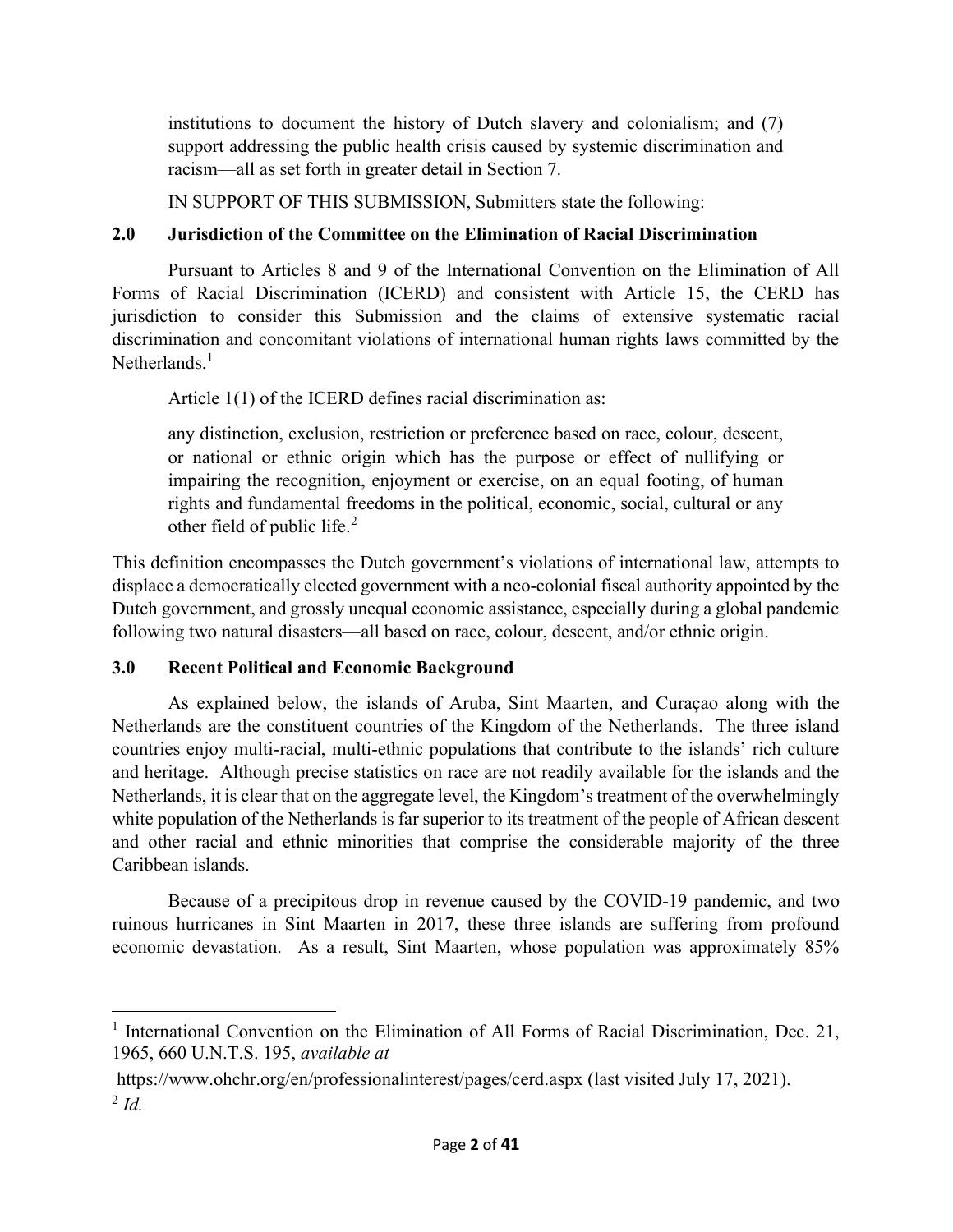institutions to document the history of Dutch slavery and colonialism; and (7) support addressing the public health crisis caused by systemic discrimination and racism—all as set forth in greater detail in Section 7.

IN SUPPORT OF THIS SUBMISSION, Submitters state the following:

## 2.0 Jurisdiction of the Committee on the Elimination of Racial Discrimination

Pursuant to Articles 8 and 9 of the International Convention on the Elimination of All Forms of Racial Discrimination (ICERD) and consistent with Article 15, the CERD has jurisdiction to consider this Submission and the claims of extensive systematic racial discrimination and concomitant violations of international human rights laws committed by the Netherlands.[1]

Article 1(1) of the ICERD defines racial discrimination as:

> any distinction, exclusion, restriction or preference based on race, colour, descent, or national or ethnic origin which has the purpose or effect of nullifying or impairing the recognition, enjoyment or exercise, on an equal footing, of human rights and fundamental freedoms in the political, economic, social, cultural or any other field of public life.[2]

This definition encompasses the Dutch government's violations of international law, attempts to displace a democratically elected government with a neo-colonial fiscal authority appointed by the Dutch government, and grossly unequal economic assistance, especially during a global pandemic following two natural disasters—all based on race, colour, descent, and/or ethnic origin.

## 3.0 Recent Political and Economic Background

As explained below, the islands of Aruba, Sint Maarten, and Curaçao along with the Netherlands are the constituent countries of the Kingdom of the Netherlands. The three island countries enjoy multi-racial, multi-ethnic populations that contribute to the islands' rich culture and heritage. Although precise statistics on race are not readily available for the islands and the Netherlands, it is clear that on the aggregate level, the Kingdom's treatment of the overwhelmingly white population of the Netherlands is far superior to its treatment of the people of African descent and other racial and ethnic minorities that comprise the considerable majority of the three Caribbean islands.

Because of a precipitous drop in revenue caused by the COVID-19 pandemic, and two ruinous hurricanes in Sint Maarten in 2017, these three islands are suffering from profound economic devastation. As a result, Sint Maarten, whose population was approximately 85%

---

[1] International Convention on the Elimination of All Forms of Racial Discrimination, Dec. 21, 1965, 660 U.N.T.S. 195, *available at* https://www.ohchr.org/en/professionalinterest/pages/cerd.aspx (last visited July 17, 2021).

[2] *Id.*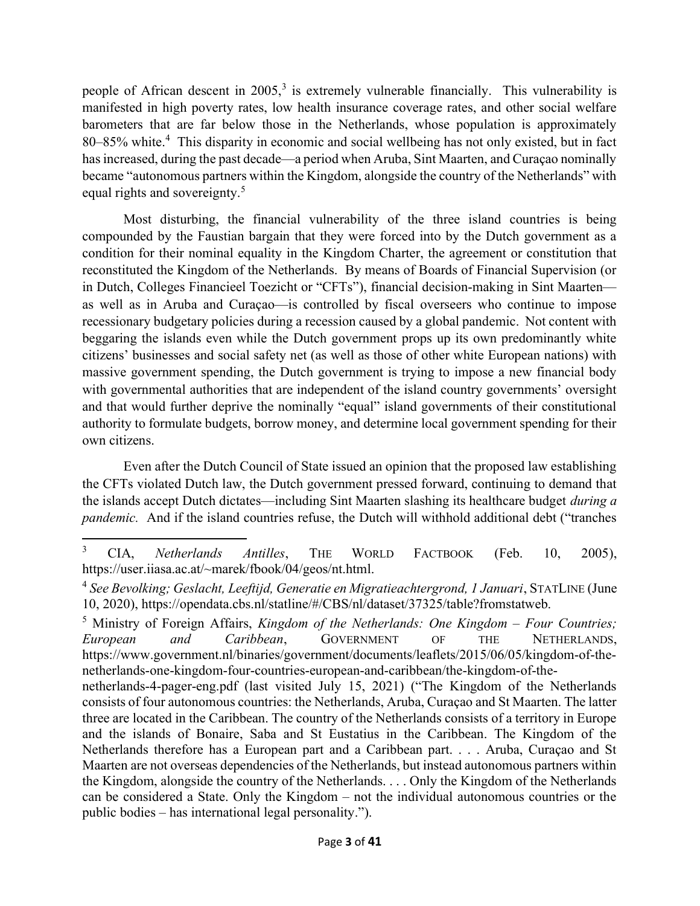people of African descent in 2005,[3] is extremely vulnerable financially. This vulnerability is manifested in high poverty rates, low health insurance coverage rates, and other social welfare barometers that are far below those in the Netherlands, whose population is approximately 80–85% white.[4] This disparity in economic and social wellbeing has not only existed, but in fact has increased, during the past decade—a period when Aruba, Sint Maarten, and Curaçao nominally became "autonomous partners within the Kingdom, alongside the country of the Netherlands" with equal rights and sovereignty.[5]

Most disturbing, the financial vulnerability of the three island countries is being compounded by the Faustian bargain that they were forced into by the Dutch government as a condition for their nominal equality in the Kingdom Charter, the agreement or constitution that reconstituted the Kingdom of the Netherlands. By means of Boards of Financial Supervision (or in Dutch, Colleges Financieel Toezicht or "CFTs"), financial decision-making in Sint Maarten—as well as in Aruba and Curaçao—is controlled by fiscal overseers who continue to impose recessionary budgetary policies during a recession caused by a global pandemic. Not content with beggaring the islands even while the Dutch government props up its own predominantly white citizens' businesses and social safety net (as well as those of other white European nations) with massive government spending, the Dutch government is trying to impose a new financial body with governmental authorities that are independent of the island country governments' oversight and that would further deprive the nominally "equal" island governments of their constitutional authority to formulate budgets, borrow money, and determine local government spending for their own citizens.

Even after the Dutch Council of State issued an opinion that the proposed law establishing the CFTs violated Dutch law, the Dutch government pressed forward, continuing to demand that the islands accept Dutch dictates—including Sint Maarten slashing its healthcare budget *during a pandemic.* And if the island countries refuse, the Dutch will withhold additional debt ("tranches

---

[3] CIA, *Netherlands Antilles*, THE WORLD FACTBOOK (Feb. 10, 2005), https://user.iiasa.ac.at/~marek/fbook/04/geos/nt.html.

[4] *See Bevolking; Geslacht, Leeftijd, Generatie en Migratieachtergrond, 1 Januari*, STATLINE (June 10, 2020), https://opendata.cbs.nl/statline/#/CBS/nl/dataset/37325/table?fromstatweb.

[5] Ministry of Foreign Affairs, *Kingdom of the Netherlands: One Kingdom – Four Countries; European and Caribbean*, GOVERNMENT OF THE NETHERLANDS, https://www.government.nl/binaries/government/documents/leaflets/2015/06/05/kingdom-of-the-netherlands-one-kingdom-four-countries-european-and-caribbean/the-kingdom-of-the-netherlands-4-pager-eng.pdf (last visited July 15, 2021) ("The Kingdom of the Netherlands consists of four autonomous countries: the Netherlands, Aruba, Curaçao and St Maarten. The latter three are located in the Caribbean. The country of the Netherlands consists of a territory in Europe and the islands of Bonaire, Saba and St Eustatius in the Caribbean. The Kingdom of the Netherlands therefore has a European part and a Caribbean part. . . . Aruba, Curaçao and St Maarten are not overseas dependencies of the Netherlands, but instead autonomous partners within the Kingdom, alongside the country of the Netherlands. . . . Only the Kingdom of the Netherlands can be considered a State. Only the Kingdom – not the individual autonomous countries or the public bodies – has international legal personality.").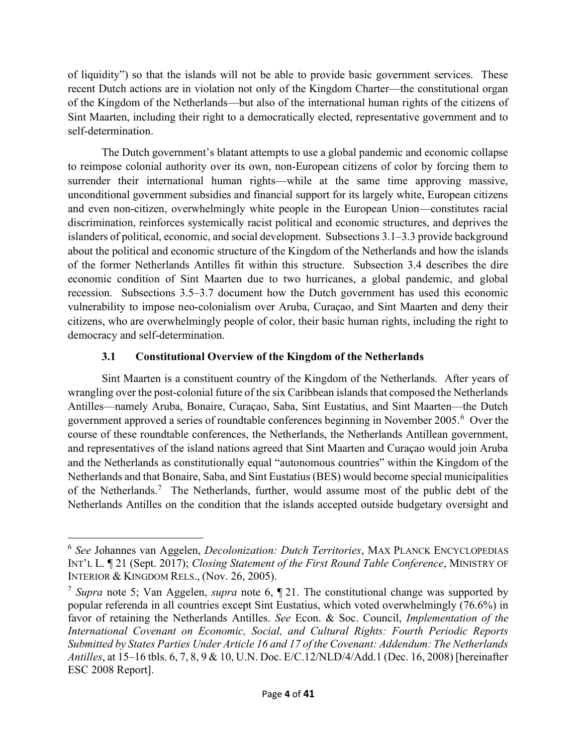of liquidity") so that the islands will not be able to provide basic government services. These recent Dutch actions are in violation not only of the Kingdom Charter—the constitutional organ of the Kingdom of the Netherlands—but also of the international human rights of the citizens of Sint Maarten, including their right to a democratically elected, representative government and to self-determination.

The Dutch government's blatant attempts to use a global pandemic and economic collapse to reimpose colonial authority over its own, non-European citizens of color by forcing them to surrender their international human rights—while at the same time approving massive, unconditional government subsidies and financial support for its largely white, European citizens and even non-citizen, overwhelmingly white people in the European Union—constitutes racial discrimination, reinforces systemically racist political and economic structures, and deprives the islanders of political, economic, and social development. Subsections 3.1–3.3 provide background about the political and economic structure of the Kingdom of the Netherlands and how the islands of the former Netherlands Antilles fit within this structure. Subsection 3.4 describes the dire economic condition of Sint Maarten due to two hurricanes, a global pandemic, and global recession. Subsections 3.5–3.7 document how the Dutch government has used this economic vulnerability to impose neo-colonialism over Aruba, Curaçao, and Sint Maarten and deny their citizens, who are overwhelmingly people of color, their basic human rights, including the right to democracy and self-determination.

### 3.1 Constitutional Overview of the Kingdom of the Netherlands

Sint Maarten is a constituent country of the Kingdom of the Netherlands. After years of wrangling over the post-colonial future of the six Caribbean islands that composed the Netherlands Antilles—namely Aruba, Bonaire, Curaçao, Saba, Sint Eustatius, and Sint Maarten—the Dutch government approved a series of roundtable conferences beginning in November 2005.[6] Over the course of these roundtable conferences, the Netherlands, the Netherlands Antillean government, and representatives of the island nations agreed that Sint Maarten and Curaçao would join Aruba and the Netherlands as constitutionally equal "autonomous countries" within the Kingdom of the Netherlands and that Bonaire, Saba, and Sint Eustatius (BES) would become special municipalities of the Netherlands.[7] The Netherlands, further, would assume most of the public debt of the Netherlands Antilles on the condition that the islands accepted outside budgetary oversight and

---

[6] *See* Johannes van Aggelen, *Decolonization: Dutch Territories*, MAX PLANCK ENCYCLOPEDIAS INT'L L. ¶ 21 (Sept. 2017); *Closing Statement of the First Round Table Conference*, MINISTRY OF INTERIOR & KINGDOM RELS., (Nov. 26, 2005).

[7] *Supra* note 5; Van Aggelen, *supra* note 6, ¶ 21. The constitutional change was supported by popular referenda in all countries except Sint Eustatius, which voted overwhelmingly (76.6%) in favor of retaining the Netherlands Antilles. *See* Econ. & Soc. Council, *Implementation of the International Covenant on Economic, Social, and Cultural Rights: Fourth Periodic Reports Submitted by States Parties Under Article 16 and 17 of the Covenant: Addendum: The Netherlands Antilles*, at 15–16 tbls. 6, 7, 8, 9 & 10, U.N. Doc. E/C.12/NLD/4/Add.1 (Dec. 16, 2008) [hereinafter ESC 2008 Report].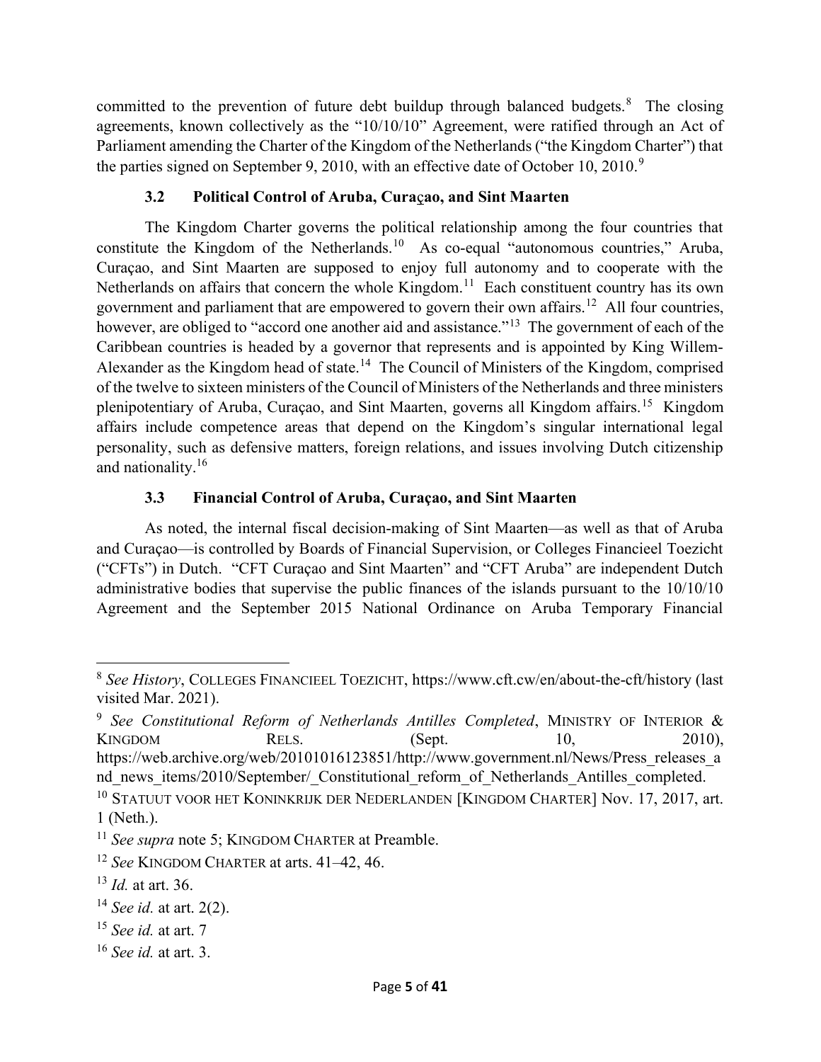committed to the prevention of future debt buildup through balanced budgets.[8] The closing agreements, known collectively as the "10/10/10" Agreement, were ratified through an Act of Parliament amending the Charter of the Kingdom of the Netherlands ("the Kingdom Charter") that the parties signed on September 9, 2010, with an effective date of October 10, 2010.[9]

### 3.2 Political Control of Aruba, Curaçao, and Sint Maarten

The Kingdom Charter governs the political relationship among the four countries that constitute the Kingdom of the Netherlands.[10] As co-equal "autonomous countries," Aruba, Curaçao, and Sint Maarten are supposed to enjoy full autonomy and to cooperate with the Netherlands on affairs that concern the whole Kingdom.[11] Each constituent country has its own government and parliament that are empowered to govern their own affairs.[12] All four countries, however, are obliged to "accord one another aid and assistance."[13] The government of each of the Caribbean countries is headed by a governor that represents and is appointed by King Willem-Alexander as the Kingdom head of state.[14] The Council of Ministers of the Kingdom, comprised of the twelve to sixteen ministers of the Council of Ministers of the Netherlands and three ministers plenipotentiary of Aruba, Curaçao, and Sint Maarten, governs all Kingdom affairs.[15] Kingdom affairs include competence areas that depend on the Kingdom's singular international legal personality, such as defensive matters, foreign relations, and issues involving Dutch citizenship and nationality.[16]

### 3.3 Financial Control of Aruba, Curaçao, and Sint Maarten

As noted, the internal fiscal decision-making of Sint Maarten—as well as that of Aruba and Curaçao—is controlled by Boards of Financial Supervision, or Colleges Financieel Toezicht ("CFTs") in Dutch. "CFT Curaçao and Sint Maarten" and "CFT Aruba" are independent Dutch administrative bodies that supervise the public finances of the islands pursuant to the 10/10/10 Agreement and the September 2015 National Ordinance on Aruba Temporary Financial

---

[8] *See History*, COLLEGES FINANCIEEL TOEZICHT, https://www.cft.cw/en/about-the-cft/history (last visited Mar. 2021).

[9] *See Constitutional Reform of Netherlands Antilles Completed*, MINISTRY OF INTERIOR & KINGDOM RELS. (Sept. 10, 2010), https://web.archive.org/web/20101016123851/http://www.government.nl/News/Press_releases_and_news_items/2010/September/_Constitutional_reform_of_Netherlands_Antilles_completed.

[10] STATUUT VOOR HET KONINKRIJK DER NEDERLANDEN [KINGDOM CHARTER] Nov. 17, 2017, art. 1 (Neth.).

[11] *See supra* note 5; KINGDOM CHARTER at Preamble.

[12] *See* KINGDOM CHARTER at arts. 41–42, 46.

[13] *Id.* at art. 36.

[14] *See id.* at art. 2(2).

[15] *See id.* at art. 7

[16] *See id.* at art. 3.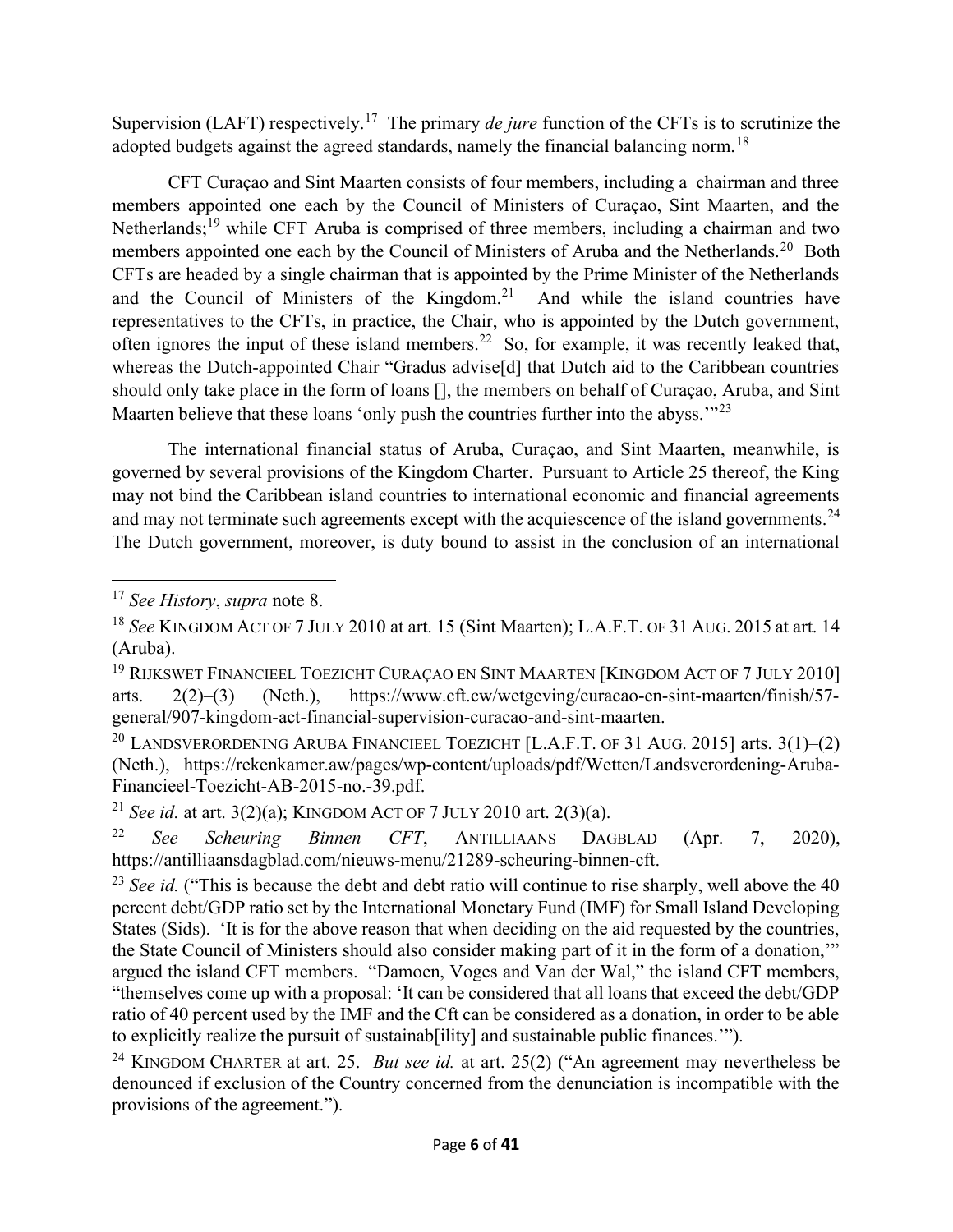Supervision (LAFT) respectively.[17] The primary *de jure* function of the CFTs is to scrutinize the adopted budgets against the agreed standards, namely the financial balancing norm.[18]

CFT Curaçao and Sint Maarten consists of four members, including a chairman and three members appointed one each by the Council of Ministers of Curaçao, Sint Maarten, and the Netherlands;[19] while CFT Aruba is comprised of three members, including a chairman and two members appointed one each by the Council of Ministers of Aruba and the Netherlands.[20] Both CFTs are headed by a single chairman that is appointed by the Prime Minister of the Netherlands and the Council of Ministers of the Kingdom.[21] And while the island countries have representatives to the CFTs, in practice, the Chair, who is appointed by the Dutch government, often ignores the input of these island members.[22] So, for example, it was recently leaked that, whereas the Dutch-appointed Chair "Gradus advise[d] that Dutch aid to the Caribbean countries should only take place in the form of loans [], the members on behalf of Curaçao, Aruba, and Sint Maarten believe that these loans 'only push the countries further into the abyss.'"[23]

The international financial status of Aruba, Curaçao, and Sint Maarten, meanwhile, is governed by several provisions of the Kingdom Charter. Pursuant to Article 25 thereof, the King may not bind the Caribbean island countries to international economic and financial agreements and may not terminate such agreements except with the acquiescence of the island governments.[24] The Dutch government, moreover, is duty bound to assist in the conclusion of an international

---

[17] *See History*, *supra* note 8.

[18] *See* KINGDOM ACT OF 7 JULY 2010 at art. 15 (Sint Maarten); L.A.F.T. OF 31 AUG. 2015 at art. 14 (Aruba).

[19] RIJKSWET FINANCIEEL TOEZICHT CURAÇAO EN SINT MAARTEN [KINGDOM ACT OF 7 JULY 2010] arts. 2(2)–(3) (Neth.), https://www.cft.cw/wetgeving/curacao-en-sint-maarten/finish/57-general/907-kingdom-act-financial-supervision-curacao-and-sint-maarten.

[20] LANDSVERORDENING ARUBA FINANCIEEL TOEZICHT [L.A.F.T. OF 31 AUG. 2015] arts. 3(1)–(2) (Neth.), https://rekenkamer.aw/pages/wp-content/uploads/pdf/Wetten/Landsverordening-Aruba-Financieel-Toezicht-AB-2015-no.-39.pdf.

[21] *See id.* at art. 3(2)(a); KINGDOM ACT OF 7 JULY 2010 art. 2(3)(a).

[22] *See Scheuring Binnen CFT*, ANTILLIAANS DAGBLAD (Apr. 7, 2020), https://antilliaansdagblad.com/nieuws-menu/21289-scheuring-binnen-cft.

[23] *See id.* ("This is because the debt and debt ratio will continue to rise sharply, well above the 40 percent debt/GDP ratio set by the International Monetary Fund (IMF) for Small Island Developing States (Sids). 'It is for the above reason that when deciding on the aid requested by the countries, the State Council of Ministers should also consider making part of it in the form of a donation,'" argued the island CFT members. "Damoen, Voges and Van der Wal," the island CFT members, "themselves come up with a proposal: 'It can be considered that all loans that exceed the debt/GDP ratio of 40 percent used by the IMF and the Cft can be considered as a donation, in order to be able to explicitly realize the pursuit of sustainab[ility] and sustainable public finances.'").

[24] KINGDOM CHARTER at art. 25. *But see id.* at art. 25(2) ("An agreement may nevertheless be denounced if exclusion of the Country concerned from the denunciation is incompatible with the provisions of the agreement.").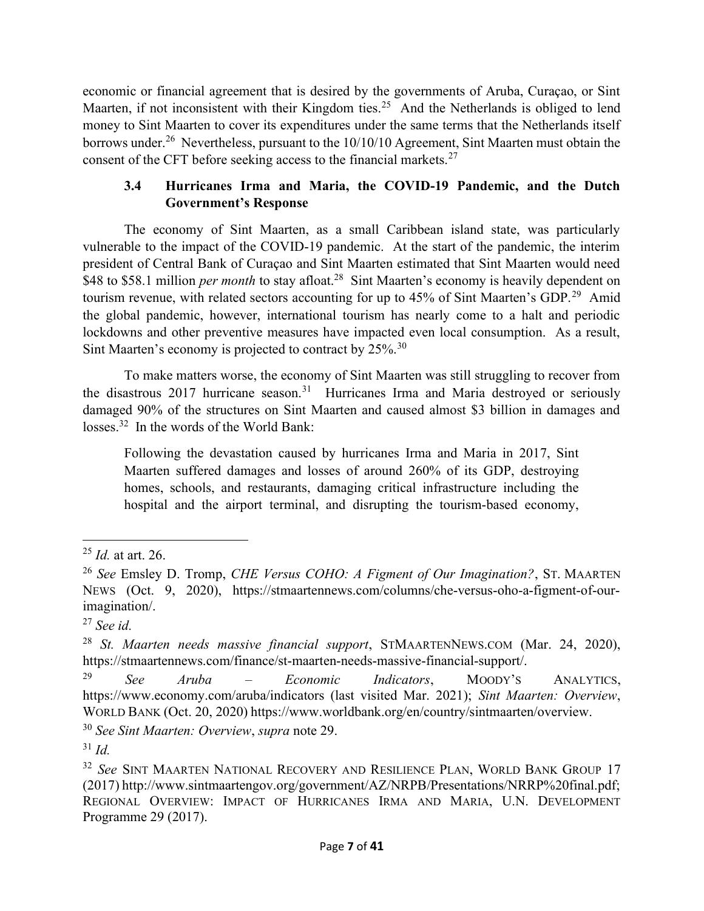economic or financial agreement that is desired by the governments of Aruba, Curaçao, or Sint Maarten, if not inconsistent with their Kingdom ties.[25] And the Netherlands is obliged to lend money to Sint Maarten to cover its expenditures under the same terms that the Netherlands itself borrows under.[26] Nevertheless, pursuant to the 10/10/10 Agreement, Sint Maarten must obtain the consent of the CFT before seeking access to the financial markets.[27]

### 3.4 Hurricanes Irma and Maria, the COVID-19 Pandemic, and the Dutch Government's Response

The economy of Sint Maarten, as a small Caribbean island state, was particularly vulnerable to the impact of the COVID-19 pandemic. At the start of the pandemic, the interim president of Central Bank of Curaçao and Sint Maarten estimated that Sint Maarten would need \$48 to \$58.1 million *per month* to stay afloat.[28] Sint Maarten's economy is heavily dependent on tourism revenue, with related sectors accounting for up to 45% of Sint Maarten's GDP.[29] Amid the global pandemic, however, international tourism has nearly come to a halt and periodic lockdowns and other preventive measures have impacted even local consumption. As a result, Sint Maarten's economy is projected to contract by 25%.[30]

To make matters worse, the economy of Sint Maarten was still struggling to recover from the disastrous 2017 hurricane season.[31] Hurricanes Irma and Maria destroyed or seriously damaged 90% of the structures on Sint Maarten and caused almost \$3 billion in damages and losses.[32] In the words of the World Bank:

> Following the devastation caused by hurricanes Irma and Maria in 2017, Sint Maarten suffered damages and losses of around 260% of its GDP, destroying homes, schools, and restaurants, damaging critical infrastructure including the hospital and the airport terminal, and disrupting the tourism-based economy,

---

[25] *Id.* at art. 26.

[26] *See* Emsley D. Tromp, *CHE Versus COHO: A Figment of Our Imagination?*, ST. MAARTEN NEWS (Oct. 9, 2020), https://stmaartennews.com/columns/che-versus-oho-a-figment-of-our-imagination/.

[27] *See id.*

[28] *St. Maarten needs massive financial support*, STMAARTENNEWS.COM (Mar. 24, 2020), https://stmaartennews.com/finance/st-maarten-needs-massive-financial-support/.

[29] *See Aruba – Economic Indicators*, MOODY'S ANALYTICS, https://www.economy.com/aruba/indicators (last visited Mar. 2021); *Sint Maarten: Overview*, WORLD BANK (Oct. 20, 2020) https://www.worldbank.org/en/country/sintmaarten/overview.

[30] *See Sint Maarten: Overview*, *supra* note 29.

[31] *Id.*

[32] *See* SINT MAARTEN NATIONAL RECOVERY AND RESILIENCE PLAN, WORLD BANK GROUP 17 (2017) http://www.sintmaartengov.org/government/AZ/NRPB/Presentations/NRRP%20final.pdf; REGIONAL OVERVIEW: IMPACT OF HURRICANES IRMA AND MARIA, U.N. DEVELOPMENT Programme 29 (2017).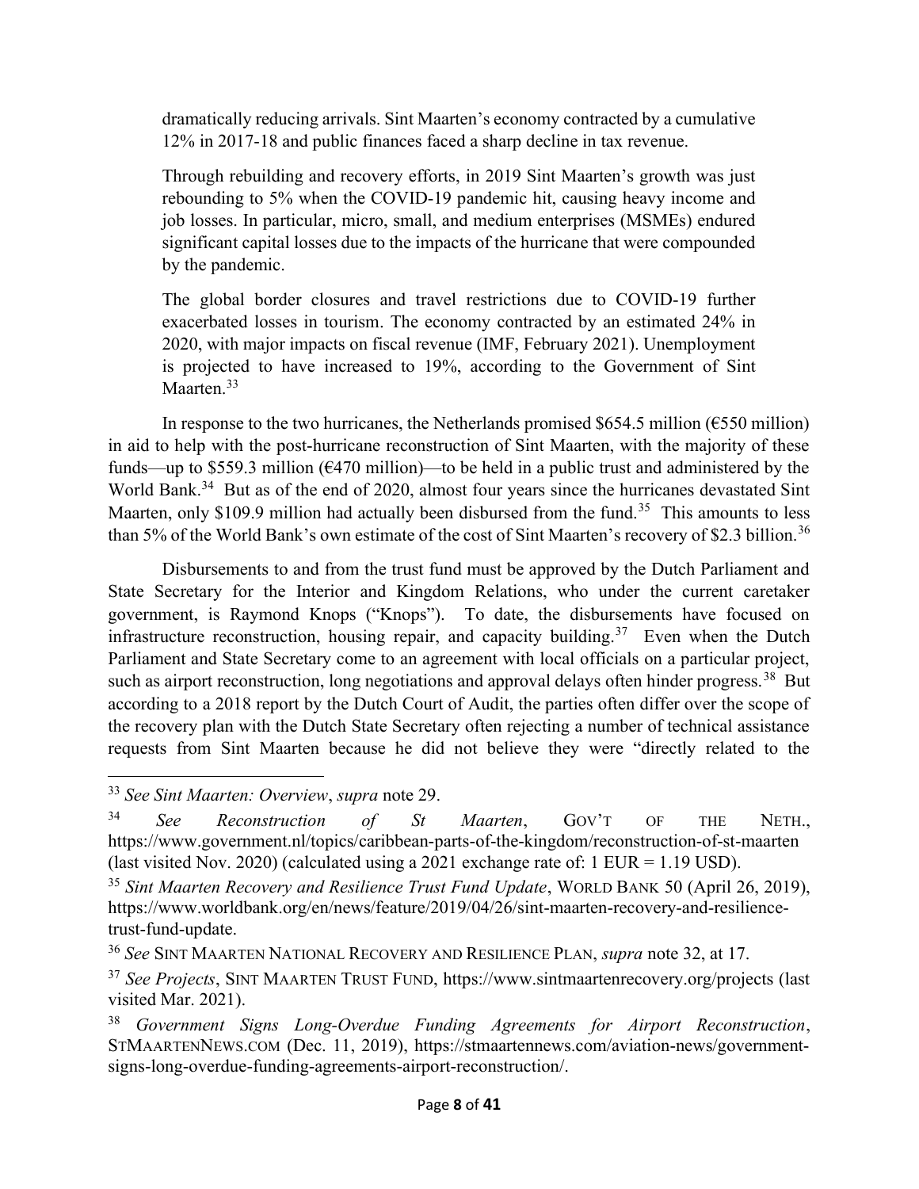> dramatically reducing arrivals. Sint Maarten's economy contracted by a cumulative 12% in 2017-18 and public finances faced a sharp decline in tax revenue.
>
> Through rebuilding and recovery efforts, in 2019 Sint Maarten's growth was just rebounding to 5% when the COVID-19 pandemic hit, causing heavy income and job losses. In particular, micro, small, and medium enterprises (MSMEs) endured significant capital losses due to the impacts of the hurricane that were compounded by the pandemic.
>
> The global border closures and travel restrictions due to COVID-19 further exacerbated losses in tourism. The economy contracted by an estimated 24% in 2020, with major impacts on fiscal revenue (IMF, February 2021). Unemployment is projected to have increased to 19%, according to the Government of Sint Maarten.[33]

In response to the two hurricanes, the Netherlands promised $654.5 million (€550 million) in aid to help with the post-hurricane reconstruction of Sint Maarten, with the majority of these funds—up to $559.3 million (€470 million)—to be held in a public trust and administered by the World Bank.[34] But as of the end of 2020, almost four years since the hurricanes devastated Sint Maarten, only $109.9 million had actually been disbursed from the fund.[35] This amounts to less than 5% of the World Bank's own estimate of the cost of Sint Maarten's recovery of $2.3 billion.[36]

Disbursements to and from the trust fund must be approved by the Dutch Parliament and State Secretary for the Interior and Kingdom Relations, who under the current caretaker government, is Raymond Knops ("Knops"). To date, the disbursements have focused on infrastructure reconstruction, housing repair, and capacity building.[37] Even when the Dutch Parliament and State Secretary come to an agreement with local officials on a particular project, such as airport reconstruction, long negotiations and approval delays often hinder progress.[38] But according to a 2018 report by the Dutch Court of Audit, the parties often differ over the scope of the recovery plan with the Dutch State Secretary often rejecting a number of technical assistance requests from Sint Maarten because he did not believe they were "directly related to the

---

[33] *See Sint Maarten: Overview*, *supra* note 29.

[34] *See Reconstruction of St Maarten*, GOV'T OF THE NETH., https://www.government.nl/topics/caribbean-parts-of-the-kingdom/reconstruction-of-st-maarten (last visited Nov. 2020) (calculated using a 2021 exchange rate of: 1 EUR = 1.19 USD).

[35] *Sint Maarten Recovery and Resilience Trust Fund Update*, WORLD BANK 50 (April 26, 2019), https://www.worldbank.org/en/news/feature/2019/04/26/sint-maarten-recovery-and-resilience-trust-fund-update.

[36] *See* SINT MAARTEN NATIONAL RECOVERY AND RESILIENCE PLAN, *supra* note 32, at 17.

[37] *See Projects*, SINT MAARTEN TRUST FUND, https://www.sintmaartenrecovery.org/projects (last visited Mar. 2021).

[38] *Government Signs Long-Overdue Funding Agreements for Airport Reconstruction*, STMAARTENNEWS.COM (Dec. 11, 2019), https://stmaartennews.com/aviation-news/government-signs-long-overdue-funding-agreements-airport-reconstruction/.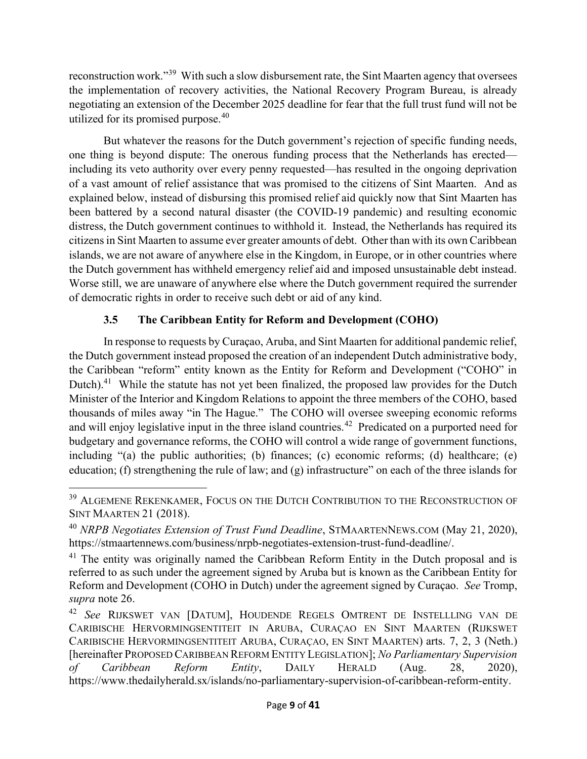reconstruction work."[39] With such a slow disbursement rate, the Sint Maarten agency that oversees the implementation of recovery activities, the National Recovery Program Bureau, is already negotiating an extension of the December 2025 deadline for fear that the full trust fund will not be utilized for its promised purpose.[40]

But whatever the reasons for the Dutch government's rejection of specific funding needs, one thing is beyond dispute: The onerous funding process that the Netherlands has erected—including its veto authority over every penny requested—has resulted in the ongoing deprivation of a vast amount of relief assistance that was promised to the citizens of Sint Maarten. And as explained below, instead of disbursing this promised relief aid quickly now that Sint Maarten has been battered by a second natural disaster (the COVID-19 pandemic) and resulting economic distress, the Dutch government continues to withhold it. Instead, the Netherlands has required its citizens in Sint Maarten to assume ever greater amounts of debt. Other than with its own Caribbean islands, we are not aware of anywhere else in the Kingdom, in Europe, or in other countries where the Dutch government has withheld emergency relief aid and imposed unsustainable debt instead. Worse still, we are unaware of anywhere else where the Dutch government required the surrender of democratic rights in order to receive such debt or aid of any kind.

### 3.5 The Caribbean Entity for Reform and Development (COHO)

In response to requests by Curaçao, Aruba, and Sint Maarten for additional pandemic relief, the Dutch government instead proposed the creation of an independent Dutch administrative body, the Caribbean "reform" entity known as the Entity for Reform and Development ("COHO" in Dutch).[41] While the statute has not yet been finalized, the proposed law provides for the Dutch Minister of the Interior and Kingdom Relations to appoint the three members of the COHO, based thousands of miles away "in The Hague." The COHO will oversee sweeping economic reforms and will enjoy legislative input in the three island countries.[42] Predicated on a purported need for budgetary and governance reforms, the COHO will control a wide range of government functions, including "(a) the public authorities; (b) finances; (c) economic reforms; (d) healthcare; (e) education; (f) strengthening the rule of law; and (g) infrastructure" on each of the three islands for

---

[39] ALGEMENE REKENKAMER, FOCUS ON THE DUTCH CONTRIBUTION TO THE RECONSTRUCTION OF SINT MAARTEN 21 (2018).

[40] *NRPB Negotiates Extension of Trust Fund Deadline*, STMAARTENNEWS.COM (May 21, 2020), https://stmaartennews.com/business/nrpb-negotiates-extension-trust-fund-deadline/.

[41] The entity was originally named the Caribbean Reform Entity in the Dutch proposal and is referred to as such under the agreement signed by Aruba but is known as the Caribbean Entity for Reform and Development (COHO in Dutch) under the agreement signed by Curaçao. *See* Tromp, *supra* note 26.

[42] *See* RIJKSWET VAN [DATUM], HOUDENDE REGELS OMTRENT DE INSTELLLING VAN DE CARIBISCHE HERVORMINGSENTITEIT IN ARUBA, CURAÇAO EN SINT MAARTEN (RIJKSWET CARIBISCHE HERVORMINGSENTITEIT ARUBA, CURAÇAO, EN SINT MAARTEN) arts. 7, 2, 3 (Neth.) [hereinafter PROPOSED CARIBBEAN REFORM ENTITY LEGISLATION]; *No Parliamentary Supervision of Caribbean Reform Entity*, DAILY HERALD (Aug. 28, 2020), https://www.thedailyherald.sx/islands/no-parliamentary-supervision-of-caribbean-reform-entity.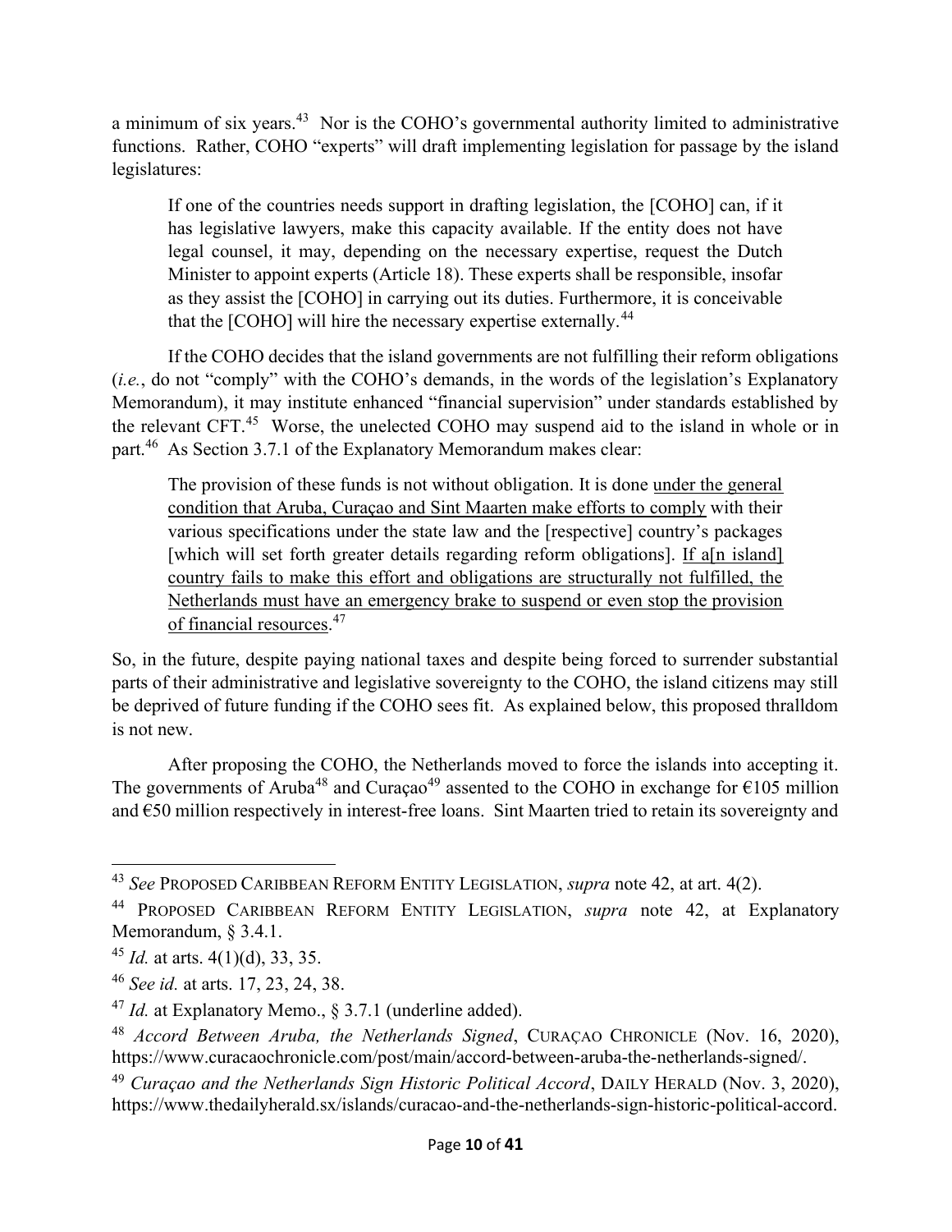a minimum of six years.[43] Nor is the COHO's governmental authority limited to administrative functions. Rather, COHO "experts" will draft implementing legislation for passage by the island legislatures:

> If one of the countries needs support in drafting legislation, the [COHO] can, if it has legislative lawyers, make this capacity available. If the entity does not have legal counsel, it may, depending on the necessary expertise, request the Dutch Minister to appoint experts (Article 18). These experts shall be responsible, insofar as they assist the [COHO] in carrying out its duties. Furthermore, it is conceivable that the [COHO] will hire the necessary expertise externally.[44]

If the COHO decides that the island governments are not fulfilling their reform obligations (*i.e.*, do not "comply" with the COHO's demands, in the words of the legislation's Explanatory Memorandum), it may institute enhanced "financial supervision" under standards established by the relevant CFT.[45] Worse, the unelected COHO may suspend aid to the island in whole or in part.[46] As Section 3.7.1 of the Explanatory Memorandum makes clear:

> The provision of these funds is not without obligation. It is done <u>under the general condition that Aruba, Curaçao and Sint Maarten make efforts to comply</u> with their various specifications under the state law and the [respective] country's packages [which will set forth greater details regarding reform obligations]. <u>If a[n island] country fails to make this effort and obligations are structurally not fulfilled, the Netherlands must have an emergency brake to suspend or even stop the provision of financial resources</u>.[47]

So, in the future, despite paying national taxes and despite being forced to surrender substantial parts of their administrative and legislative sovereignty to the COHO, the island citizens may still be deprived of future funding if the COHO sees fit. As explained below, this proposed thralldom is not new.

After proposing the COHO, the Netherlands moved to force the islands into accepting it. The governments of Aruba[48] and Curaçao[49] assented to the COHO in exchange for €105 million and €50 million respectively in interest-free loans. Sint Maarten tried to retain its sovereignty and

---

[43] *See* PROPOSED CARIBBEAN REFORM ENTITY LEGISLATION, *supra* note 42, at art. 4(2).

[44] PROPOSED CARIBBEAN REFORM ENTITY LEGISLATION, *supra* note 42, at Explanatory Memorandum, § 3.4.1.

[45] *Id.* at arts. 4(1)(d), 33, 35.

[46] *See id.* at arts. 17, 23, 24, 38.

[47] *Id.* at Explanatory Memo., § 3.7.1 (underline added).

[48] *Accord Between Aruba, the Netherlands Signed*, CURAÇAO CHRONICLE (Nov. 16, 2020), https://www.curacaochronicle.com/post/main/accord-between-aruba-the-netherlands-signed/.

[49] *Curaçao and the Netherlands Sign Historic Political Accord*, DAILY HERALD (Nov. 3, 2020), https://www.thedailyherald.sx/islands/curacao-and-the-netherlands-sign-historic-political-accord.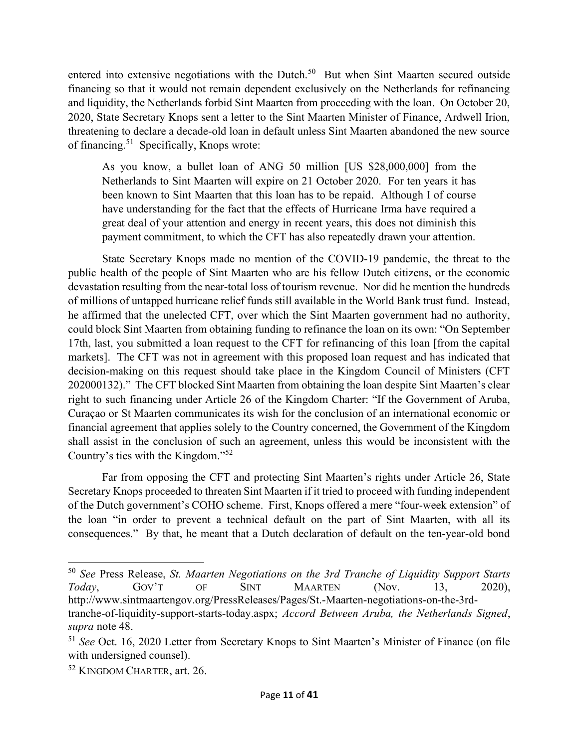entered into extensive negotiations with the Dutch.[50] But when Sint Maarten secured outside financing so that it would not remain dependent exclusively on the Netherlands for refinancing and liquidity, the Netherlands forbid Sint Maarten from proceeding with the loan. On October 20, 2020, State Secretary Knops sent a letter to the Sint Maarten Minister of Finance, Ardwell Irion, threatening to declare a decade-old loan in default unless Sint Maarten abandoned the new source of financing.[51] Specifically, Knops wrote:

> As you know, a bullet loan of ANG 50 million [US $28,000,000] from the Netherlands to Sint Maarten will expire on 21 October 2020. For ten years it has been known to Sint Maarten that this loan has to be repaid. Although I of course have understanding for the fact that the effects of Hurricane Irma have required a great deal of your attention and energy in recent years, this does not diminish this payment commitment, to which the CFT has also repeatedly drawn your attention.

State Secretary Knops made no mention of the COVID-19 pandemic, the threat to the public health of the people of Sint Maarten who are his fellow Dutch citizens, or the economic devastation resulting from the near-total loss of tourism revenue. Nor did he mention the hundreds of millions of untapped hurricane relief funds still available in the World Bank trust fund. Instead, he affirmed that the unelected CFT, over which the Sint Maarten government had no authority, could block Sint Maarten from obtaining funding to refinance the loan on its own: "On September 17th, last, you submitted a loan request to the CFT for refinancing of this loan [from the capital markets]. The CFT was not in agreement with this proposed loan request and has indicated that decision-making on this request should take place in the Kingdom Council of Ministers (CFT 202000132)." The CFT blocked Sint Maarten from obtaining the loan despite Sint Maarten's clear right to such financing under Article 26 of the Kingdom Charter: "If the Government of Aruba, Curaçao or St Maarten communicates its wish for the conclusion of an international economic or financial agreement that applies solely to the Country concerned, the Government of the Kingdom shall assist in the conclusion of such an agreement, unless this would be inconsistent with the Country's ties with the Kingdom."[52]

Far from opposing the CFT and protecting Sint Maarten's rights under Article 26, State Secretary Knops proceeded to threaten Sint Maarten if it tried to proceed with funding independent of the Dutch government's COHO scheme. First, Knops offered a mere "four-week extension" of the loan "in order to prevent a technical default on the part of Sint Maarten, with all its consequences." By that, he meant that a Dutch declaration of default on the ten-year-old bond

---

[50] *See* Press Release, *St. Maarten Negotiations on the 3rd Tranche of Liquidity Support Starts Today*, GOV'T OF SINT MAARTEN (Nov. 13, 2020), http://www.sintmaartengov.org/PressReleases/Pages/St.-Maarten-negotiations-on-the-3rd-tranche-of-liquidity-support-starts-today.aspx; *Accord Between Aruba, the Netherlands Signed*, *supra* note 48.

[51] *See* Oct. 16, 2020 Letter from Secretary Knops to Sint Maarten's Minister of Finance (on file with undersigned counsel).

[52] KINGDOM CHARTER, art. 26.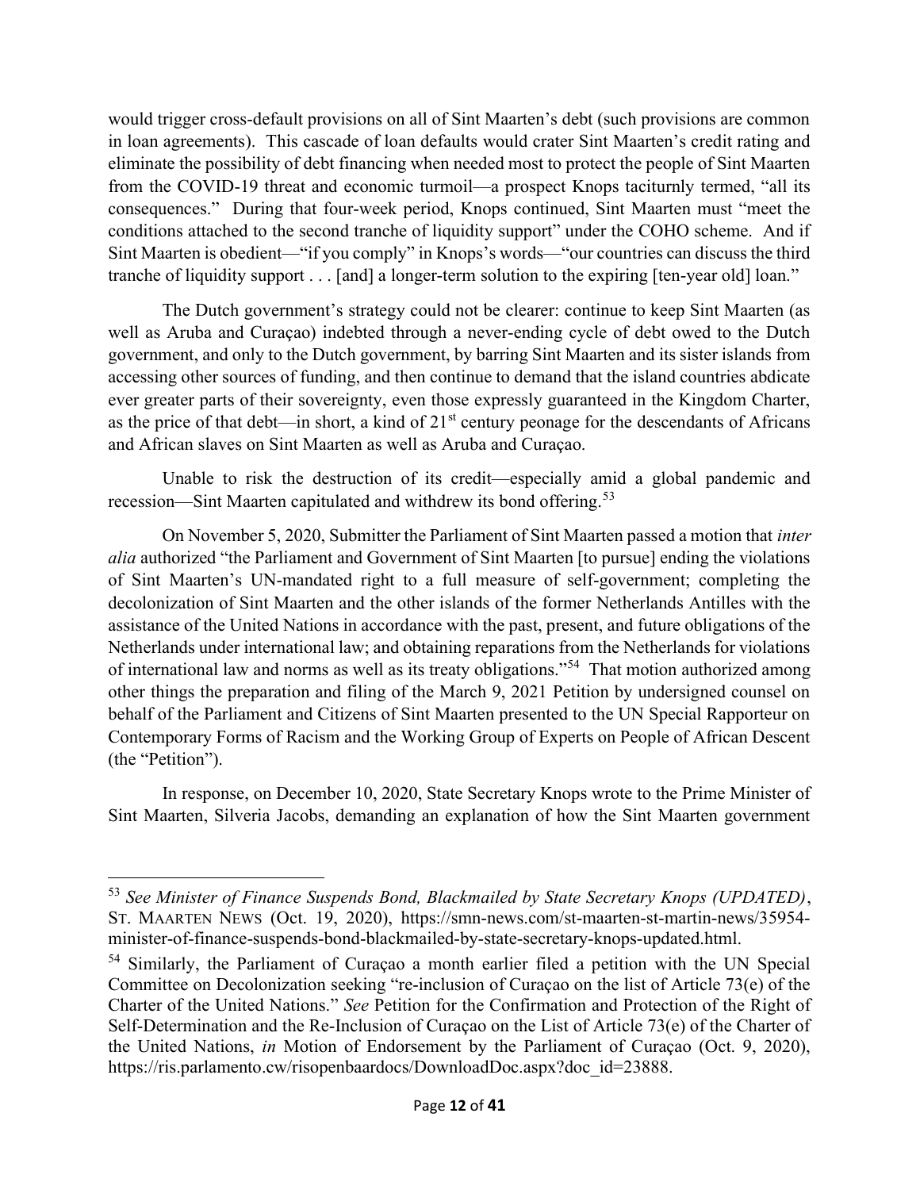would trigger cross-default provisions on all of Sint Maarten's debt (such provisions are common in loan agreements). This cascade of loan defaults would crater Sint Maarten's credit rating and eliminate the possibility of debt financing when needed most to protect the people of Sint Maarten from the COVID-19 threat and economic turmoil—a prospect Knops taciturnly termed, "all its consequences." During that four-week period, Knops continued, Sint Maarten must "meet the conditions attached to the second tranche of liquidity support" under the COHO scheme. And if Sint Maarten is obedient—"if you comply" in Knops's words—"our countries can discuss the third tranche of liquidity support . . . [and] a longer-term solution to the expiring [ten-year old] loan."

The Dutch government's strategy could not be clearer: continue to keep Sint Maarten (as well as Aruba and Curaçao) indebted through a never-ending cycle of debt owed to the Dutch government, and only to the Dutch government, by barring Sint Maarten and its sister islands from accessing other sources of funding, and then continue to demand that the island countries abdicate ever greater parts of their sovereignty, even those expressly guaranteed in the Kingdom Charter, as the price of that debt—in short, a kind of 21st century peonage for the descendants of Africans and African slaves on Sint Maarten as well as Aruba and Curaçao.

Unable to risk the destruction of its credit—especially amid a global pandemic and recession—Sint Maarten capitulated and withdrew its bond offering.[53]

On November 5, 2020, Submitter the Parliament of Sint Maarten passed a motion that *inter alia* authorized "the Parliament and Government of Sint Maarten [to pursue] ending the violations of Sint Maarten's UN-mandated right to a full measure of self-government; completing the decolonization of Sint Maarten and the other islands of the former Netherlands Antilles with the assistance of the United Nations in accordance with the past, present, and future obligations of the Netherlands under international law; and obtaining reparations from the Netherlands for violations of international law and norms as well as its treaty obligations."[54] That motion authorized among other things the preparation and filing of the March 9, 2021 Petition by undersigned counsel on behalf of the Parliament and Citizens of Sint Maarten presented to the UN Special Rapporteur on Contemporary Forms of Racism and the Working Group of Experts on People of African Descent (the "Petition").

In response, on December 10, 2020, State Secretary Knops wrote to the Prime Minister of Sint Maarten, Silveria Jacobs, demanding an explanation of how the Sint Maarten government

---

[53] *See Minister of Finance Suspends Bond, Blackmailed by State Secretary Knops (UPDATED)*, ST. MAARTEN NEWS (Oct. 19, 2020), https://smn-news.com/st-maarten-st-martin-news/35954-minister-of-finance-suspends-bond-blackmailed-by-state-secretary-knops-updated.html.

[54] Similarly, the Parliament of Curaçao a month earlier filed a petition with the UN Special Committee on Decolonization seeking "re-inclusion of Curaçao on the list of Article 73(e) of the Charter of the United Nations." *See* Petition for the Confirmation and Protection of the Right of Self-Determination and the Re-Inclusion of Curaçao on the List of Article 73(e) of the Charter of the United Nations, *in* Motion of Endorsement by the Parliament of Curaçao (Oct. 9, 2020), https://ris.parlamento.cw/risopenbaardocs/DownloadDoc.aspx?doc_id=23888.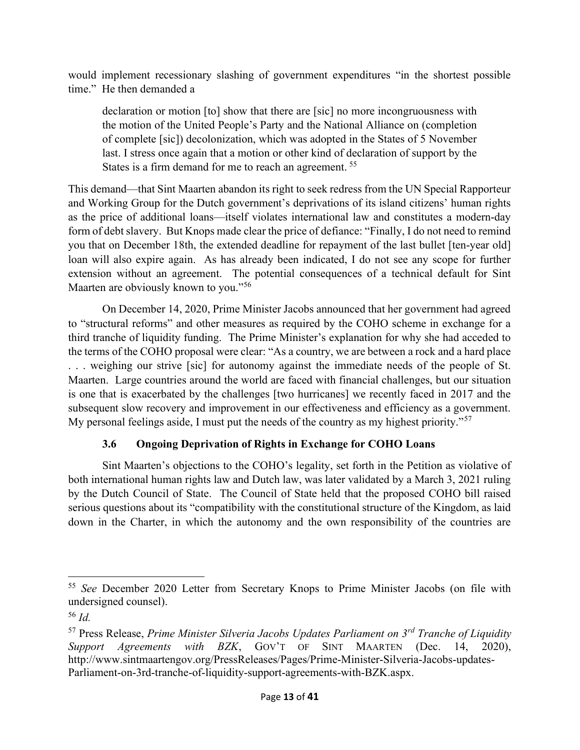would implement recessionary slashing of government expenditures "in the shortest possible time." He then demanded a

> declaration or motion [to] show that there are [sic] no more incongruousness with the motion of the United People's Party and the National Alliance on (completion of complete [sic]) decolonization, which was adopted in the States of 5 November last. I stress once again that a motion or other kind of declaration of support by the States is a firm demand for me to reach an agreement. [55]

This demand—that Sint Maarten abandon its right to seek redress from the UN Special Rapporteur and Working Group for the Dutch government's deprivations of its island citizens' human rights as the price of additional loans—itself violates international law and constitutes a modern-day form of debt slavery. But Knops made clear the price of defiance: "Finally, I do not need to remind you that on December 18th, the extended deadline for repayment of the last bullet [ten-year old] loan will also expire again. As has already been indicated, I do not see any scope for further extension without an agreement. The potential consequences of a technical default for Sint Maarten are obviously known to you."[56]

On December 14, 2020, Prime Minister Jacobs announced that her government had agreed to "structural reforms" and other measures as required by the COHO scheme in exchange for a third tranche of liquidity funding. The Prime Minister's explanation for why she had acceded to the terms of the COHO proposal were clear: "As a country, we are between a rock and a hard place . . . weighing our strive [sic] for autonomy against the immediate needs of the people of St. Maarten. Large countries around the world are faced with financial challenges, but our situation is one that is exacerbated by the challenges [two hurricanes] we recently faced in 2017 and the subsequent slow recovery and improvement in our effectiveness and efficiency as a government. My personal feelings aside, I must put the needs of the country as my highest priority."[57]

### 3.6 Ongoing Deprivation of Rights in Exchange for COHO Loans

Sint Maarten's objections to the COHO's legality, set forth in the Petition as violative of both international human rights law and Dutch law, was later validated by a March 3, 2021 ruling by the Dutch Council of State. The Council of State held that the proposed COHO bill raised serious questions about its "compatibility with the constitutional structure of the Kingdom, as laid down in the Charter, in which the autonomy and the own responsibility of the countries are

---

[55] *See* December 2020 Letter from Secretary Knops to Prime Minister Jacobs (on file with undersigned counsel).

[56] *Id.*

[57] Press Release, *Prime Minister Silveria Jacobs Updates Parliament on 3rd Tranche of Liquidity Support Agreements with BZK*, GOV'T OF SINT MAARTEN (Dec. 14, 2020), http://www.sintmaartengov.org/PressReleases/Pages/Prime-Minister-Silveria-Jacobs-updates-Parliament-on-3rd-tranche-of-liquidity-support-agreements-with-BZK.aspx.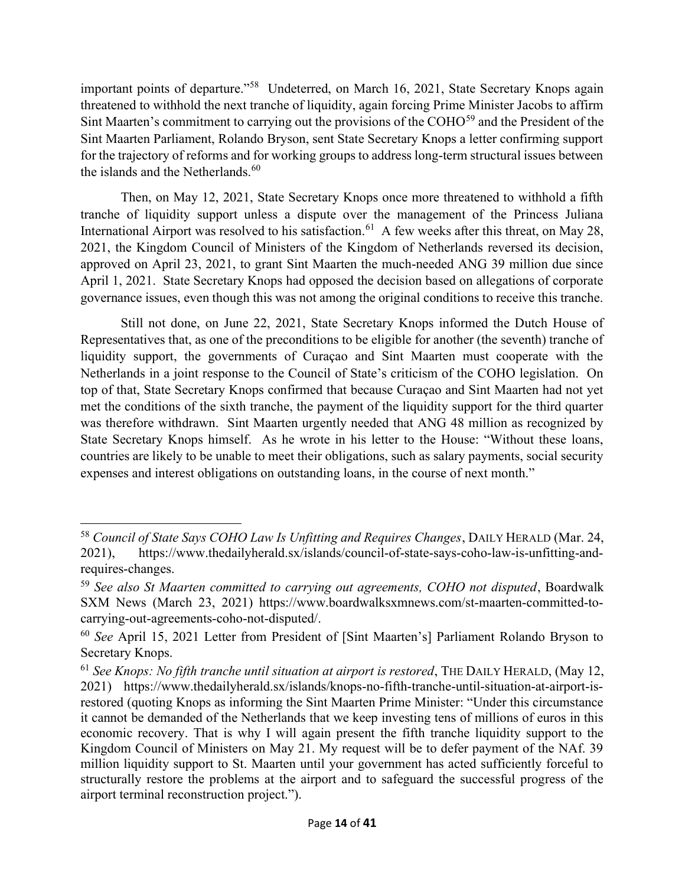important points of departure."[58] Undeterred, on March 16, 2021, State Secretary Knops again threatened to withhold the next tranche of liquidity, again forcing Prime Minister Jacobs to affirm Sint Maarten's commitment to carrying out the provisions of the COHO[59] and the President of the Sint Maarten Parliament, Rolando Bryson, sent State Secretary Knops a letter confirming support for the trajectory of reforms and for working groups to address long-term structural issues between the islands and the Netherlands.[60]

Then, on May 12, 2021, State Secretary Knops once more threatened to withhold a fifth tranche of liquidity support unless a dispute over the management of the Princess Juliana International Airport was resolved to his satisfaction.[61] A few weeks after this threat, on May 28, 2021, the Kingdom Council of Ministers of the Kingdom of Netherlands reversed its decision, approved on April 23, 2021, to grant Sint Maarten the much-needed ANG 39 million due since April 1, 2021. State Secretary Knops had opposed the decision based on allegations of corporate governance issues, even though this was not among the original conditions to receive this tranche.

Still not done, on June 22, 2021, State Secretary Knops informed the Dutch House of Representatives that, as one of the preconditions to be eligible for another (the seventh) tranche of liquidity support, the governments of Curaçao and Sint Maarten must cooperate with the Netherlands in a joint response to the Council of State's criticism of the COHO legislation. On top of that, State Secretary Knops confirmed that because Curaçao and Sint Maarten had not yet met the conditions of the sixth tranche, the payment of the liquidity support for the third quarter was therefore withdrawn. Sint Maarten urgently needed that ANG 48 million as recognized by State Secretary Knops himself. As he wrote in his letter to the House: "Without these loans, countries are likely to be unable to meet their obligations, such as salary payments, social security expenses and interest obligations on outstanding loans, in the course of next month."

---

[58] *Council of State Says COHO Law Is Unfitting and Requires Changes*, DAILY HERALD (Mar. 24, 2021), https://www.thedailyherald.sx/islands/council-of-state-says-coho-law-is-unfitting-and-requires-changes.

[59] *See also St Maarten committed to carrying out agreements, COHO not disputed*, Boardwalk SXM News (March 23, 2021) https://www.boardwalksxmnews.com/st-maarten-committed-to-carrying-out-agreements-coho-not-disputed/.

[60] *See* April 15, 2021 Letter from President of [Sint Maarten's] Parliament Rolando Bryson to Secretary Knops.

[61] *See Knops: No fifth tranche until situation at airport is restored*, THE DAILY HERALD, (May 12, 2021) https://www.thedailyherald.sx/islands/knops-no-fifth-tranche-until-situation-at-airport-is-restored (quoting Knops as informing the Sint Maarten Prime Minister: "Under this circumstance it cannot be demanded of the Netherlands that we keep investing tens of millions of euros in this economic recovery. That is why I will again present the fifth tranche liquidity support to the Kingdom Council of Ministers on May 21. My request will be to defer payment of the NAf. 39 million liquidity support to St. Maarten until your government has acted sufficiently forceful to structurally restore the problems at the airport and to safeguard the successful progress of the airport terminal reconstruction project.").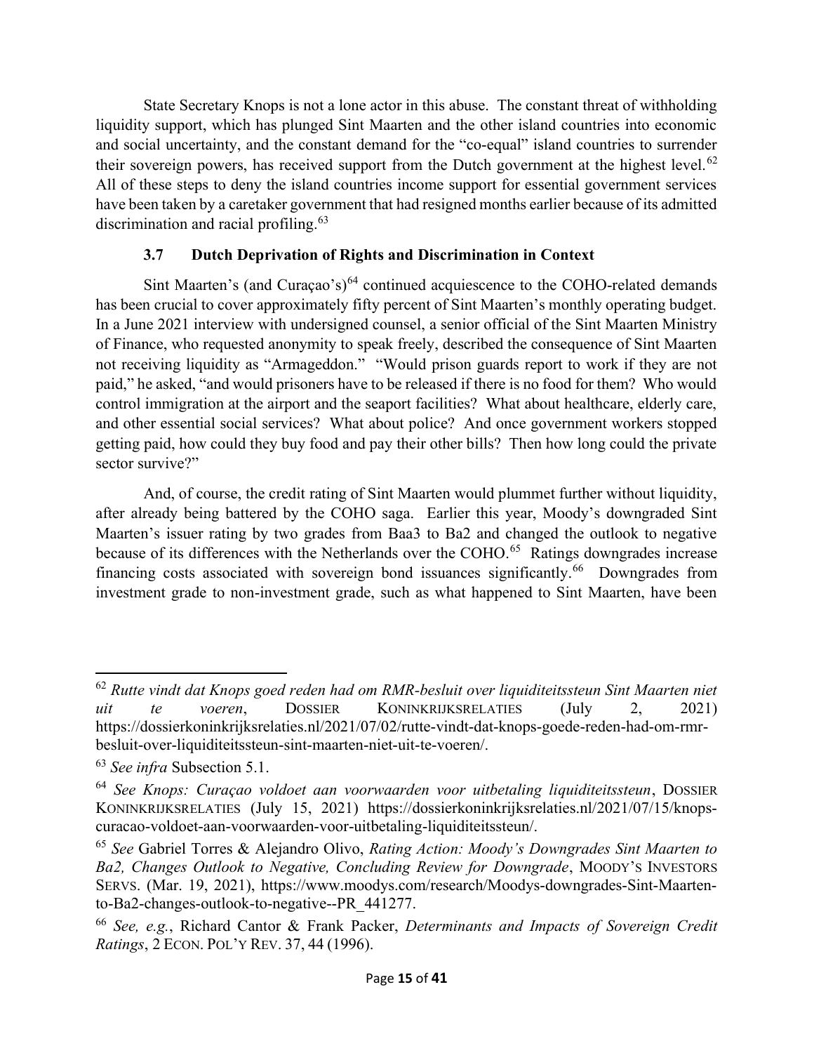State Secretary Knops is not a lone actor in this abuse. The constant threat of withholding liquidity support, which has plunged Sint Maarten and the other island countries into economic and social uncertainty, and the constant demand for the "co-equal" island countries to surrender their sovereign powers, has received support from the Dutch government at the highest level.[62] All of these steps to deny the island countries income support for essential government services have been taken by a caretaker government that had resigned months earlier because of its admitted discrimination and racial profiling.[63]

### 3.7 Dutch Deprivation of Rights and Discrimination in Context

Sint Maarten's (and Curaçao's)[64] continued acquiescence to the COHO-related demands has been crucial to cover approximately fifty percent of Sint Maarten's monthly operating budget. In a June 2021 interview with undersigned counsel, a senior official of the Sint Maarten Ministry of Finance, who requested anonymity to speak freely, described the consequence of Sint Maarten not receiving liquidity as "Armageddon." "Would prison guards report to work if they are not paid," he asked, "and would prisoners have to be released if there is no food for them? Who would control immigration at the airport and the seaport facilities? What about healthcare, elderly care, and other essential social services? What about police? And once government workers stopped getting paid, how could they buy food and pay their other bills? Then how long could the private sector survive?"

And, of course, the credit rating of Sint Maarten would plummet further without liquidity, after already being battered by the COHO saga. Earlier this year, Moody's downgraded Sint Maarten's issuer rating by two grades from Baa3 to Ba2 and changed the outlook to negative because of its differences with the Netherlands over the COHO.[65] Ratings downgrades increase financing costs associated with sovereign bond issuances significantly.[66] Downgrades from investment grade to non-investment grade, such as what happened to Sint Maarten, have been

---

[62] *Rutte vindt dat Knops goed reden had om RMR-besluit over liquiditeitssteun Sint Maarten niet uit te voeren*, DOSSIER KONINKRIJKSRELATIES (July 2, 2021) https://dossierkoninkrijksrelaties.nl/2021/07/02/rutte-vindt-dat-knops-goede-reden-had-om-rmr-besluit-over-liquiditeitssteun-sint-maarten-niet-uit-te-voeren/.

[63] *See infra* Subsection 5.1.

[64] *See Knops: Curaçao voldoet aan voorwaarden voor uitbetaling liquiditeitssteun*, DOSSIER KONINKRIJKSRELATIES (July 15, 2021) https://dossierkoninkrijksrelaties.nl/2021/07/15/knops-curacao-voldoet-aan-voorwaarden-voor-uitbetaling-liquiditeitssteun/.

[65] *See* Gabriel Torres & Alejandro Olivo, *Rating Action: Moody's Downgrades Sint Maarten to Ba2, Changes Outlook to Negative, Concluding Review for Downgrade*, MOODY'S INVESTORS SERVS. (Mar. 19, 2021), https://www.moodys.com/research/Moodys-downgrades-Sint-Maarten-to-Ba2-changes-outlook-to-negative--PR_441277.

[66] *See, e.g.*, Richard Cantor & Frank Packer, *Determinants and Impacts of Sovereign Credit Ratings*, 2 ECON. POL'Y REV. 37, 44 (1996).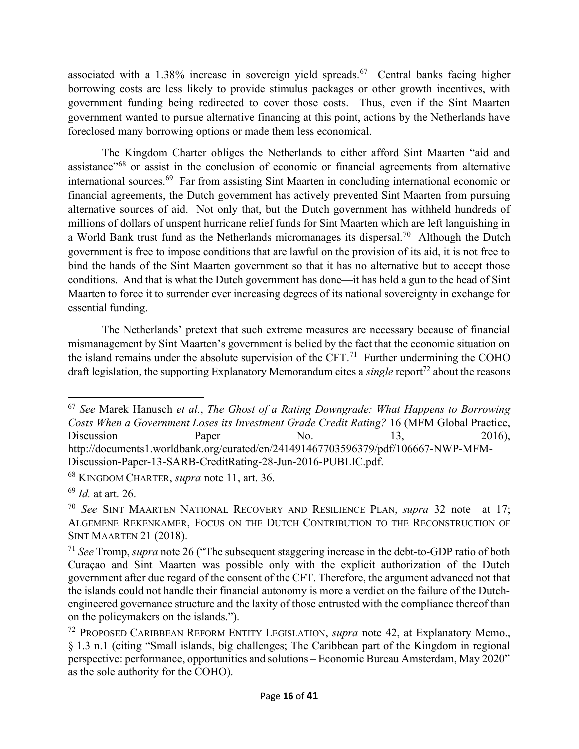associated with a 1.38% increase in sovereign yield spreads.[67] Central banks facing higher borrowing costs are less likely to provide stimulus packages or other growth incentives, with government funding being redirected to cover those costs. Thus, even if the Sint Maarten government wanted to pursue alternative financing at this point, actions by the Netherlands have foreclosed many borrowing options or made them less economical.

The Kingdom Charter obliges the Netherlands to either afford Sint Maarten "aid and assistance"[68] or assist in the conclusion of economic or financial agreements from alternative international sources.[69] Far from assisting Sint Maarten in concluding international economic or financial agreements, the Dutch government has actively prevented Sint Maarten from pursuing alternative sources of aid. Not only that, but the Dutch government has withheld hundreds of millions of dollars of unspent hurricane relief funds for Sint Maarten which are left languishing in a World Bank trust fund as the Netherlands micromanages its dispersal.[70] Although the Dutch government is free to impose conditions that are lawful on the provision of its aid, it is not free to bind the hands of the Sint Maarten government so that it has no alternative but to accept those conditions. And that is what the Dutch government has done—it has held a gun to the head of Sint Maarten to force it to surrender ever increasing degrees of its national sovereignty in exchange for essential funding.

The Netherlands' pretext that such extreme measures are necessary because of financial mismanagement by Sint Maarten's government is belied by the fact that the economic situation on the island remains under the absolute supervision of the CFT.[71] Further undermining the COHO draft legislation, the supporting Explanatory Memorandum cites a *single* report[72] about the reasons

---

[67] *See* Marek Hanusch *et al.*, *The Ghost of a Rating Downgrade: What Happens to Borrowing Costs When a Government Loses its Investment Grade Credit Rating?* 16 (MFM Global Practice, Discussion Paper No. 13, 2016), http://documents1.worldbank.org/curated/en/241491467703596379/pdf/106667-NWP-MFM-Discussion-Paper-13-SARB-CreditRating-28-Jun-2016-PUBLIC.pdf.

[68] KINGDOM CHARTER, *supra* note 11, art. 36.

[69] *Id.* at art. 26.

[70] *See* SINT MAARTEN NATIONAL RECOVERY AND RESILIENCE PLAN, *supra* 32 note at 17; ALGEMENE REKENKAMER, FOCUS ON THE DUTCH CONTRIBUTION TO THE RECONSTRUCTION OF SINT MAARTEN 21 (2018).

[71] *See* Tromp, *supra* note 26 ("The subsequent staggering increase in the debt-to-GDP ratio of both Curaçao and Sint Maarten was possible only with the explicit authorization of the Dutch government after due regard of the consent of the CFT. Therefore, the argument advanced not that the islands could not handle their financial autonomy is more a verdict on the failure of the Dutch-engineered governance structure and the laxity of those entrusted with the compliance thereof than on the policymakers on the islands.").

[72] PROPOSED CARIBBEAN REFORM ENTITY LEGISLATION, *supra* note 42, at Explanatory Memo., § 1.3 n.1 (citing "Small islands, big challenges; The Caribbean part of the Kingdom in regional perspective: performance, opportunities and solutions – Economic Bureau Amsterdam, May 2020" as the sole authority for the COHO).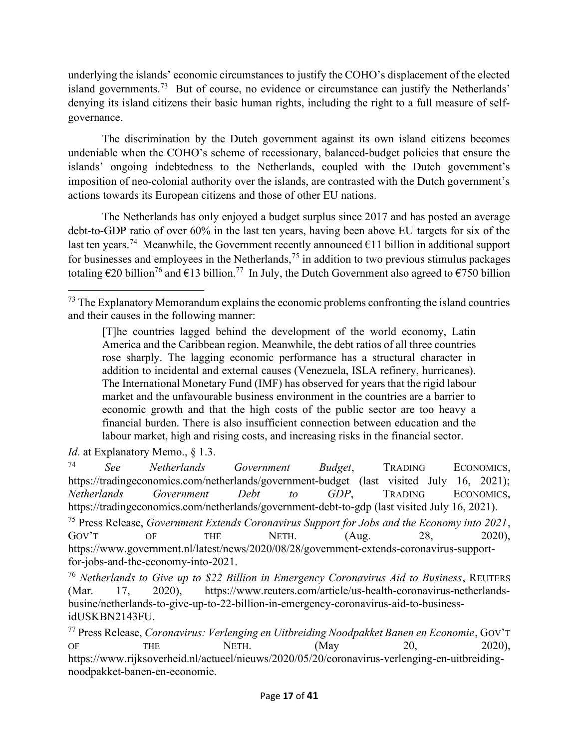underlying the islands' economic circumstances to justify the COHO's displacement of the elected island governments.[73] But of course, no evidence or circumstance can justify the Netherlands' denying its island citizens their basic human rights, including the right to a full measure of self-governance.

The discrimination by the Dutch government against its own island citizens becomes undeniable when the COHO's scheme of recessionary, balanced-budget policies that ensure the islands' ongoing indebtedness to the Netherlands, coupled with the Dutch government's imposition of neo-colonial authority over the islands, are contrasted with the Dutch government's actions towards its European citizens and those of other EU nations.

The Netherlands has only enjoyed a budget surplus since 2017 and has posted an average debt-to-GDP ratio of over 60% in the last ten years, having been above EU targets for six of the last ten years.[74] Meanwhile, the Government recently announced €11 billion in additional support for businesses and employees in the Netherlands,[75] in addition to two previous stimulus packages totaling €20 billion[76] and €13 billion.[77] In July, the Dutch Government also agreed to €750 billion

---

[73] The Explanatory Memorandum explains the economic problems confronting the island countries and their causes in the following manner:

> [T]he countries lagged behind the development of the world economy, Latin America and the Caribbean region. Meanwhile, the debt ratios of all three countries rose sharply. The lagging economic performance has a structural character in addition to incidental and external causes (Venezuela, ISLA refinery, hurricanes). The International Monetary Fund (IMF) has observed for years that the rigid labour market and the unfavourable business environment in the countries are a barrier to economic growth and that the high costs of the public sector are too heavy a financial burden. There is also insufficient connection between education and the labour market, high and rising costs, and increasing risks in the financial sector.

*Id.* at Explanatory Memo., § 1.3.

[74] *See Netherlands Government Budget*, TRADING ECONOMICS, https://tradingeconomics.com/netherlands/government-budget (last visited July 16, 2021); *Netherlands Government Debt to GDP*, TRADING ECONOMICS, https://tradingeconomics.com/netherlands/government-debt-to-gdp (last visited July 16, 2021).

[75] Press Release, *Government Extends Coronavirus Support for Jobs and the Economy into 2021*, GOV'T OF THE NETH. (Aug. 28, 2020), https://www.government.nl/latest/news/2020/08/28/government-extends-coronavirus-support-for-jobs-and-the-economy-into-2021.

[76] *Netherlands to Give up to $22 Billion in Emergency Coronavirus Aid to Business*, REUTERS (Mar. 17, 2020), https://www.reuters.com/article/us-health-coronavirus-netherlands-busine/netherlands-to-give-up-to-22-billion-in-emergency-coronavirus-aid-to-business-idUSKBN2143FU.

[77] Press Release, *Coronavirus: Verlenging en Uitbreiding Noodpakket Banen en Economie*, GOV'T OF THE NETH. (May 20, 2020), https://www.rijksoverheid.nl/actueel/nieuws/2020/05/20/coronavirus-verlenging-en-uitbreiding-noodpakket-banen-en-economie.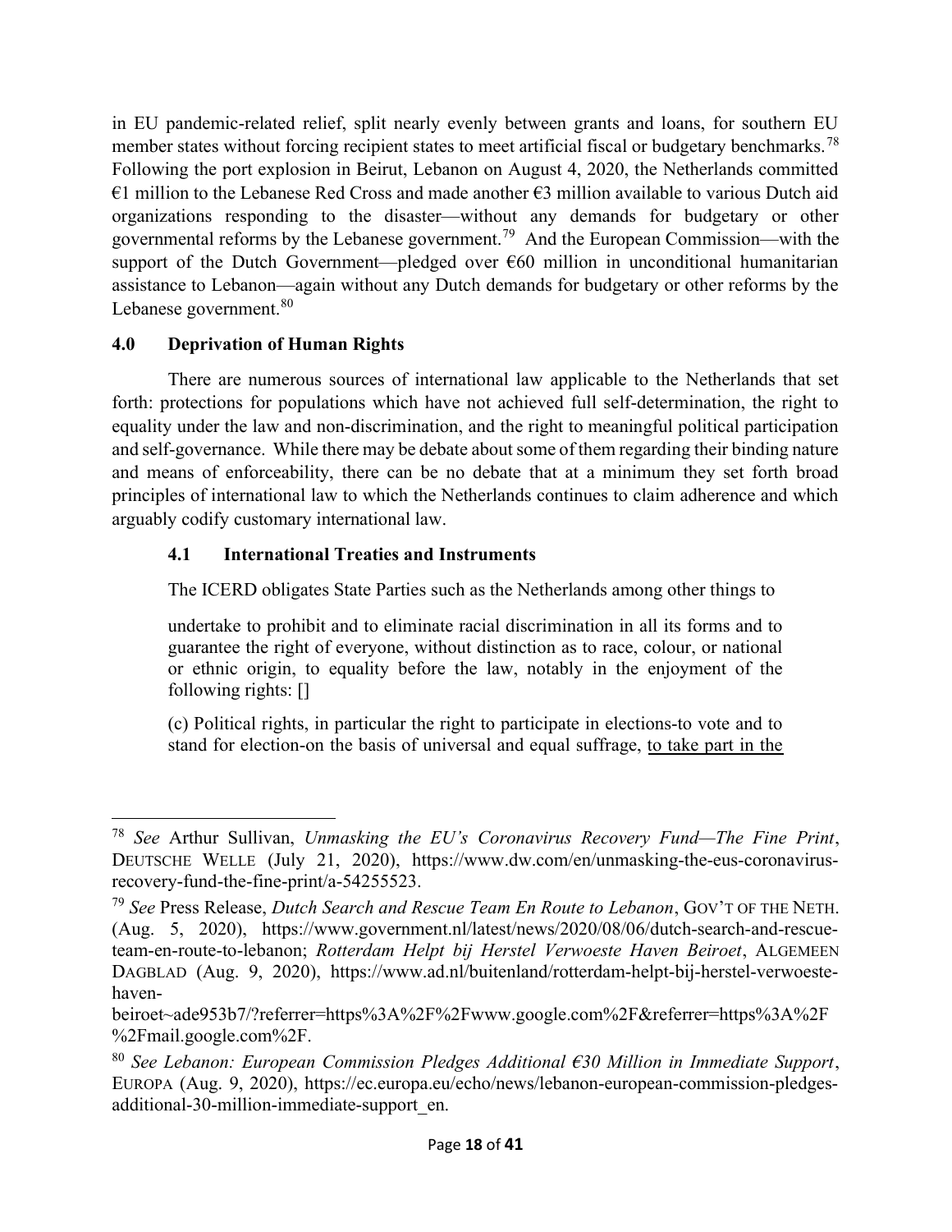in EU pandemic-related relief, split nearly evenly between grants and loans, for southern EU member states without forcing recipient states to meet artificial fiscal or budgetary benchmarks.[78] Following the port explosion in Beirut, Lebanon on August 4, 2020, the Netherlands committed €1 million to the Lebanese Red Cross and made another €3 million available to various Dutch aid organizations responding to the disaster—without any demands for budgetary or other governmental reforms by the Lebanese government.[79] And the European Commission—with the support of the Dutch Government—pledged over €60 million in unconditional humanitarian assistance to Lebanon—again without any Dutch demands for budgetary or other reforms by the Lebanese government.[80]

## 4.0 Deprivation of Human Rights

There are numerous sources of international law applicable to the Netherlands that set forth: protections for populations which have not achieved full self-determination, the right to equality under the law and non-discrimination, and the right to meaningful political participation and self-governance. While there may be debate about some of them regarding their binding nature and means of enforceability, there can be no debate that at a minimum they set forth broad principles of international law to which the Netherlands continues to claim adherence and which arguably codify customary international law.

### 4.1 International Treaties and Instruments

The ICERD obligates State Parties such as the Netherlands among other things to

> undertake to prohibit and to eliminate racial discrimination in all its forms and to guarantee the right of everyone, without distinction as to race, colour, or national or ethnic origin, to equality before the law, notably in the enjoyment of the following rights: []
>
> (c) Political rights, in particular the right to participate in elections-to vote and to stand for election-on the basis of universal and equal suffrage, <u>to take part in the</u>

---

[78] *See* Arthur Sullivan, *Unmasking the EU's Coronavirus Recovery Fund—The Fine Print*, DEUTSCHE WELLE (July 21, 2020), https://www.dw.com/en/unmasking-the-eus-coronavirus-recovery-fund-the-fine-print/a-54255523.

[79] *See* Press Release, *Dutch Search and Rescue Team En Route to Lebanon*, GOV'T OF THE NETH. (Aug. 5, 2020), https://www.government.nl/latest/news/2020/08/06/dutch-search-and-rescue-team-en-route-to-lebanon; *Rotterdam Helpt bij Herstel Verwoeste Haven Beiroet*, ALGEMEEN DAGBLAD (Aug. 9, 2020), https://www.ad.nl/buitenland/rotterdam-helpt-bij-herstel-verwoeste-haven-beiroet~ade953b7/?referrer=https%3A%2F%2Fwww.google.com%2F&referrer=https%3A%2F%2Fmail.google.com%2F.

[80] *See Lebanon: European Commission Pledges Additional €30 Million in Immediate Support*, EUROPA (Aug. 9, 2020), https://ec.europa.eu/echo/news/lebanon-european-commission-pledges-additional-30-million-immediate-support_en.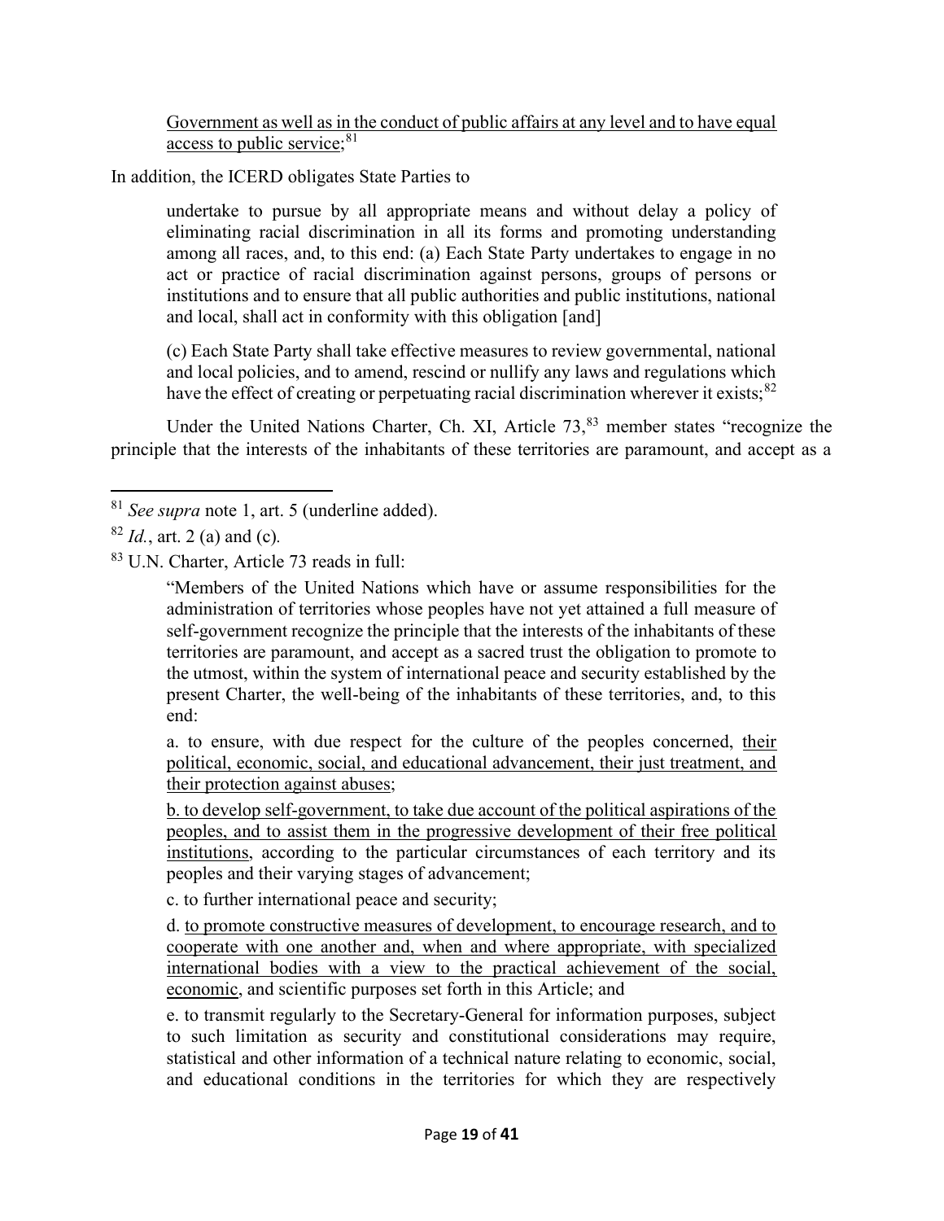> <u>Government as well as in the conduct of public affairs at any level and to have equal access to public service;</u>[81]

In addition, the ICERD obligates State Parties to

> undertake to pursue by all appropriate means and without delay a policy of eliminating racial discrimination in all its forms and promoting understanding among all races, and, to this end: (a) Each State Party undertakes to engage in no act or practice of racial discrimination against persons, groups of persons or institutions and to ensure that all public authorities and public institutions, national and local, shall act in conformity with this obligation [and]
>
> (c) Each State Party shall take effective measures to review governmental, national and local policies, and to amend, rescind or nullify any laws and regulations which have the effect of creating or perpetuating racial discrimination wherever it exists;[82]

Under the United Nations Charter, Ch. XI, Article 73,[83] member states "recognize the principle that the interests of the inhabitants of these territories are paramount, and accept as a

---

[81] *See supra* note 1, art. 5 (underline added).

[82] *Id.*, art. 2 (a) and (c).

[83] U.N. Charter, Article 73 reads in full:

> "Members of the United Nations which have or assume responsibilities for the administration of territories whose peoples have not yet attained a full measure of self-government recognize the principle that the interests of the inhabitants of these territories are paramount, and accept as a sacred trust the obligation to promote to the utmost, within the system of international peace and security established by the present Charter, the well-being of the inhabitants of these territories, and, to this end:
>
> a. to ensure, with due respect for the culture of the peoples concerned, <u>their political, economic, social, and educational advancement, their just treatment, and their protection against abuses;</u>
>
> <u>b. to develop self-government, to take due account of the political aspirations of the peoples, and to assist them in the progressive development of their free political institutions</u>, according to the particular circumstances of each territory and its peoples and their varying stages of advancement;
>
> c. to further international peace and security;
>
> d. <u>to promote constructive measures of development, to encourage research, and to cooperate with one another and, when and where appropriate, with specialized international bodies with a view to the practical achievement of the social, economic</u>, and scientific purposes set forth in this Article; and
>
> e. to transmit regularly to the Secretary-General for information purposes, subject to such limitation as security and constitutional considerations may require, statistical and other information of a technical nature relating to economic, social, and educational conditions in the territories for which they are respectively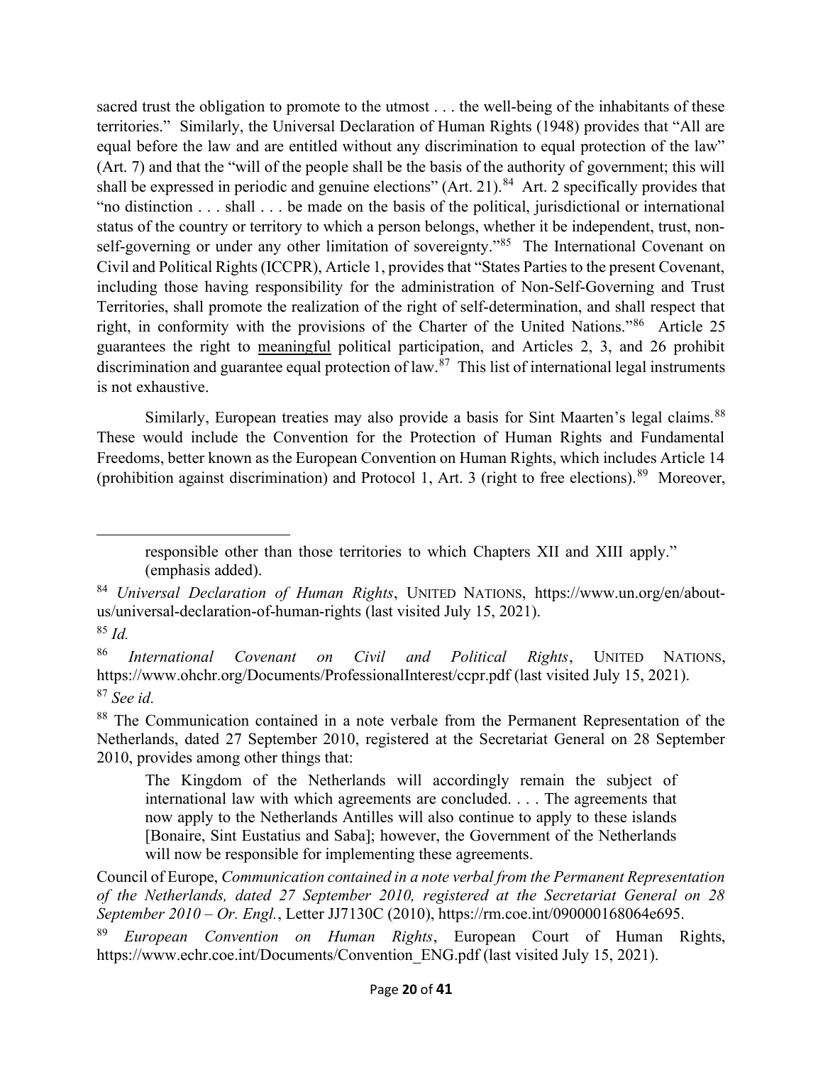sacred trust the obligation to promote to the utmost . . . the well-being of the inhabitants of these territories." Similarly, the Universal Declaration of Human Rights (1948) provides that "All are equal before the law and are entitled without any discrimination to equal protection of the law" (Art. 7) and that the "will of the people shall be the basis of the authority of government; this will shall be expressed in periodic and genuine elections" (Art. 21).[84] Art. 2 specifically provides that "no distinction . . . shall . . . be made on the basis of the political, jurisdictional or international status of the country or territory to which a person belongs, whether it be independent, trust, non-self-governing or under any other limitation of sovereignty."[85] The International Covenant on Civil and Political Rights (ICCPR), Article 1, provides that "States Parties to the present Covenant, including those having responsibility for the administration of Non-Self-Governing and Trust Territories, shall promote the realization of the right of self-determination, and shall respect that right, in conformity with the provisions of the Charter of the United Nations."[86] Article 25 guarantees the right to <u>meaningful</u> political participation, and Articles 2, 3, and 26 prohibit discrimination and guarantee equal protection of law.[87] This list of international legal instruments is not exhaustive.

Similarly, European treaties may also provide a basis for Sint Maarten's legal claims.[88] These would include the Convention for the Protection of Human Rights and Fundamental Freedoms, better known as the European Convention on Human Rights, which includes Article 14 (prohibition against discrimination) and Protocol 1, Art. 3 (right to free elections).[89] Moreover,

---

> responsible other than those territories to which Chapters XII and XIII apply." (emphasis added).

[84] *Universal Declaration of Human Rights*, United Nations, https://www.un.org/en/about-us/universal-declaration-of-human-rights (last visited July 15, 2021).

[85] *Id.*

[86] *International Covenant on Civil and Political Rights*, United Nations, https://www.ohchr.org/Documents/ProfessionalInterest/ccpr.pdf (last visited July 15, 2021).

[87] *See id.*

[88] The Communication contained in a note verbale from the Permanent Representation of the Netherlands, dated 27 September 2010, registered at the Secretariat General on 28 September 2010, provides among other things that:

> The Kingdom of the Netherlands will accordingly remain the subject of international law with which agreements are concluded. . . . The agreements that now apply to the Netherlands Antilles will also continue to apply to these islands [Bonaire, Sint Eustatius and Saba]; however, the Government of the Netherlands will now be responsible for implementing these agreements.

Council of Europe, *Communication contained in a note verbal from the Permanent Representation of the Netherlands, dated 27 September 2010, registered at the Secretariat General on 28 September 2010 – Or. Engl.*, Letter JJ7130C (2010), https://rm.coe.int/090000168064e695.

[89] *European Convention on Human Rights*, European Court of Human Rights, https://www.echr.coe.int/Documents/Convention_ENG.pdf (last visited July 15, 2021).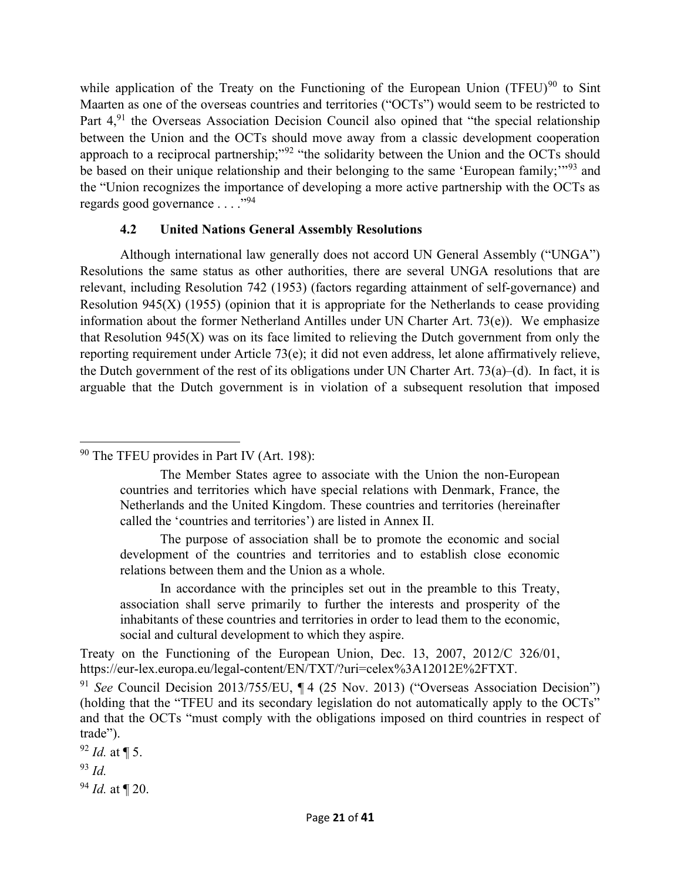while application of the Treaty on the Functioning of the European Union (TFEU)[90] to Sint Maarten as one of the overseas countries and territories ("OCTs") would seem to be restricted to Part 4,[91] the Overseas Association Decision Council also opined that "the special relationship between the Union and the OCTs should move away from a classic development cooperation approach to a reciprocal partnership;"[92] "the solidarity between the Union and the OCTs should be based on their unique relationship and their belonging to the same 'European family;'"[93] and the "Union recognizes the importance of developing a more active partnership with the OCTs as regards good governance . . . ."[94]

### 4.2 United Nations General Assembly Resolutions

Although international law generally does not accord UN General Assembly ("UNGA") Resolutions the same status as other authorities, there are several UNGA resolutions that are relevant, including Resolution 742 (1953) (factors regarding attainment of self-governance) and Resolution 945(X) (1955) (opinion that it is appropriate for the Netherlands to cease providing information about the former Netherland Antilles under UN Charter Art. 73(e)). We emphasize that Resolution 945(X) was on its face limited to relieving the Dutch government from only the reporting requirement under Article 73(e); it did not even address, let alone affirmatively relieve, the Dutch government of the rest of its obligations under UN Charter Art. 73(a)–(d). In fact, it is arguable that the Dutch government is in violation of a subsequent resolution that imposed

---

[90] The TFEU provides in Part IV (Art. 198):

> The Member States agree to associate with the Union the non-European countries and territories which have special relations with Denmark, France, the Netherlands and the United Kingdom. These countries and territories (hereinafter called the 'countries and territories') are listed in Annex II.
>
> The purpose of association shall be to promote the economic and social development of the countries and territories and to establish close economic relations between them and the Union as a whole.
>
> In accordance with the principles set out in the preamble to this Treaty, association shall serve primarily to further the interests and prosperity of the inhabitants of these countries and territories in order to lead them to the economic, social and cultural development to which they aspire.

Treaty on the Functioning of the European Union, Dec. 13, 2007, 2012/C 326/01, https://eur-lex.europa.eu/legal-content/EN/TXT/?uri=celex%3A12012E%2FTXT.

[91] *See* Council Decision 2013/755/EU, ¶ 4 (25 Nov. 2013) ("Overseas Association Decision") (holding that the "TFEU and its secondary legislation do not automatically apply to the OCTs" and that the OCTs "must comply with the obligations imposed on third countries in respect of trade").

[92] *Id.* at ¶ 5.

[93] *Id.*

[94] *Id.* at ¶ 20.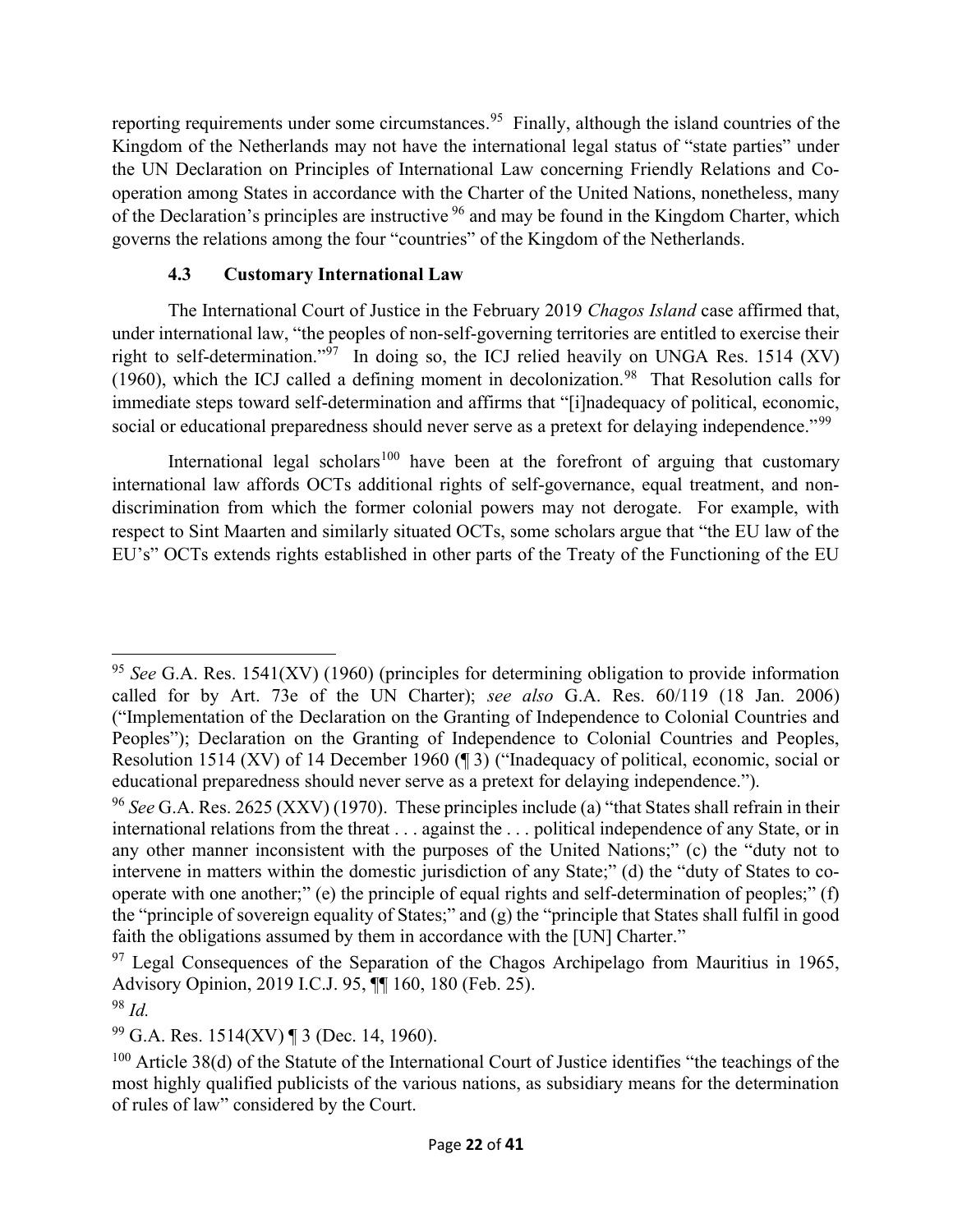reporting requirements under some circumstances.[95] Finally, although the island countries of the Kingdom of the Netherlands may not have the international legal status of "state parties" under the UN Declaration on Principles of International Law concerning Friendly Relations and Co-operation among States in accordance with the Charter of the United Nations, nonetheless, many of the Declaration's principles are instructive [96] and may be found in the Kingdom Charter, which governs the relations among the four "countries" of the Kingdom of the Netherlands.

### 4.3 Customary International Law

The International Court of Justice in the February 2019 *Chagos Island* case affirmed that, under international law, "the peoples of non-self-governing territories are entitled to exercise their right to self-determination."[97] In doing so, the ICJ relied heavily on UNGA Res. 1514 (XV) (1960), which the ICJ called a defining moment in decolonization.[98] That Resolution calls for immediate steps toward self-determination and affirms that "[i]nadequacy of political, economic, social or educational preparedness should never serve as a pretext for delaying independence."[99]

International legal scholars[100] have been at the forefront of arguing that customary international law affords OCTs additional rights of self-governance, equal treatment, and non-discrimination from which the former colonial powers may not derogate. For example, with respect to Sint Maarten and similarly situated OCTs, some scholars argue that "the EU law of the EU's" OCTs extends rights established in other parts of the Treaty of the Functioning of the EU

---

[95] *See* G.A. Res. 1541(XV) (1960) (principles for determining obligation to provide information called for by Art. 73e of the UN Charter); *see also* G.A. Res. 60/119 (18 Jan. 2006) ("Implementation of the Declaration on the Granting of Independence to Colonial Countries and Peoples"); Declaration on the Granting of Independence to Colonial Countries and Peoples, Resolution 1514 (XV) of 14 December 1960 (¶ 3) ("Inadequacy of political, economic, social or educational preparedness should never serve as a pretext for delaying independence.").

[96] *See* G.A. Res. 2625 (XXV) (1970). These principles include (a) "that States shall refrain in their international relations from the threat . . . against the . . . political independence of any State, or in any other manner inconsistent with the purposes of the United Nations;" (c) the "duty not to intervene in matters within the domestic jurisdiction of any State;" (d) the "duty of States to co-operate with one another;" (e) the principle of equal rights and self-determination of peoples;" (f) the "principle of sovereign equality of States;" and (g) the "principle that States shall fulfil in good faith the obligations assumed by them in accordance with the [UN] Charter."

[97] Legal Consequences of the Separation of the Chagos Archipelago from Mauritius in 1965, Advisory Opinion, 2019 I.C.J. 95, ¶¶ 160, 180 (Feb. 25).

[98] *Id.*

[99] G.A. Res. 1514(XV) ¶ 3 (Dec. 14, 1960).

[100] Article 38(d) of the Statute of the International Court of Justice identifies "the teachings of the most highly qualified publicists of the various nations, as subsidiary means for the determination of rules of law" considered by the Court.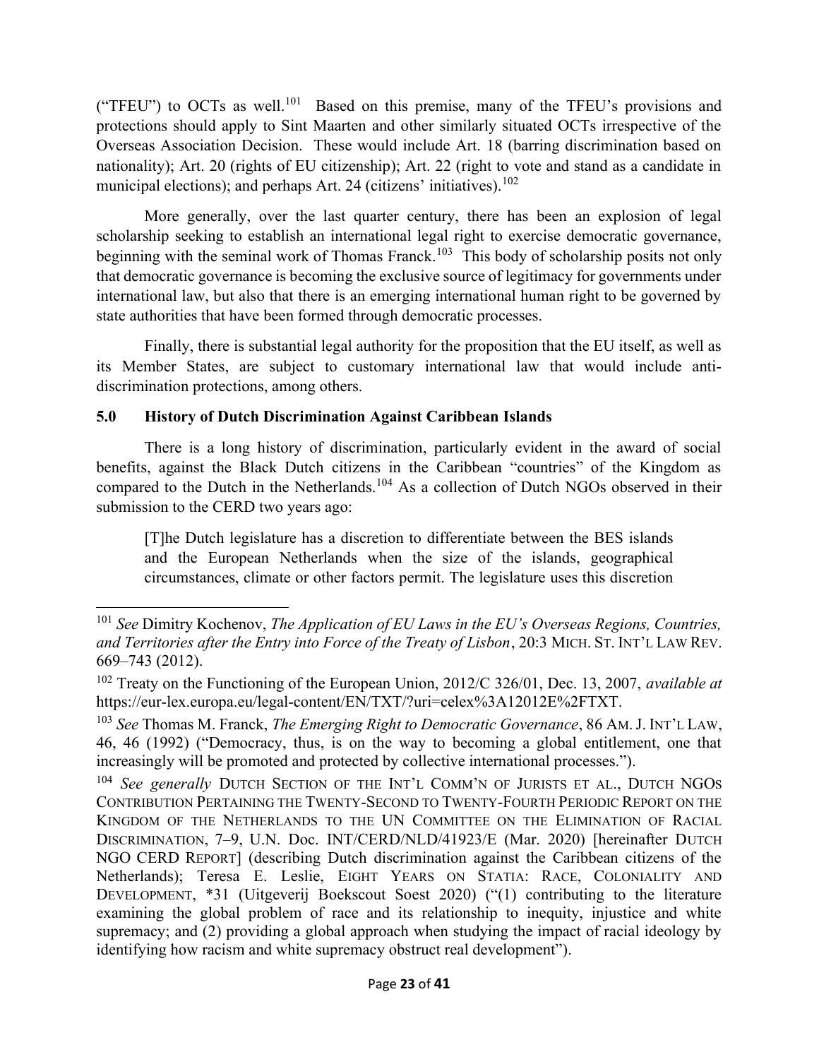("TFEU") to OCTs as well.[101] Based on this premise, many of the TFEU's provisions and protections should apply to Sint Maarten and other similarly situated OCTs irrespective of the Overseas Association Decision. These would include Art. 18 (barring discrimination based on nationality); Art. 20 (rights of EU citizenship); Art. 22 (right to vote and stand as a candidate in municipal elections); and perhaps Art. 24 (citizens' initiatives).[102]

More generally, over the last quarter century, there has been an explosion of legal scholarship seeking to establish an international legal right to exercise democratic governance, beginning with the seminal work of Thomas Franck.[103] This body of scholarship posits not only that democratic governance is becoming the exclusive source of legitimacy for governments under international law, but also that there is an emerging international human right to be governed by state authorities that have been formed through democratic processes.

Finally, there is substantial legal authority for the proposition that the EU itself, as well as its Member States, are subject to customary international law that would include anti-discrimination protections, among others.

## 5.0 History of Dutch Discrimination Against Caribbean Islands

There is a long history of discrimination, particularly evident in the award of social benefits, against the Black Dutch citizens in the Caribbean "countries" of the Kingdom as compared to the Dutch in the Netherlands.[104] As a collection of Dutch NGOs observed in their submission to the CERD two years ago:

> [T]he Dutch legislature has a discretion to differentiate between the BES islands and the European Netherlands when the size of the islands, geographical circumstances, climate or other factors permit. The legislature uses this discretion

---

[101] *See* Dimitry Kochenov, *The Application of EU Laws in the EU's Overseas Regions, Countries, and Territories after the Entry into Force of the Treaty of Lisbon*, 20:3 MICH. ST. INT'L LAW REV. 669–743 (2012).

[102] Treaty on the Functioning of the European Union, 2012/C 326/01, Dec. 13, 2007, *available at* https://eur-lex.europa.eu/legal-content/EN/TXT/?uri=celex%3A12012E%2FTXT.

[103] *See* Thomas M. Franck, *The Emerging Right to Democratic Governance*, 86 AM. J. INT'L LAW, 46, 46 (1992) ("Democracy, thus, is on the way to becoming a global entitlement, one that increasingly will be promoted and protected by collective international processes.").

[104] *See generally* DUTCH SECTION OF THE INT'L COMM'N OF JURISTS ET AL., DUTCH NGOS CONTRIBUTION PERTAINING THE TWENTY-SECOND TO TWENTY-FOURTH PERIODIC REPORT ON THE KINGDOM OF THE NETHERLANDS TO THE UN COMMITTEE ON THE ELIMINATION OF RACIAL DISCRIMINATION, 7–9, U.N. Doc. INT/CERD/NLD/41923/E (Mar. 2020) [hereinafter DUTCH NGO CERD REPORT] (describing Dutch discrimination against the Caribbean citizens of the Netherlands); Teresa E. Leslie, EIGHT YEARS ON STATIA: RACE, COLONIALITY AND DEVELOPMENT, *31 (Uitgeverij Boekscout Soest 2020) ("(1) contributing to the literature examining the global problem of race and its relationship to inequity, injustice and white supremacy; and (2) providing a global approach when studying the impact of racial ideology by identifying how racism and white supremacy obstruct real development").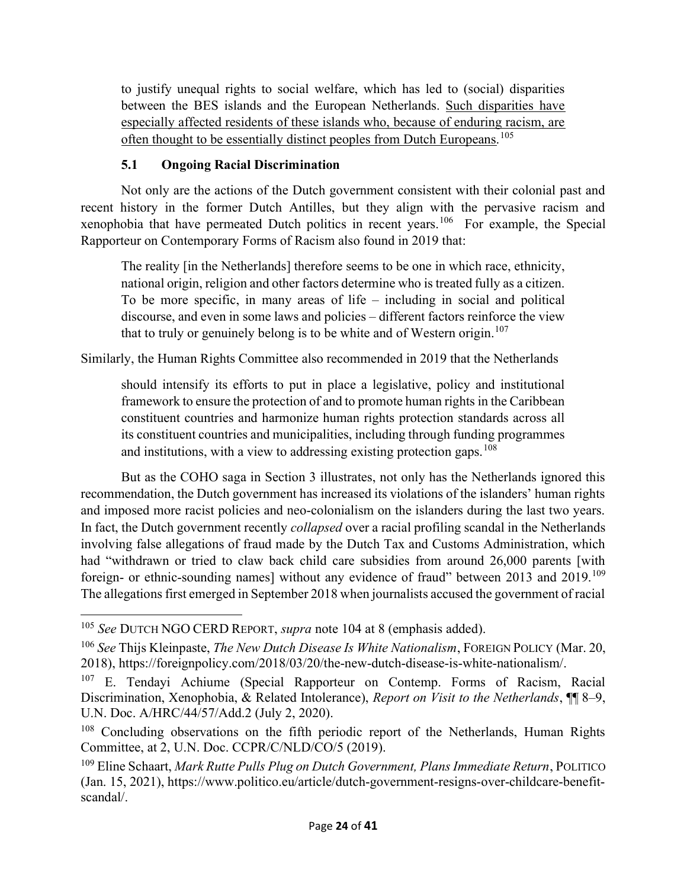to justify unequal rights to social welfare, which has led to (social) disparities between the BES islands and the European Netherlands. <u>Such disparities have especially affected residents of these islands who, because of enduring racism, are often thought to be essentially distinct peoples from Dutch Europeans</u>.[105]

### 5.1 Ongoing Racial Discrimination

Not only are the actions of the Dutch government consistent with their colonial past and recent history in the former Dutch Antilles, but they align with the pervasive racism and xenophobia that have permeated Dutch politics in recent years.[106] For example, the Special Rapporteur on Contemporary Forms of Racism also found in 2019 that:

> The reality [in the Netherlands] therefore seems to be one in which race, ethnicity, national origin, religion and other factors determine who is treated fully as a citizen. To be more specific, in many areas of life – including in social and political discourse, and even in some laws and policies – different factors reinforce the view that to truly or genuinely belong is to be white and of Western origin.[107]

Similarly, the Human Rights Committee also recommended in 2019 that the Netherlands

> should intensify its efforts to put in place a legislative, policy and institutional framework to ensure the protection of and to promote human rights in the Caribbean constituent countries and harmonize human rights protection standards across all its constituent countries and municipalities, including through funding programmes and institutions, with a view to addressing existing protection gaps.[108]

But as the COHO saga in Section 3 illustrates, not only has the Netherlands ignored this recommendation, the Dutch government has increased its violations of the islanders' human rights and imposed more racist policies and neo-colonialism on the islanders during the last two years. In fact, the Dutch government recently *collapsed* over a racial profiling scandal in the Netherlands involving false allegations of fraud made by the Dutch Tax and Customs Administration, which had "withdrawn or tried to claw back child care subsidies from around 26,000 parents [with foreign- or ethnic-sounding names] without any evidence of fraud" between 2013 and 2019.[109] The allegations first emerged in September 2018 when journalists accused the government of racial

---

[105] *See* DUTCH NGO CERD REPORT, *supra* note 104 at 8 (emphasis added).

[106] *See* Thijs Kleinpaste, *The New Dutch Disease Is White Nationalism*, FOREIGN POLICY (Mar. 20, 2018), https://foreignpolicy.com/2018/03/20/the-new-dutch-disease-is-white-nationalism/.

[107] E. Tendayi Achiume (Special Rapporteur on Contemp. Forms of Racism, Racial Discrimination, Xenophobia, & Related Intolerance), *Report on Visit to the Netherlands*, ¶¶ 8–9, U.N. Doc. A/HRC/44/57/Add.2 (July 2, 2020).

[108] Concluding observations on the fifth periodic report of the Netherlands, Human Rights Committee, at 2, U.N. Doc. CCPR/C/NLD/CO/5 (2019).

[109] Eline Schaart, *Mark Rutte Pulls Plug on Dutch Government, Plans Immediate Return*, POLITICO (Jan. 15, 2021), https://www.politico.eu/article/dutch-government-resigns-over-childcare-benefit-scandal/.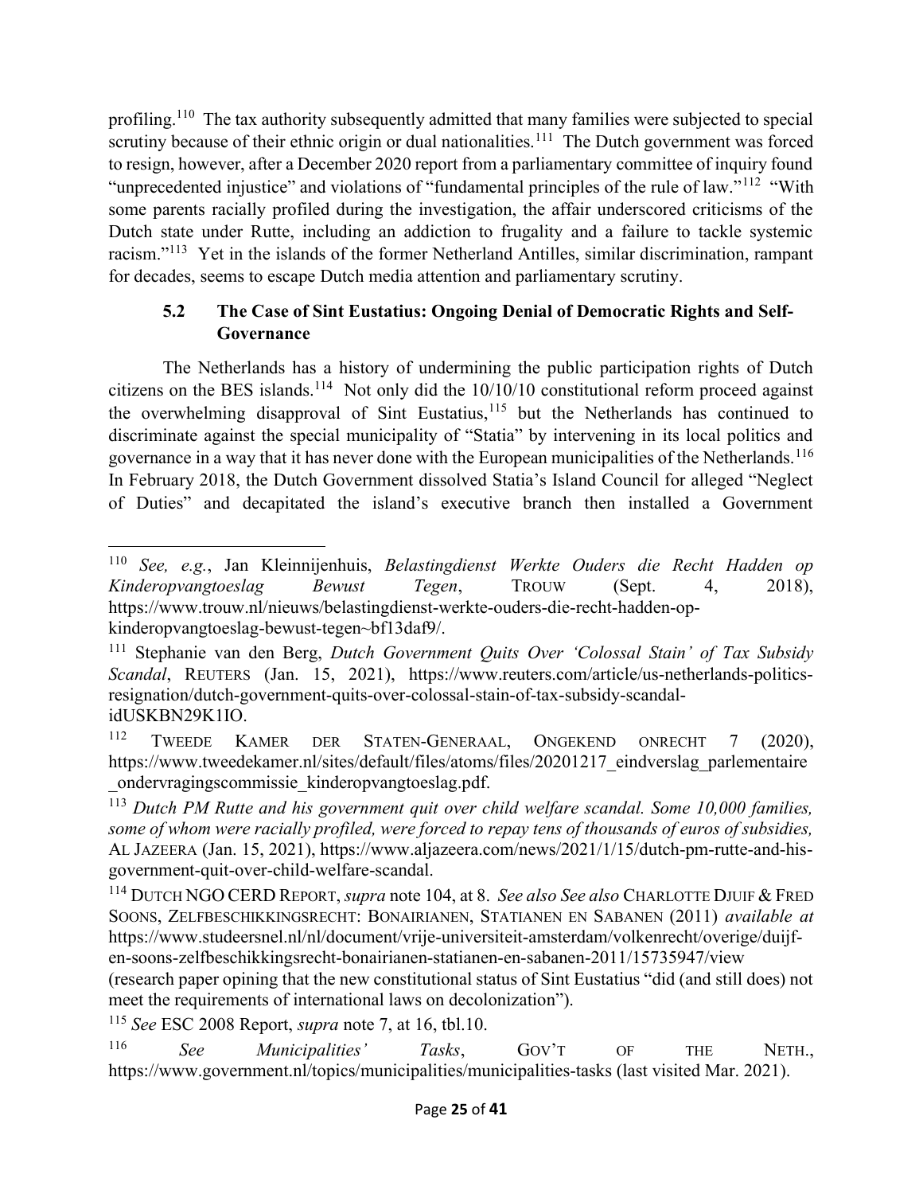profiling.[110] The tax authority subsequently admitted that many families were subjected to special scrutiny because of their ethnic origin or dual nationalities.[111] The Dutch government was forced to resign, however, after a December 2020 report from a parliamentary committee of inquiry found "unprecedented injustice" and violations of "fundamental principles of the rule of law."[112] "With some parents racially profiled during the investigation, the affair underscored criticisms of the Dutch state under Rutte, including an addiction to frugality and a failure to tackle systemic racism."[113] Yet in the islands of the former Netherland Antilles, similar discrimination, rampant for decades, seems to escape Dutch media attention and parliamentary scrutiny.

### 5.2 The Case of Sint Eustatius: Ongoing Denial of Democratic Rights and Self-Governance

The Netherlands has a history of undermining the public participation rights of Dutch citizens on the BES islands.[114] Not only did the 10/10/10 constitutional reform proceed against the overwhelming disapproval of Sint Eustatius,[115] but the Netherlands has continued to discriminate against the special municipality of "Statia" by intervening in its local politics and governance in a way that it has never done with the European municipalities of the Netherlands.[116] In February 2018, the Dutch Government dissolved Statia's Island Council for alleged "Neglect of Duties" and decapitated the island's executive branch then installed a Government

---

[110] *See, e.g.*, Jan Kleinnijenhuis, *Belastingdienst Werkte Ouders die Recht Hadden op Kinderopvangtoeslag Bewust Tegen*, TROUW (Sept. 4, 2018), https://www.trouw.nl/nieuws/belastingdienst-werkte-ouders-die-recht-hadden-op-kinderopvangtoeslag-bewust-tegen~bf13daf9/.

[111] Stephanie van den Berg, *Dutch Government Quits Over 'Colossal Stain' of Tax Subsidy Scandal*, REUTERS (Jan. 15, 2021), https://www.reuters.com/article/us-netherlands-politics-resignation/dutch-government-quits-over-colossal-stain-of-tax-subsidy-scandal-idUSKBN29K1IO.

[112] TWEEDE KAMER DER STATEN-GENERAAL, ONGEKEND ONRECHT 7 (2020), https://www.tweedekamer.nl/sites/default/files/atoms/files/20201217_eindverslag_parlementaire_ondervragingscommissie_kinderopvangtoeslag.pdf.

[113] *Dutch PM Rutte and his government quit over child welfare scandal. Some 10,000 families, some of whom were racially profiled, were forced to repay tens of thousands of euros of subsidies,* AL JAZEERA (Jan. 15, 2021), https://www.aljazeera.com/news/2021/1/15/dutch-pm-rutte-and-his-government-quit-over-child-welfare-scandal.

[114] DUTCH NGO CERD REPORT, *supra* note 104, at 8. *See also See also* CHARLOTTE DJUIF & FRED SOONS, ZELFBESCHIKKINGSRECHT: BONAIRIANEN, STATIANEN EN SABANEN (2011) *available at* https://www.studeersnel.nl/nl/document/vrije-universiteit-amsterdam/volkenrecht/overige/duijf-en-soons-zelfbeschikkingsrecht-bonairianen-statianen-en-sabanen-2011/15735947/view (research paper opining that the new constitutional status of Sint Eustatius "did (and still does) not meet the requirements of international laws on decolonization").

[115] *See* ESC 2008 Report, *supra* note 7, at 16, tbl.10.

[116] *See Municipalities' Tasks*, GOV'T OF THE NETH., https://www.government.nl/topics/municipalities/municipalities-tasks (last visited Mar. 2021).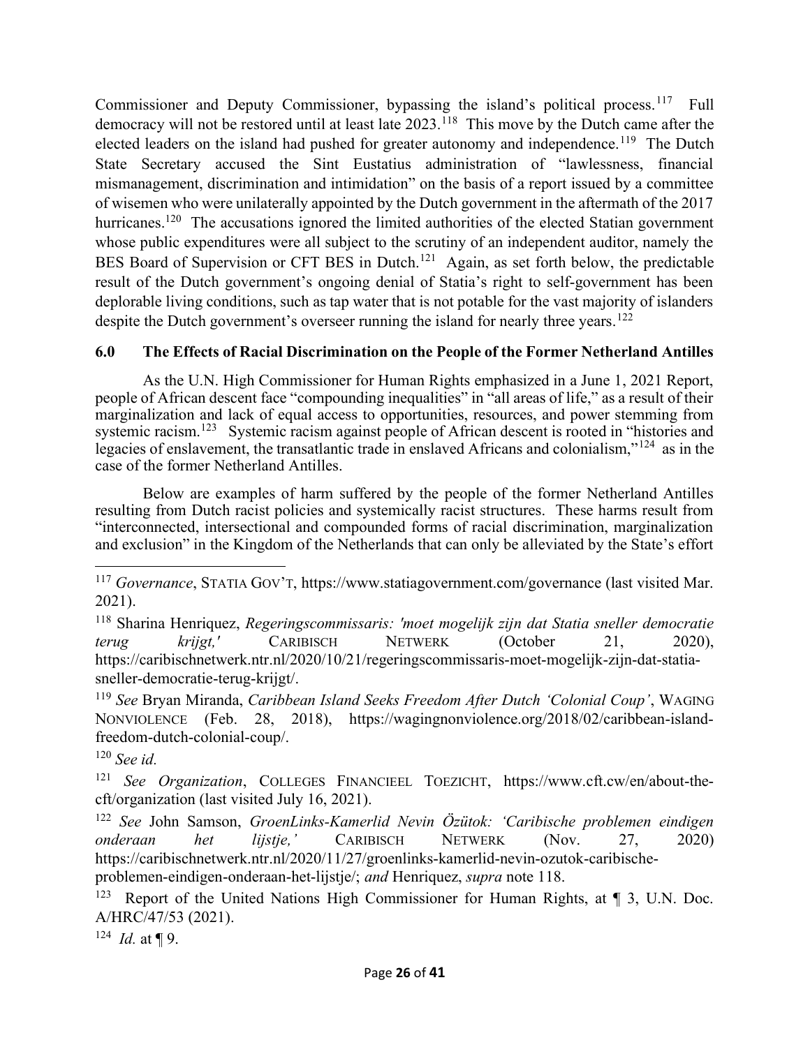Commissioner and Deputy Commissioner, bypassing the island's political process.[117] Full democracy will not be restored until at least late 2023.[118] This move by the Dutch came after the elected leaders on the island had pushed for greater autonomy and independence.[119] The Dutch State Secretary accused the Sint Eustatius administration of "lawlessness, financial mismanagement, discrimination and intimidation" on the basis of a report issued by a committee of wisemen who were unilaterally appointed by the Dutch government in the aftermath of the 2017 hurricanes.[120] The accusations ignored the limited authorities of the elected Statian government whose public expenditures were all subject to the scrutiny of an independent auditor, namely the BES Board of Supervision or CFT BES in Dutch.[121] Again, as set forth below, the predictable result of the Dutch government's ongoing denial of Statia's right to self-government has been deplorable living conditions, such as tap water that is not potable for the vast majority of islanders despite the Dutch government's overseer running the island for nearly three years.[122]

## 6.0 The Effects of Racial Discrimination on the People of the Former Netherland Antilles

As the U.N. High Commissioner for Human Rights emphasized in a June 1, 2021 Report, people of African descent face "compounding inequalities" in "all areas of life," as a result of their marginalization and lack of equal access to opportunities, resources, and power stemming from systemic racism.[123] Systemic racism against people of African descent is rooted in "histories and legacies of enslavement, the transatlantic trade in enslaved Africans and colonialism,"[124] as in the case of the former Netherland Antilles.

Below are examples of harm suffered by the people of the former Netherland Antilles resulting from Dutch racist policies and systemically racist structures. These harms result from "interconnected, intersectional and compounded forms of racial discrimination, marginalization and exclusion" in the Kingdom of the Netherlands that can only be alleviated by the State's effort

---

[117] *Governance*, STATIA GOV'T, https://www.statiagovernment.com/governance (last visited Mar. 2021).

[118] Sharina Henriquez, *Regeringscommissaris: 'moet mogelijk zijn dat Statia sneller democratie terug krijgt,'* CARIBISCH NETWERK (October 21, 2020), https://caribischnetwerk.ntr.nl/2020/10/21/regeringscommissaris-moet-mogelijk-zijn-dat-statia-sneller-democratie-terug-krijgt/.

[119] *See* Bryan Miranda, *Caribbean Island Seeks Freedom After Dutch 'Colonial Coup'*, WAGING NONVIOLENCE (Feb. 28, 2018), https://wagingnonviolence.org/2018/02/caribbean-island-freedom-dutch-colonial-coup/.

[120] *See id.*

[121] *See Organization*, COLLEGES FINANCIEEL TOEZICHT, https://www.cft.cw/en/about-the-cft/organization (last visited July 16, 2021).

[122] *See* John Samson, *GroenLinks-Kamerlid Nevin Özütok: 'Caribische problemen eindigen onderaan het lijstje,'* CARIBISCH NETWERK (Nov. 27, 2020) https://caribischnetwerk.ntr.nl/2020/11/27/groenlinks-kamerlid-nevin-ozutok-caribische-problemen-eindigen-onderaan-het-lijstje/; *and* Henriquez, *supra* note 118.

[123] Report of the United Nations High Commissioner for Human Rights, at ¶ 3, U.N. Doc. A/HRC/47/53 (2021).

[124] *Id.* at ¶ 9.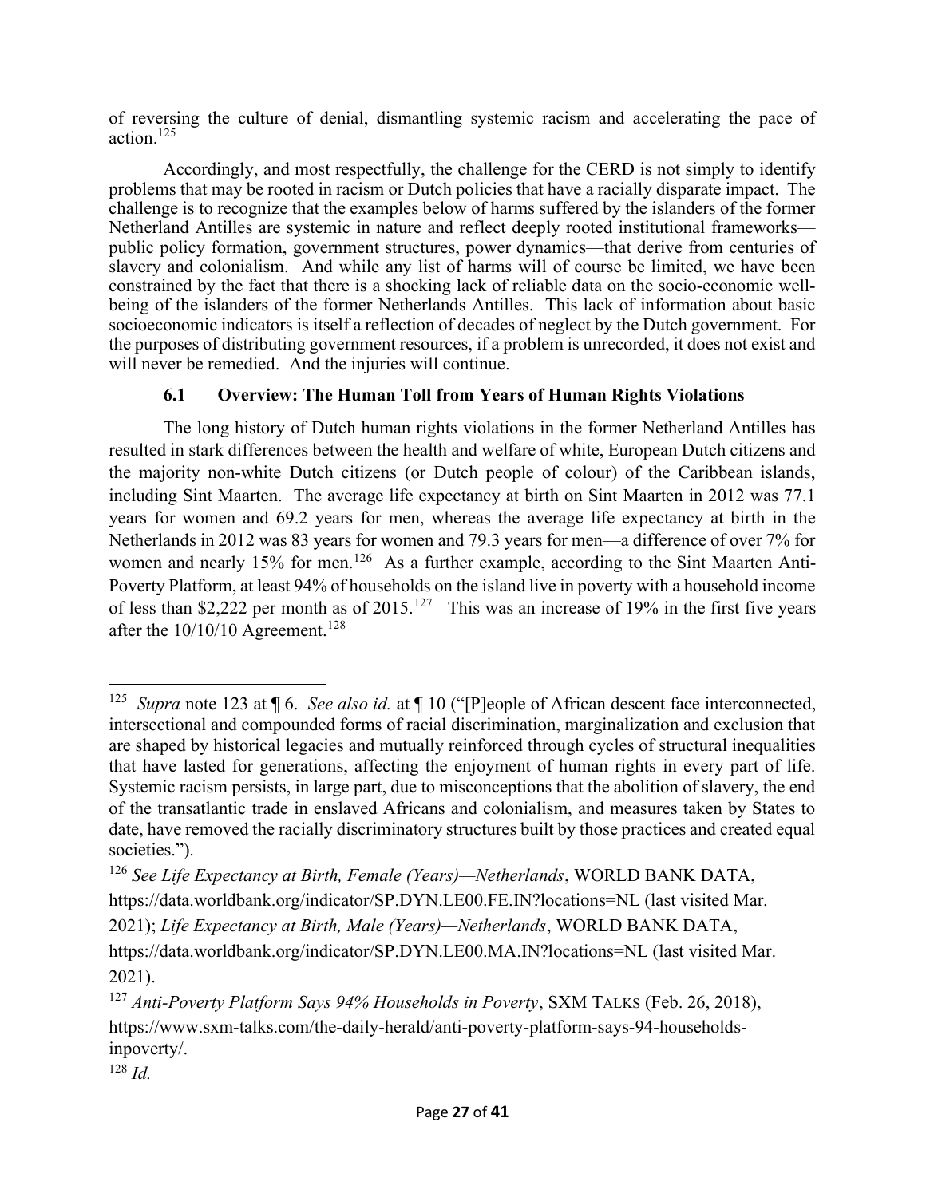of reversing the culture of denial, dismantling systemic racism and accelerating the pace of action.[125]

Accordingly, and most respectfully, the challenge for the CERD is not simply to identify problems that may be rooted in racism or Dutch policies that have a racially disparate impact. The challenge is to recognize that the examples below of harms suffered by the islanders of the former Netherland Antilles are systemic in nature and reflect deeply rooted institutional frameworks—public policy formation, government structures, power dynamics—that derive from centuries of slavery and colonialism. And while any list of harms will of course be limited, we have been constrained by the fact that there is a shocking lack of reliable data on the socio-economic well-being of the islanders of the former Netherlands Antilles. This lack of information about basic socioeconomic indicators is itself a reflection of decades of neglect by the Dutch government. For the purposes of distributing government resources, if a problem is unrecorded, it does not exist and will never be remedied. And the injuries will continue.

### 6.1 Overview: The Human Toll from Years of Human Rights Violations

The long history of Dutch human rights violations in the former Netherland Antilles has resulted in stark differences between the health and welfare of white, European Dutch citizens and the majority non-white Dutch citizens (or Dutch people of colour) of the Caribbean islands, including Sint Maarten. The average life expectancy at birth on Sint Maarten in 2012 was 77.1 years for women and 69.2 years for men, whereas the average life expectancy at birth in the Netherlands in 2012 was 83 years for women and 79.3 years for men—a difference of over 7% for women and nearly 15% for men.[126] As a further example, according to the Sint Maarten Anti-Poverty Platform, at least 94% of households on the island live in poverty with a household income of less than $2,222 per month as of 2015.[127] This was an increase of 19% in the first five years after the 10/10/10 Agreement.[128]

---

[125] *Supra* note 123 at ¶ 6. *See also id.* at ¶ 10 ("[P]eople of African descent face interconnected, intersectional and compounded forms of racial discrimination, marginalization and exclusion that are shaped by historical legacies and mutually reinforced through cycles of structural inequalities that have lasted for generations, affecting the enjoyment of human rights in every part of life. Systemic racism persists, in large part, due to misconceptions that the abolition of slavery, the end of the transatlantic trade in enslaved Africans and colonialism, and measures taken by States to date, have removed the racially discriminatory structures built by those practices and created equal societies.").

[126] *See Life Expectancy at Birth, Female (Years)—Netherlands*, WORLD BANK DATA, https://data.worldbank.org/indicator/SP.DYN.LE00.FE.IN?locations=NL (last visited Mar. 2021); *Life Expectancy at Birth, Male (Years)—Netherlands*, WORLD BANK DATA, https://data.worldbank.org/indicator/SP.DYN.LE00.MA.IN?locations=NL (last visited Mar. 2021).

[127] *Anti-Poverty Platform Says 94% Households in Poverty*, SXM TALKS (Feb. 26, 2018), https://www.sxm-talks.com/the-daily-herald/anti-poverty-platform-says-94-households-inpoverty/.

[128] *Id.*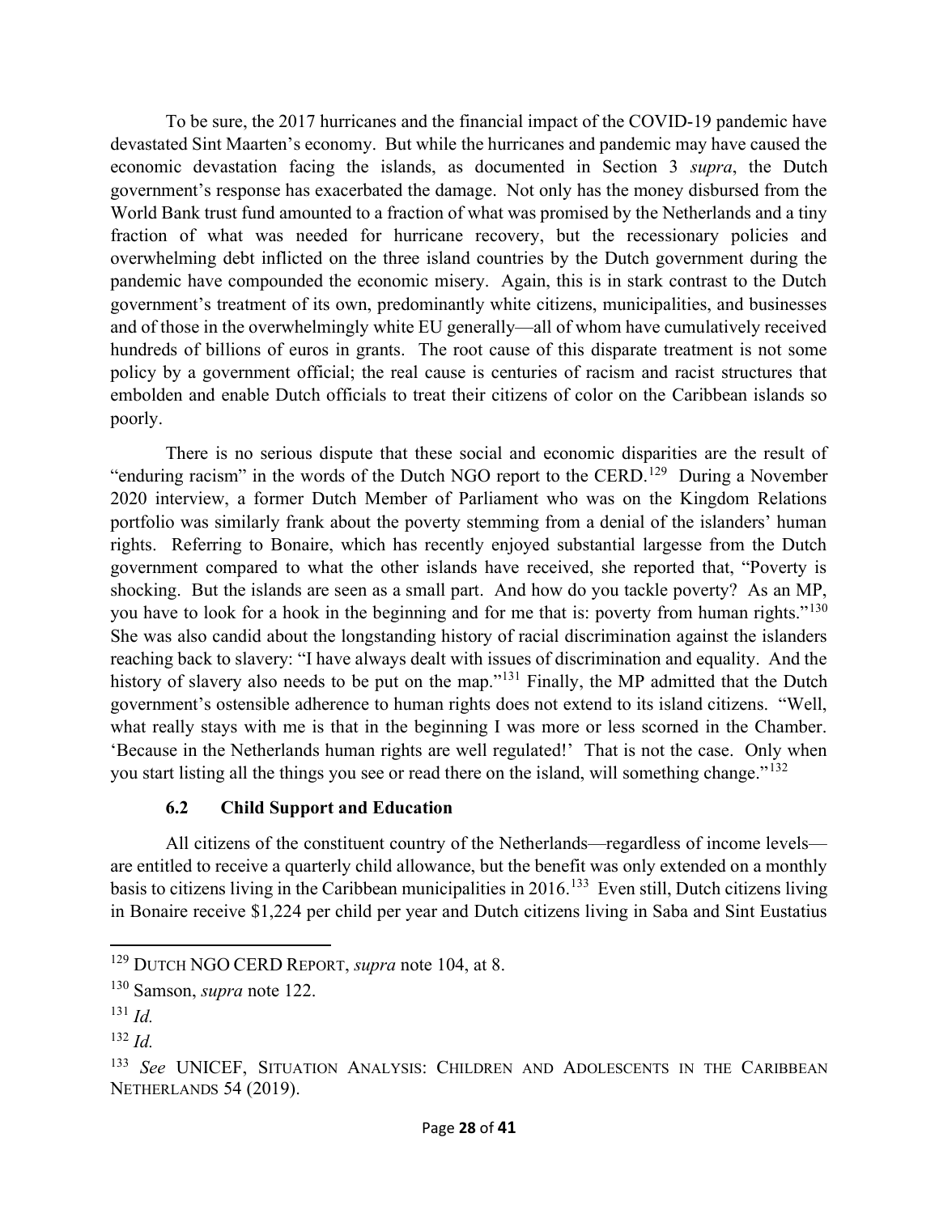To be sure, the 2017 hurricanes and the financial impact of the COVID-19 pandemic have devastated Sint Maarten's economy. But while the hurricanes and pandemic may have caused the economic devastation facing the islands, as documented in Section 3 *supra*, the Dutch government's response has exacerbated the damage. Not only has the money disbursed from the World Bank trust fund amounted to a fraction of what was promised by the Netherlands and a tiny fraction of what was needed for hurricane recovery, but the recessionary policies and overwhelming debt inflicted on the three island countries by the Dutch government during the pandemic have compounded the economic misery. Again, this is in stark contrast to the Dutch government's treatment of its own, predominantly white citizens, municipalities, and businesses and of those in the overwhelmingly white EU generally—all of whom have cumulatively received hundreds of billions of euros in grants. The root cause of this disparate treatment is not some policy by a government official; the real cause is centuries of racism and racist structures that embolden and enable Dutch officials to treat their citizens of color on the Caribbean islands so poorly.

There is no serious dispute that these social and economic disparities are the result of "enduring racism" in the words of the Dutch NGO report to the CERD.[129] During a November 2020 interview, a former Dutch Member of Parliament who was on the Kingdom Relations portfolio was similarly frank about the poverty stemming from a denial of the islanders' human rights. Referring to Bonaire, which has recently enjoyed substantial largesse from the Dutch government compared to what the other islands have received, she reported that, "Poverty is shocking. But the islands are seen as a small part. And how do you tackle poverty? As an MP, you have to look for a hook in the beginning and for me that is: poverty from human rights."[130] She was also candid about the longstanding history of racial discrimination against the islanders reaching back to slavery: "I have always dealt with issues of discrimination and equality. And the history of slavery also needs to be put on the map."[131] Finally, the MP admitted that the Dutch government's ostensible adherence to human rights does not extend to its island citizens. "Well, what really stays with me is that in the beginning I was more or less scorned in the Chamber. 'Because in the Netherlands human rights are well regulated!' That is not the case. Only when you start listing all the things you see or read there on the island, will something change."[132]

### 6.2 Child Support and Education

All citizens of the constituent country of the Netherlands—regardless of income levels—are entitled to receive a quarterly child allowance, but the benefit was only extended on a monthly basis to citizens living in the Caribbean municipalities in 2016.[133] Even still, Dutch citizens living in Bonaire receive $1,224 per child per year and Dutch citizens living in Saba and Sint Eustatius

---

[129] DUTCH NGO CERD REPORT, *supra* note 104, at 8.

[130] Samson, *supra* note 122.

[131] *Id.*

[132] *Id.*

[133] *See* UNICEF, SITUATION ANALYSIS: CHILDREN AND ADOLESCENTS IN THE CARIBBEAN NETHERLANDS 54 (2019).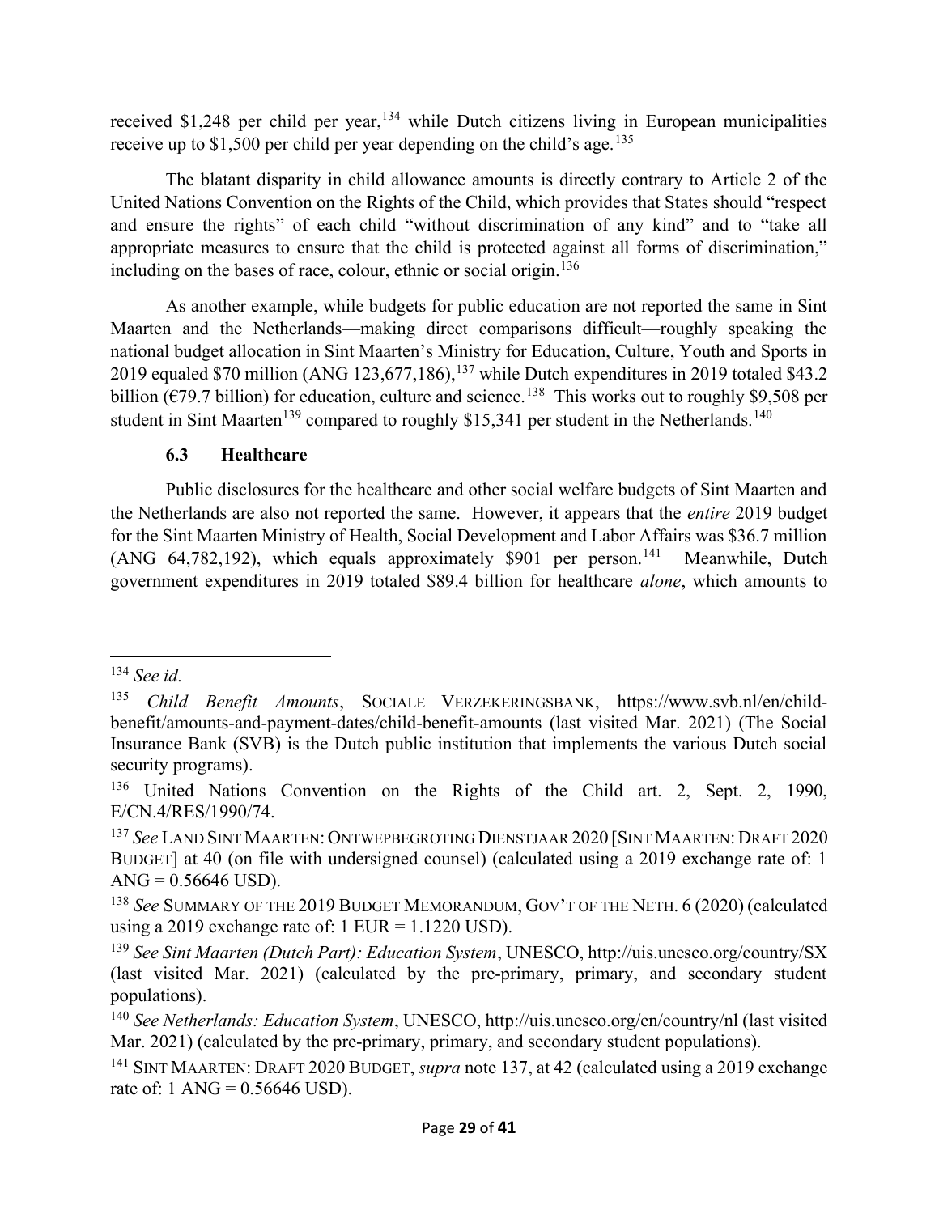received $1,248 per child per year,[134] while Dutch citizens living in European municipalities receive up to $1,500 per child per year depending on the child's age.[135]

The blatant disparity in child allowance amounts is directly contrary to Article 2 of the United Nations Convention on the Rights of the Child, which provides that States should "respect and ensure the rights" of each child "without discrimination of any kind" and to "take all appropriate measures to ensure that the child is protected against all forms of discrimination," including on the bases of race, colour, ethnic or social origin.[136]

As another example, while budgets for public education are not reported the same in Sint Maarten and the Netherlands—making direct comparisons difficult—roughly speaking the national budget allocation in Sint Maarten's Ministry for Education, Culture, Youth and Sports in 2019 equaled $70 million (ANG 123,677,186),[137] while Dutch expenditures in 2019 totaled $43.2 billion (€79.7 billion) for education, culture and science.[138] This works out to roughly $9,508 per student in Sint Maarten[139] compared to roughly $15,341 per student in the Netherlands.[140]

### 6.3 Healthcare

Public disclosures for the healthcare and other social welfare budgets of Sint Maarten and the Netherlands are also not reported the same. However, it appears that the *entire* 2019 budget for the Sint Maarten Ministry of Health, Social Development and Labor Affairs was $36.7 million (ANG 64,782,192), which equals approximately $901 per person.[141] Meanwhile, Dutch government expenditures in 2019 totaled $89.4 billion for healthcare *alone*, which amounts to

---

[134] *See id.*

[135] *Child Benefit Amounts*, SOCIALE VERZEKERINGSBANK, https://www.svb.nl/en/child-benefit/amounts-and-payment-dates/child-benefit-amounts (last visited Mar. 2021) (The Social Insurance Bank (SVB) is the Dutch public institution that implements the various Dutch social security programs).

[136] United Nations Convention on the Rights of the Child art. 2, Sept. 2, 1990, E/CN.4/RES/1990/74.

[137] *See* LAND SINT MAARTEN: ONTWEPBEGROTING DIENSTJAAR 2020 [SINT MAARTEN: DRAFT 2020 BUDGET] at 40 (on file with undersigned counsel) (calculated using a 2019 exchange rate of: 1 ANG = 0.56646 USD).

[138] *See* SUMMARY OF THE 2019 BUDGET MEMORANDUM, GOV'T OF THE NETH. 6 (2020) (calculated using a 2019 exchange rate of: 1 EUR = 1.1220 USD).

[139] *See Sint Maarten (Dutch Part): Education System*, UNESCO, http://uis.unesco.org/country/SX (last visited Mar. 2021) (calculated by the pre-primary, primary, and secondary student populations).

[140] *See Netherlands: Education System*, UNESCO, http://uis.unesco.org/en/country/nl (last visited Mar. 2021) (calculated by the pre-primary, primary, and secondary student populations).

[141] SINT MAARTEN: DRAFT 2020 BUDGET, *supra* note 137, at 42 (calculated using a 2019 exchange rate of: 1 ANG = 0.56646 USD).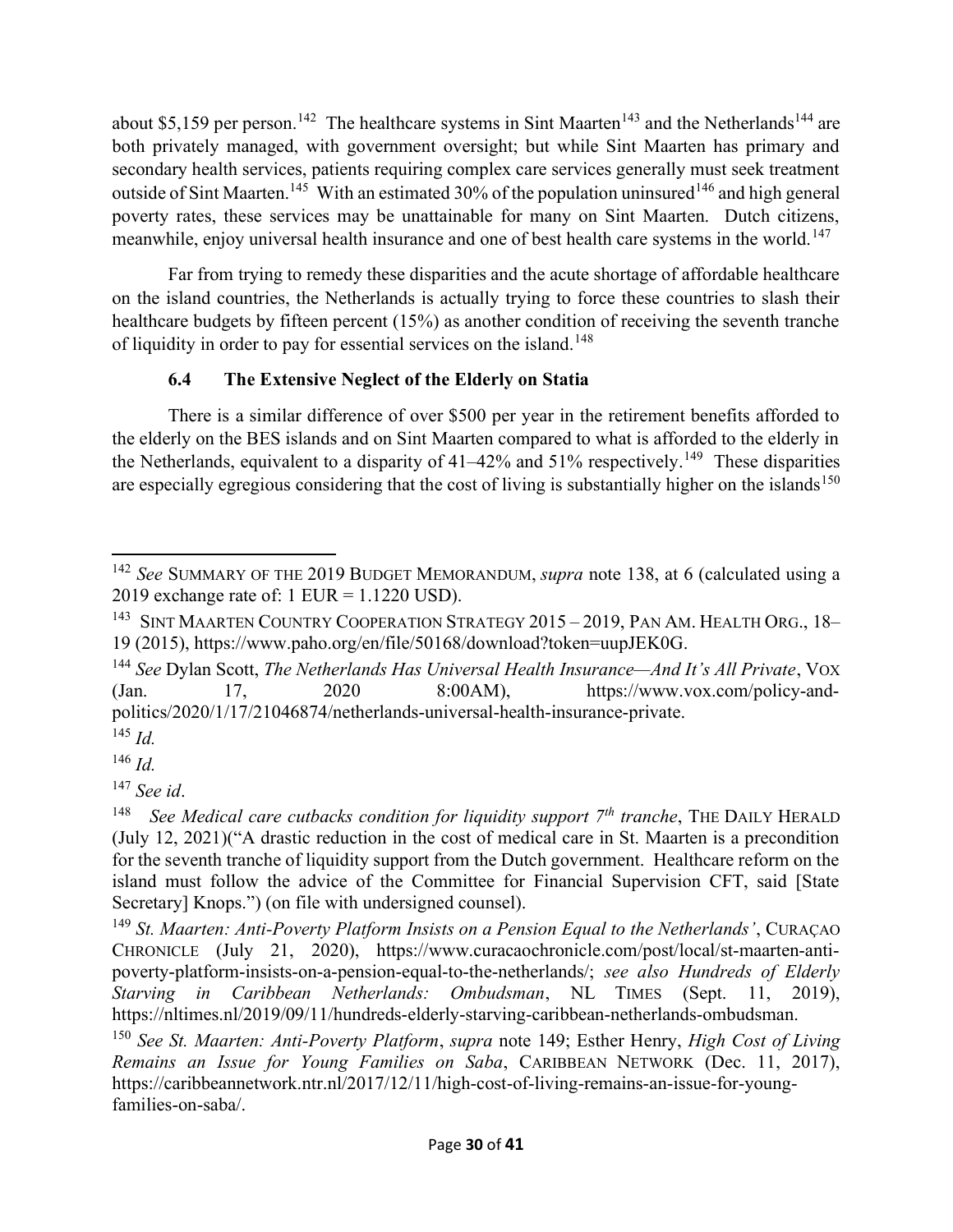about $5,159 per person.[142] The healthcare systems in Sint Maarten[143] and the Netherlands[144] are both privately managed, with government oversight; but while Sint Maarten has primary and secondary health services, patients requiring complex care services generally must seek treatment outside of Sint Maarten.[145] With an estimated 30% of the population uninsured[146] and high general poverty rates, these services may be unattainable for many on Sint Maarten. Dutch citizens, meanwhile, enjoy universal health insurance and one of best health care systems in the world.[147]

Far from trying to remedy these disparities and the acute shortage of affordable healthcare on the island countries, the Netherlands is actually trying to force these countries to slash their healthcare budgets by fifteen percent (15%) as another condition of receiving the seventh tranche of liquidity in order to pay for essential services on the island.[148]

### 6.4 The Extensive Neglect of the Elderly on Statia

There is a similar difference of over $500 per year in the retirement benefits afforded to the elderly on the BES islands and on Sint Maarten compared to what is afforded to the elderly in the Netherlands, equivalent to a disparity of 41–42% and 51% respectively.[149] These disparities are especially egregious considering that the cost of living is substantially higher on the islands[150]

---

[142] *See* SUMMARY OF THE 2019 BUDGET MEMORANDUM, *supra* note 138, at 6 (calculated using a 2019 exchange rate of: 1 EUR = 1.1220 USD).

[143] SINT MAARTEN COUNTRY COOPERATION STRATEGY 2015 – 2019, PAN AM. HEALTH ORG., 18–19 (2015), https://www.paho.org/en/file/50168/download?token=uupJEK0G.

[144] *See* Dylan Scott, *The Netherlands Has Universal Health Insurance—And It's All Private*, VOX (Jan. 17, 2020 8:00AM), https://www.vox.com/policy-and-politics/2020/1/17/21046874/netherlands-universal-health-insurance-private.

[145] *Id.*

[146] *Id.*

[147] *See id*.

[148] *See Medical care cutbacks condition for liquidity support 7th tranche*, THE DAILY HERALD (July 12, 2021)("A drastic reduction in the cost of medical care in St. Maarten is a precondition for the seventh tranche of liquidity support from the Dutch government. Healthcare reform on the island must follow the advice of the Committee for Financial Supervision CFT, said [State Secretary] Knops.") (on file with undersigned counsel).

[149] *St. Maarten: Anti-Poverty Platform Insists on a Pension Equal to the Netherlands'*, CURAÇAO CHRONICLE (July 21, 2020), https://www.curacaochronicle.com/post/local/st-maarten-anti-poverty-platform-insists-on-a-pension-equal-to-the-netherlands/; *see also Hundreds of Elderly Starving in Caribbean Netherlands: Ombudsman*, NL TIMES (Sept. 11, 2019), https://nltimes.nl/2019/09/11/hundreds-elderly-starving-caribbean-netherlands-ombudsman.

[150] *See St. Maarten: Anti-Poverty Platform*, *supra* note 149; Esther Henry, *High Cost of Living Remains an Issue for Young Families on Saba*, CARIBBEAN NETWORK (Dec. 11, 2017), https://caribbeannetwork.ntr.nl/2017/12/11/high-cost-of-living-remains-an-issue-for-young-families-on-saba/.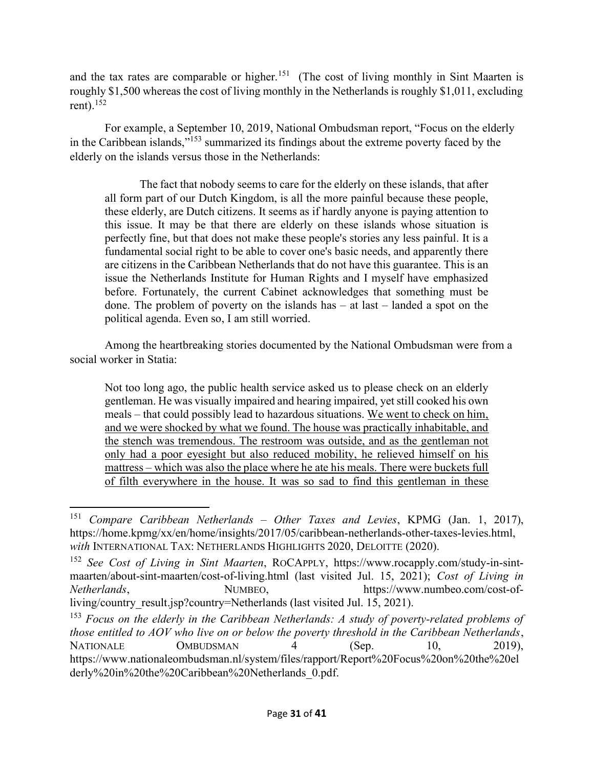and the tax rates are comparable or higher.[151] (The cost of living monthly in Sint Maarten is roughly $1,500 whereas the cost of living monthly in the Netherlands is roughly $1,011, excluding rent).[152]

For example, a September 10, 2019, National Ombudsman report, "Focus on the elderly in the Caribbean islands,"[153] summarized its findings about the extreme poverty faced by the elderly on the islands versus those in the Netherlands:

> The fact that nobody seems to care for the elderly on these islands, that after all form part of our Dutch Kingdom, is all the more painful because these people, these elderly, are Dutch citizens. It seems as if hardly anyone is paying attention to this issue. It may be that there are elderly on these islands whose situation is perfectly fine, but that does not make these people's stories any less painful. It is a fundamental social right to be able to cover one's basic needs, and apparently there are citizens in the Caribbean Netherlands that do not have this guarantee. This is an issue the Netherlands Institute for Human Rights and I myself have emphasized before. Fortunately, the current Cabinet acknowledges that something must be done. The problem of poverty on the islands has – at last – landed a spot on the political agenda. Even so, I am still worried.

Among the heartbreaking stories documented by the National Ombudsman were from a social worker in Statia:

> Not too long ago, the public health service asked us to please check on an elderly gentleman. He was visually impaired and hearing impaired, yet still cooked his own meals – that could possibly lead to hazardous situations. <u>We went to check on him, and we were shocked by what we found. The house was practically inhabitable, and the stench was tremendous. The restroom was outside, and as the gentleman not only had a poor eyesight but also reduced mobility, he relieved himself on his mattress – which was also the place where he ate his meals. There were buckets full of filth everywhere in the house. It was so sad to find this gentleman in these</u>

---

[151] *Compare Caribbean Netherlands – Other Taxes and Levies*, KPMG (Jan. 1, 2017), https://home.kpmg/xx/en/home/insights/2017/05/caribbean-netherlands-other-taxes-levies.html, *with* INTERNATIONAL TAX: NETHERLANDS HIGHLIGHTS 2020, DELOITTE (2020).

[152] *See Cost of Living in Sint Maarten*, ROCAPPLY, https://www.rocapply.com/study-in-sint-maarten/about-sint-maarten/cost-of-living.html (last visited Jul. 15, 2021); *Cost of Living in Netherlands*, NUMBEO, https://www.numbeo.com/cost-of-living/country_result.jsp?country=Netherlands (last visited Jul. 15, 2021).

[153] *Focus on the elderly in the Caribbean Netherlands: A study of poverty-related problems of those entitled to AOV who live on or below the poverty threshold in the Caribbean Netherlands*, NATIONALE OMBUDSMAN 4 (Sep. 10, 2019), https://www.nationaleombudsman.nl/system/files/rapport/Report%20Focus%20on%20the%20elderly%20in%20the%20Caribbean%20Netherlands_0.pdf.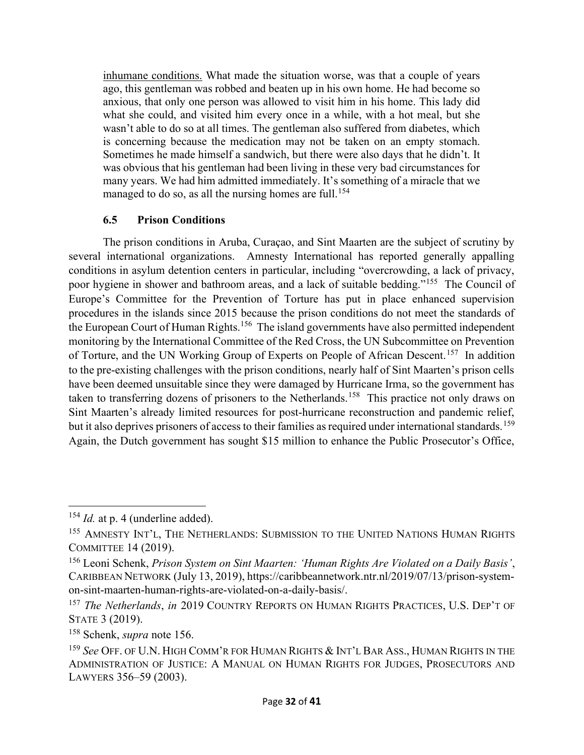<u>inhumane conditions.</u> What made the situation worse, was that a couple of years ago, this gentleman was robbed and beaten up in his own home. He had become so anxious, that only one person was allowed to visit him in his home. This lady did what she could, and visited him every once in a while, with a hot meal, but she wasn't able to do so at all times. The gentleman also suffered from diabetes, which is concerning because the medication may not be taken on an empty stomach. Sometimes he made himself a sandwich, but there were also days that he didn't. It was obvious that his gentleman had been living in these very bad circumstances for many years. We had him admitted immediately. It's something of a miracle that we managed to do so, as all the nursing homes are full.[154]

### 6.5 Prison Conditions

The prison conditions in Aruba, Curaçao, and Sint Maarten are the subject of scrutiny by several international organizations. Amnesty International has reported generally appalling conditions in asylum detention centers in particular, including "overcrowding, a lack of privacy, poor hygiene in shower and bathroom areas, and a lack of suitable bedding."[155] The Council of Europe's Committee for the Prevention of Torture has put in place enhanced supervision procedures in the islands since 2015 because the prison conditions do not meet the standards of the European Court of Human Rights.[156] The island governments have also permitted independent monitoring by the International Committee of the Red Cross, the UN Subcommittee on Prevention of Torture, and the UN Working Group of Experts on People of African Descent.[157] In addition to the pre-existing challenges with the prison conditions, nearly half of Sint Maarten's prison cells have been deemed unsuitable since they were damaged by Hurricane Irma, so the government has taken to transferring dozens of prisoners to the Netherlands.[158] This practice not only draws on Sint Maarten's already limited resources for post-hurricane reconstruction and pandemic relief, but it also deprives prisoners of access to their families as required under international standards.[159] Again, the Dutch government has sought \$15 million to enhance the Public Prosecutor's Office,

---

[154] *Id.* at p. 4 (underline added).

[155] AMNESTY INT'L, THE NETHERLANDS: SUBMISSION TO THE UNITED NATIONS HUMAN RIGHTS COMMITTEE 14 (2019).

[156] Leoni Schenk, *Prison System on Sint Maarten: 'Human Rights Are Violated on a Daily Basis'*, CARIBBEAN NETWORK (July 13, 2019), https://caribbeannetwork.ntr.nl/2019/07/13/prison-system-on-sint-maarten-human-rights-are-violated-on-a-daily-basis/.

[157] *The Netherlands*, *in* 2019 COUNTRY REPORTS ON HUMAN RIGHTS PRACTICES, U.S. DEP'T OF STATE 3 (2019).

[158] Schenk, *supra* note 156.

[159] *See* OFF. OF U.N. HIGH COMM'R FOR HUMAN RIGHTS & INT'L BAR ASS., HUMAN RIGHTS IN THE ADMINISTRATION OF JUSTICE: A MANUAL ON HUMAN RIGHTS FOR JUDGES, PROSECUTORS AND LAWYERS 356–59 (2003).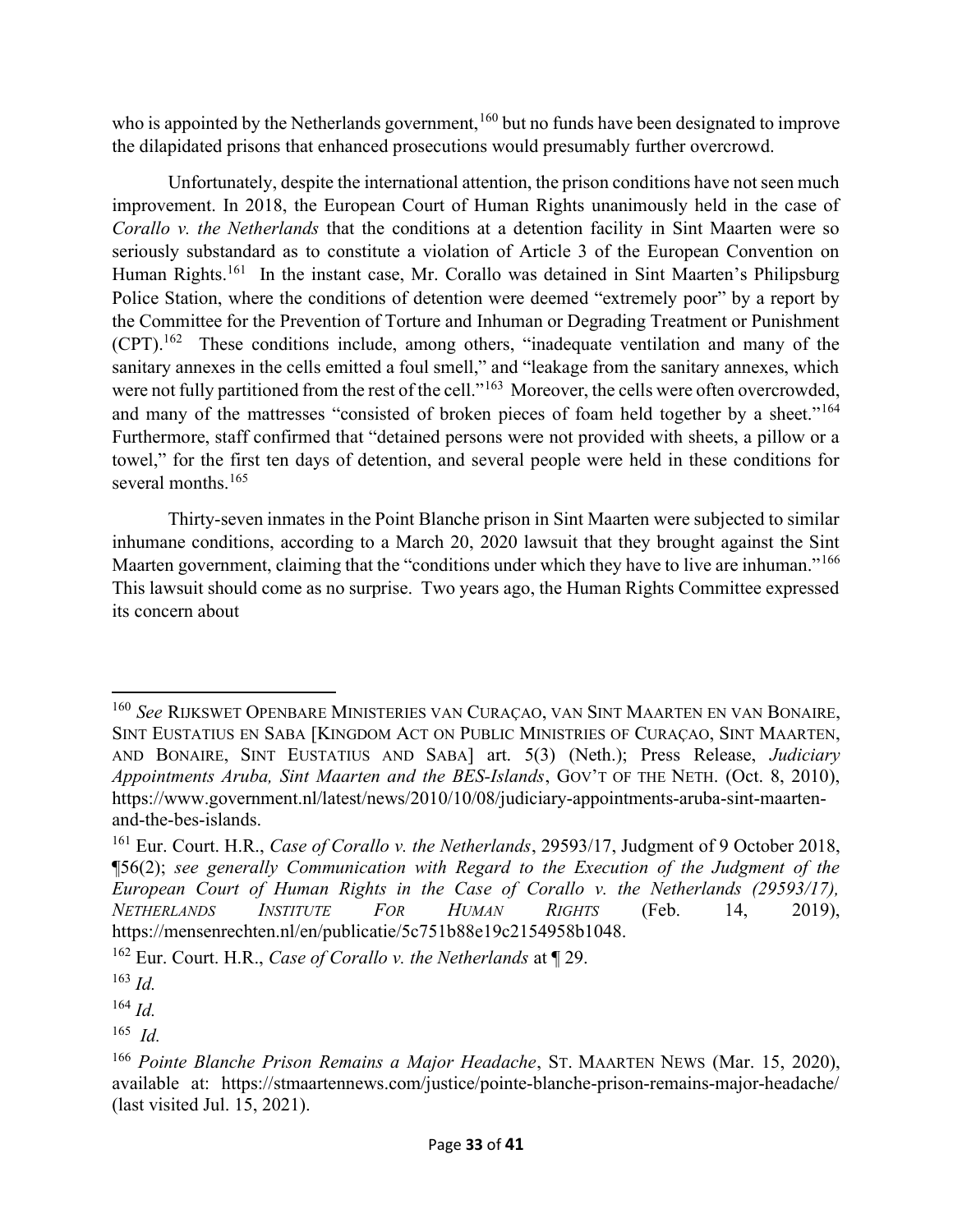who is appointed by the Netherlands government,[160] but no funds have been designated to improve the dilapidated prisons that enhanced prosecutions would presumably further overcrowd.

Unfortunately, despite the international attention, the prison conditions have not seen much improvement. In 2018, the European Court of Human Rights unanimously held in the case of *Corallo v. the Netherlands* that the conditions at a detention facility in Sint Maarten were so seriously substandard as to constitute a violation of Article 3 of the European Convention on Human Rights.[161] In the instant case, Mr. Corallo was detained in Sint Maarten's Philipsburg Police Station, where the conditions of detention were deemed "extremely poor" by a report by the Committee for the Prevention of Torture and Inhuman or Degrading Treatment or Punishment (CPT).[162] These conditions include, among others, "inadequate ventilation and many of the sanitary annexes in the cells emitted a foul smell," and "leakage from the sanitary annexes, which were not fully partitioned from the rest of the cell."[163] Moreover, the cells were often overcrowded, and many of the mattresses "consisted of broken pieces of foam held together by a sheet."[164] Furthermore, staff confirmed that "detained persons were not provided with sheets, a pillow or a towel," for the first ten days of detention, and several people were held in these conditions for several months.[165]

Thirty-seven inmates in the Point Blanche prison in Sint Maarten were subjected to similar inhumane conditions, according to a March 20, 2020 lawsuit that they brought against the Sint Maarten government, claiming that the "conditions under which they have to live are inhuman."[166] This lawsuit should come as no surprise. Two years ago, the Human Rights Committee expressed its concern about

---

[160] *See* RIJKSWET OPENBARE MINISTERIES VAN CURAÇAO, VAN SINT MAARTEN EN VAN BONAIRE, SINT EUSTATIUS EN SABA [KINGDOM ACT ON PUBLIC MINISTRIES OF CURAÇAO, SINT MAARTEN, AND BONAIRE, SINT EUSTATIUS AND SABA] art. 5(3) (Neth.); Press Release, *Judiciary Appointments Aruba, Sint Maarten and the BES-Islands*, GOV'T OF THE NETH. (Oct. 8, 2010), https://www.government.nl/latest/news/2010/10/08/judiciary-appointments-aruba-sint-maarten-and-the-bes-islands.

[161] Eur. Court. H.R., *Case of Corallo v. the Netherlands*, 29593/17, Judgment of 9 October 2018, ¶56(2); *see generally Communication with Regard to the Execution of the Judgment of the European Court of Human Rights in the Case of Corallo v. the Netherlands (29593/17), NETHERLANDS INSTITUTE FOR HUMAN RIGHTS* (Feb. 14, 2019), https://mensenrechten.nl/en/publicatie/5c751b88e19c2154958b1048.

[162] Eur. Court. H.R., *Case of Corallo v. the Netherlands* at ¶ 29.

[163] *Id.*

[164] *Id.*

[165] *Id.*

[166] *Pointe Blanche Prison Remains a Major Headache*, ST. MAARTEN NEWS (Mar. 15, 2020), available at: https://stmaartennews.com/justice/pointe-blanche-prison-remains-major-headache/ (last visited Jul. 15, 2021).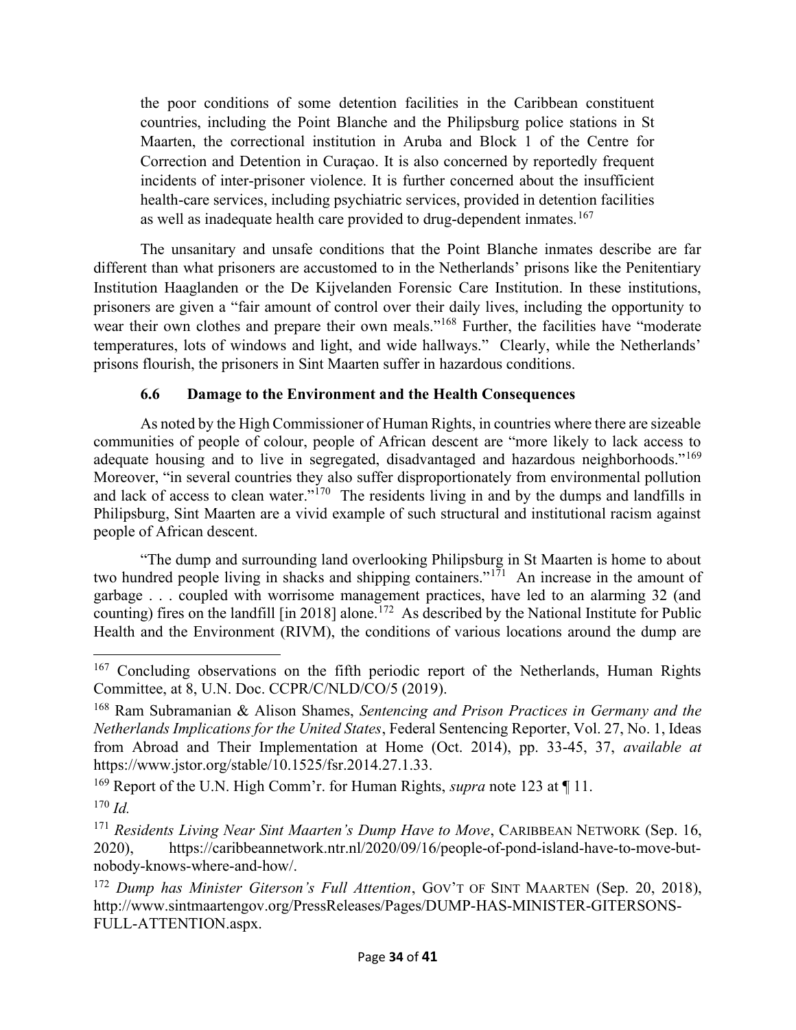the poor conditions of some detention facilities in the Caribbean constituent countries, including the Point Blanche and the Philipsburg police stations in St Maarten, the correctional institution in Aruba and Block 1 of the Centre for Correction and Detention in Curaçao. It is also concerned by reportedly frequent incidents of inter-prisoner violence. It is further concerned about the insufficient health-care services, including psychiatric services, provided in detention facilities as well as inadequate health care provided to drug-dependent inmates.[167]

The unsanitary and unsafe conditions that the Point Blanche inmates describe are far different than what prisoners are accustomed to in the Netherlands' prisons like the Penitentiary Institution Haaglanden or the De Kijvelanden Forensic Care Institution. In these institutions, prisoners are given a "fair amount of control over their daily lives, including the opportunity to wear their own clothes and prepare their own meals."[168] Further, the facilities have "moderate temperatures, lots of windows and light, and wide hallways." Clearly, while the Netherlands' prisons flourish, the prisoners in Sint Maarten suffer in hazardous conditions.

### 6.6 Damage to the Environment and the Health Consequences

As noted by the High Commissioner of Human Rights, in countries where there are sizeable communities of people of colour, people of African descent are "more likely to lack access to adequate housing and to live in segregated, disadvantaged and hazardous neighborhoods."[169] Moreover, "in several countries they also suffer disproportionately from environmental pollution and lack of access to clean water."[170] The residents living in and by the dumps and landfills in Philipsburg, Sint Maarten are a vivid example of such structural and institutional racism against people of African descent.

"The dump and surrounding land overlooking Philipsburg in St Maarten is home to about two hundred people living in shacks and shipping containers."[171] An increase in the amount of garbage . . . coupled with worrisome management practices, have led to an alarming 32 (and counting) fires on the landfill [in 2018] alone.[172] As described by the National Institute for Public Health and the Environment (RIVM), the conditions of various locations around the dump are

---

[167] Concluding observations on the fifth periodic report of the Netherlands, Human Rights Committee, at 8, U.N. Doc. CCPR/C/NLD/CO/5 (2019).

[168] Ram Subramanian & Alison Shames, *Sentencing and Prison Practices in Germany and the Netherlands Implications for the United States*, Federal Sentencing Reporter, Vol. 27, No. 1, Ideas from Abroad and Their Implementation at Home (Oct. 2014), pp. 33-45, 37, *available at* https://www.jstor.org/stable/10.1525/fsr.2014.27.1.33.

[169] Report of the U.N. High Comm'r. for Human Rights, *supra* note 123 at ¶ 11.

[170] *Id.*

[171] *Residents Living Near Sint Maarten's Dump Have to Move*, CARIBBEAN NETWORK (Sep. 16, 2020), https://caribbeannetwork.ntr.nl/2020/09/16/people-of-pond-island-have-to-move-but-nobody-knows-where-and-how/.

[172] *Dump has Minister Giterson's Full Attention*, GOV'T OF SINT MAARTEN (Sep. 20, 2018), http://www.sintmaartengov.org/PressReleases/Pages/DUMP-HAS-MINISTER-GITERSONS-FULL-ATTENTION.aspx.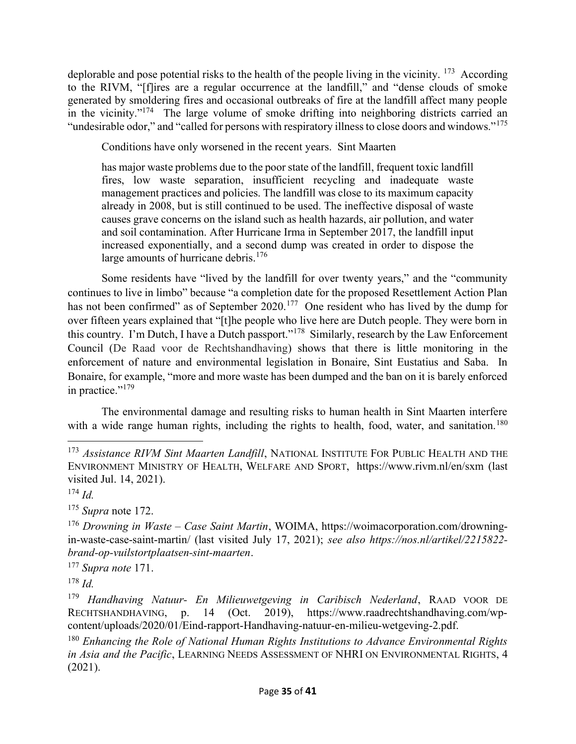deplorable and pose potential risks to the health of the people living in the vicinity. [173] According to the RIVM, "[f]ires are a regular occurrence at the landfill," and "dense clouds of smoke generated by smoldering fires and occasional outbreaks of fire at the landfill affect many people in the vicinity."[174] The large volume of smoke drifting into neighboring districts carried an "undesirable odor," and "called for persons with respiratory illness to close doors and windows."[175]

Conditions have only worsened in the recent years. Sint Maarten

> has major waste problems due to the poor state of the landfill, frequent toxic landfill fires, low waste separation, insufficient recycling and inadequate waste management practices and policies. The landfill was close to its maximum capacity already in 2008, but is still continued to be used. The ineffective disposal of waste causes grave concerns on the island such as health hazards, air pollution, and water and soil contamination. After Hurricane Irma in September 2017, the landfill input increased exponentially, and a second dump was created in order to dispose the large amounts of hurricane debris.[176]

Some residents have "lived by the landfill for over twenty years," and the "community continues to live in limbo" because "a completion date for the proposed Resettlement Action Plan has not been confirmed" as of September 2020.[177] One resident who has lived by the dump for over fifteen years explained that "[t]he people who live here are Dutch people. They were born in this country. I'm Dutch, I have a Dutch passport."[178] Similarly, research by the Law Enforcement Council (De Raad voor de Rechtshandhaving) shows that there is little monitoring in the enforcement of nature and environmental legislation in Bonaire, Sint Eustatius and Saba. In Bonaire, for example, "more and more waste has been dumped and the ban on it is barely enforced in practice."[179]

The environmental damage and resulting risks to human health in Sint Maarten interfere with a wide range human rights, including the rights to health, food, water, and sanitation.[180]

---

[173] *Assistance RIVM Sint Maarten Landfill*, NATIONAL INSTITUTE FOR PUBLIC HEALTH AND THE ENVIRONMENT MINISTRY OF HEALTH, WELFARE AND SPORT, https://www.rivm.nl/en/sxm (last visited Jul. 14, 2021).

[174] *Id.*

[175] *Supra* note 172.

[176] *Drowning in Waste – Case Saint Martin*, WOIMA, https://woimacorporation.com/drowning-in-waste-case-saint-martin/ (last visited July 17, 2021); *see also https://nos.nl/artikel/2215822-brand-op-vuilstortplaatsen-sint-maarten*.

[177] *Supra note* 171.

[178] *Id.*

[179] *Handhaving Natuur- En Milieuwetgeving in Caribisch Nederland*, RAAD VOOR DE RECHTSHANDHAVING, p. 14 (Oct. 2019), https://www.raadrechtshandhaving.com/wp-content/uploads/2020/01/Eind-rapport-Handhaving-natuur-en-milieu-wetgeving-2.pdf.

[180] *Enhancing the Role of National Human Rights Institutions to Advance Environmental Rights in Asia and the Pacific*, LEARNING NEEDS ASSESSMENT OF NHRI ON ENVIRONMENTAL RIGHTS, 4 (2021).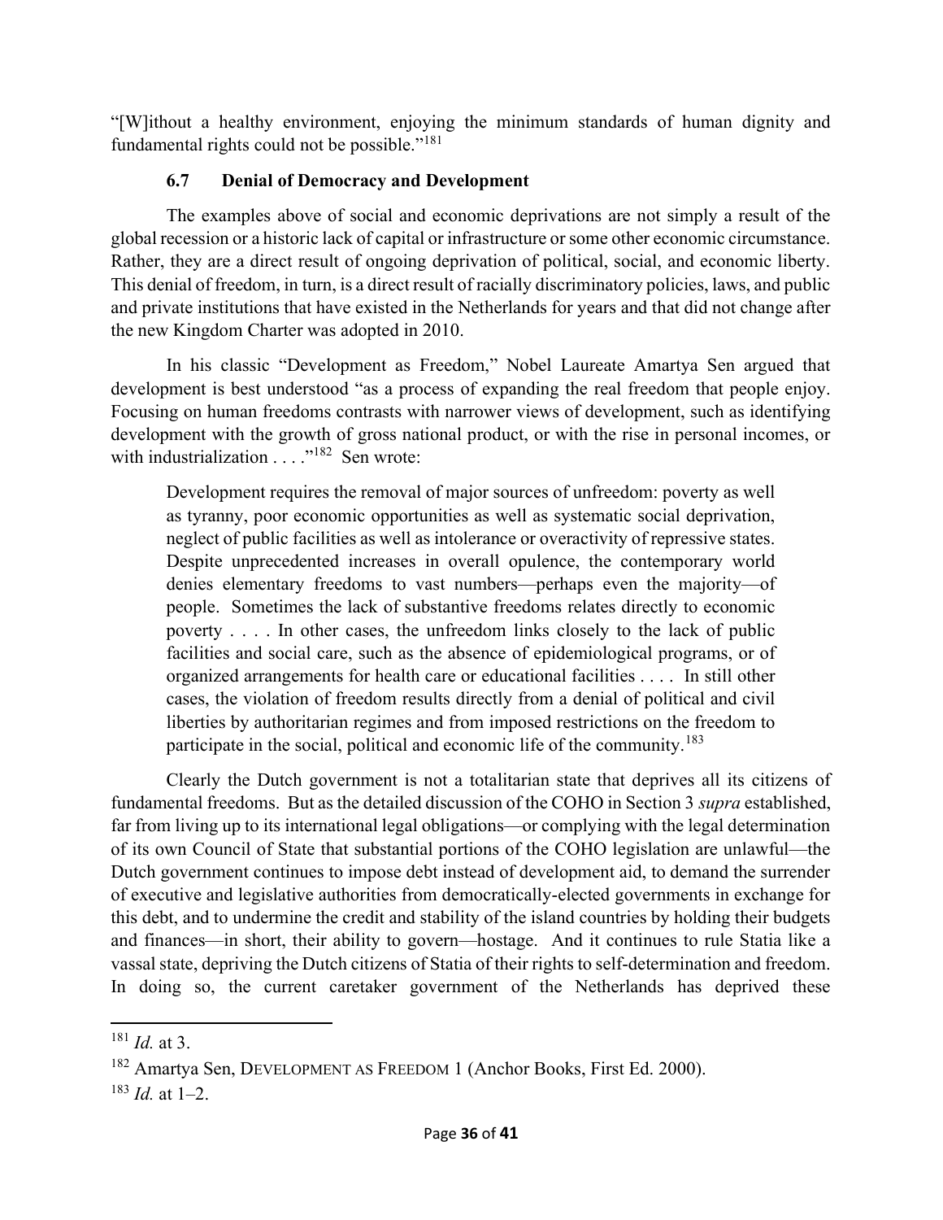"[W]ithout a healthy environment, enjoying the minimum standards of human dignity and fundamental rights could not be possible."[181]

### 6.7 Denial of Democracy and Development

The examples above of social and economic deprivations are not simply a result of the global recession or a historic lack of capital or infrastructure or some other economic circumstance. Rather, they are a direct result of ongoing deprivation of political, social, and economic liberty. This denial of freedom, in turn, is a direct result of racially discriminatory policies, laws, and public and private institutions that have existed in the Netherlands for years and that did not change after the new Kingdom Charter was adopted in 2010.

In his classic "Development as Freedom," Nobel Laureate Amartya Sen argued that development is best understood "as a process of expanding the real freedom that people enjoy. Focusing on human freedoms contrasts with narrower views of development, such as identifying development with the growth of gross national product, or with the rise in personal incomes, or with industrialization . . . ."[182] Sen wrote:

> Development requires the removal of major sources of unfreedom: poverty as well as tyranny, poor economic opportunities as well as systematic social deprivation, neglect of public facilities as well as intolerance or overactivity of repressive states. Despite unprecedented increases in overall opulence, the contemporary world denies elementary freedoms to vast numbers—perhaps even the majority—of people. Sometimes the lack of substantive freedoms relates directly to economic poverty . . . . In other cases, the unfreedom links closely to the lack of public facilities and social care, such as the absence of epidemiological programs, or of organized arrangements for health care or educational facilities . . . . In still other cases, the violation of freedom results directly from a denial of political and civil liberties by authoritarian regimes and from imposed restrictions on the freedom to participate in the social, political and economic life of the community.[183]

Clearly the Dutch government is not a totalitarian state that deprives all its citizens of fundamental freedoms. But as the detailed discussion of the COHO in Section 3 *supra* established, far from living up to its international legal obligations—or complying with the legal determination of its own Council of State that substantial portions of the COHO legislation are unlawful—the Dutch government continues to impose debt instead of development aid, to demand the surrender of executive and legislative authorities from democratically-elected governments in exchange for this debt, and to undermine the credit and stability of the island countries by holding their budgets and finances—in short, their ability to govern—hostage. And it continues to rule Statia like a vassal state, depriving the Dutch citizens of Statia of their rights to self-determination and freedom. In doing so, the current caretaker government of the Netherlands has deprived these

---

[181] *Id.* at 3.

[182] Amartya Sen, DEVELOPMENT AS FREEDOM 1 (Anchor Books, First Ed. 2000).

[183] *Id.* at 1–2.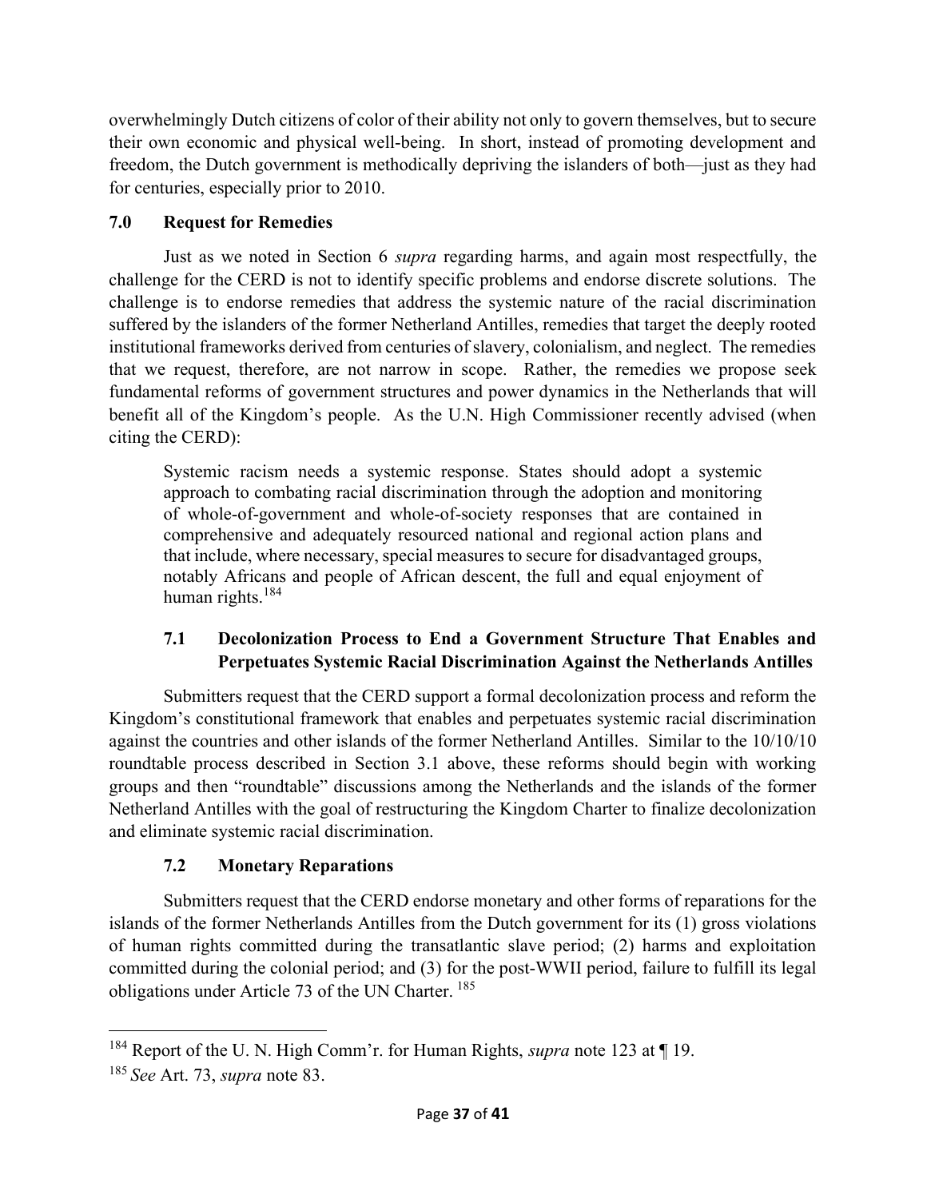overwhelmingly Dutch citizens of color of their ability not only to govern themselves, but to secure their own economic and physical well-being. In short, instead of promoting development and freedom, the Dutch government is methodically depriving the islanders of both—just as they had for centuries, especially prior to 2010.

## 7.0 Request for Remedies

Just as we noted in Section 6 *supra* regarding harms, and again most respectfully, the challenge for the CERD is not to identify specific problems and endorse discrete solutions. The challenge is to endorse remedies that address the systemic nature of the racial discrimination suffered by the islanders of the former Netherland Antilles, remedies that target the deeply rooted institutional frameworks derived from centuries of slavery, colonialism, and neglect. The remedies that we request, therefore, are not narrow in scope. Rather, the remedies we propose seek fundamental reforms of government structures and power dynamics in the Netherlands that will benefit all of the Kingdom's people. As the U.N. High Commissioner recently advised (when citing the CERD):

> Systemic racism needs a systemic response. States should adopt a systemic approach to combating racial discrimination through the adoption and monitoring of whole-of-government and whole-of-society responses that are contained in comprehensive and adequately resourced national and regional action plans and that include, where necessary, special measures to secure for disadvantaged groups, notably Africans and people of African descent, the full and equal enjoyment of human rights.[184]

### 7.1 Decolonization Process to End a Government Structure That Enables and Perpetuates Systemic Racial Discrimination Against the Netherlands Antilles

Submitters request that the CERD support a formal decolonization process and reform the Kingdom's constitutional framework that enables and perpetuates systemic racial discrimination against the countries and other islands of the former Netherland Antilles. Similar to the 10/10/10 roundtable process described in Section 3.1 above, these reforms should begin with working groups and then "roundtable" discussions among the Netherlands and the islands of the former Netherland Antilles with the goal of restructuring the Kingdom Charter to finalize decolonization and eliminate systemic racial discrimination.

### 7.2 Monetary Reparations

Submitters request that the CERD endorse monetary and other forms of reparations for the islands of the former Netherlands Antilles from the Dutch government for its (1) gross violations of human rights committed during the transatlantic slave period; (2) harms and exploitation committed during the colonial period; and (3) for the post-WWII period, failure to fulfill its legal obligations under Article 73 of the UN Charter. [185]

---

[184] Report of the U. N. High Comm'r. for Human Rights, *supra* note 123 at ¶ 19.

[185] *See* Art. 73, *supra* note 83.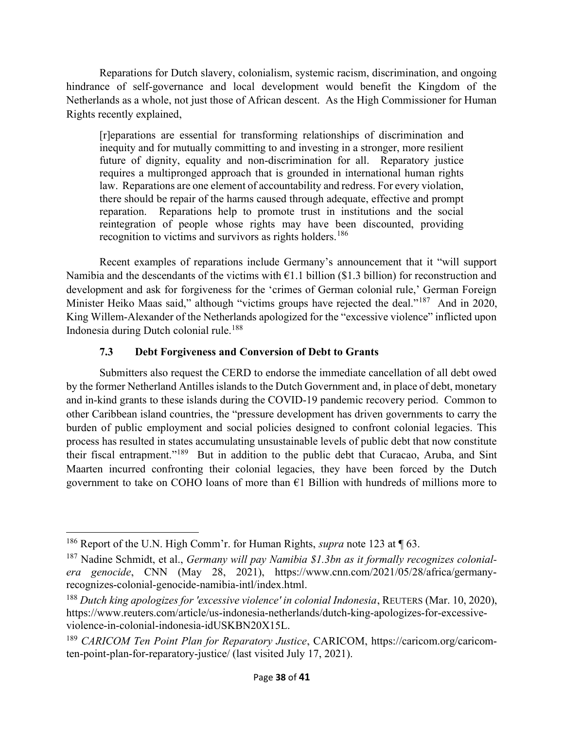Reparations for Dutch slavery, colonialism, systemic racism, discrimination, and ongoing hindrance of self-governance and local development would benefit the Kingdom of the Netherlands as a whole, not just those of African descent. As the High Commissioner for Human Rights recently explained,

> [r]eparations are essential for transforming relationships of discrimination and inequity and for mutually committing to and investing in a stronger, more resilient future of dignity, equality and non-discrimination for all. Reparatory justice requires a multipronged approach that is grounded in international human rights law. Reparations are one element of accountability and redress. For every violation, there should be repair of the harms caused through adequate, effective and prompt reparation. Reparations help to promote trust in institutions and the social reintegration of people whose rights may have been discounted, providing recognition to victims and survivors as rights holders.[186]

Recent examples of reparations include Germany's announcement that it "will support Namibia and the descendants of the victims with €1.1 billion ($1.3 billion) for reconstruction and development and ask for forgiveness for the 'crimes of German colonial rule,' German Foreign Minister Heiko Maas said," although "victims groups have rejected the deal."[187] And in 2020, King Willem-Alexander of the Netherlands apologized for the "excessive violence" inflicted upon Indonesia during Dutch colonial rule.[188]

### 7.3 Debt Forgiveness and Conversion of Debt to Grants

Submitters also request the CERD to endorse the immediate cancellation of all debt owed by the former Netherland Antilles islands to the Dutch Government and, in place of debt, monetary and in-kind grants to these islands during the COVID-19 pandemic recovery period. Common to other Caribbean island countries, the "pressure development has driven governments to carry the burden of public employment and social policies designed to confront colonial legacies. This process has resulted in states accumulating unsustainable levels of public debt that now constitute their fiscal entrapment."[189] But in addition to the public debt that Curacao, Aruba, and Sint Maarten incurred confronting their colonial legacies, they have been forced by the Dutch government to take on COHO loans of more than €1 Billion with hundreds of millions more to

---

[186] Report of the U.N. High Comm'r. for Human Rights, *supra* note 123 at ¶ 63.

[187] Nadine Schmidt, et al., *Germany will pay Namibia $1.3bn as it formally recognizes colonial-era genocide*, CNN (May 28, 2021), https://www.cnn.com/2021/05/28/africa/germany-recognizes-colonial-genocide-namibia-intl/index.html.

[188] *Dutch king apologizes for 'excessive violence' in colonial Indonesia*, REUTERS (Mar. 10, 2020), https://www.reuters.com/article/us-indonesia-netherlands/dutch-king-apologizes-for-excessive-violence-in-colonial-indonesia-idUSKBN20X15L.

[189] *CARICOM Ten Point Plan for Reparatory Justice*, CARICOM, https://caricom.org/caricom-ten-point-plan-for-reparatory-justice/ (last visited July 17, 2021).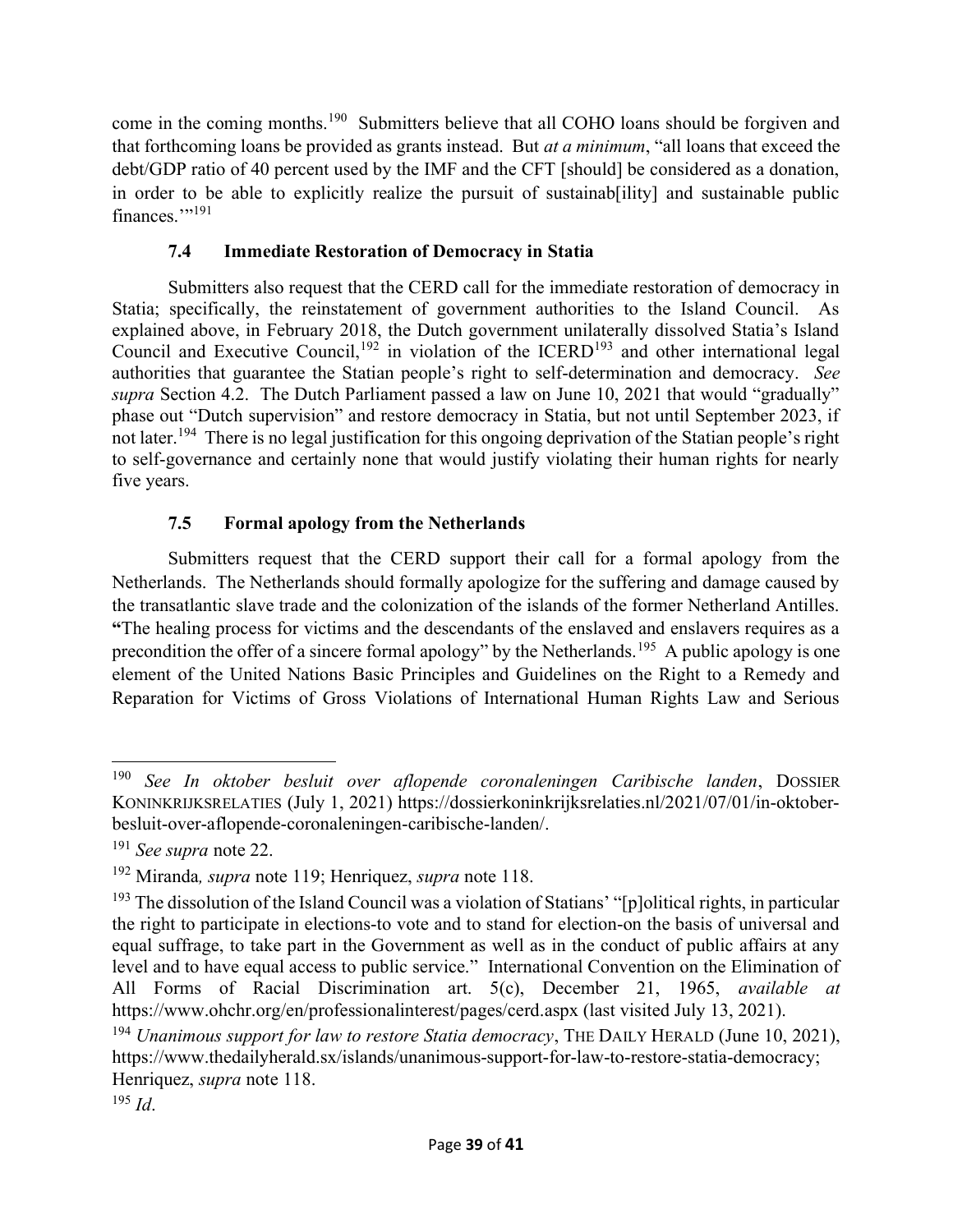come in the coming months.[190] Submitters believe that all COHO loans should be forgiven and that forthcoming loans be provided as grants instead. But *at a minimum*, "all loans that exceed the debt/GDP ratio of 40 percent used by the IMF and the CFT [should] be considered as a donation, in order to be able to explicitly realize the pursuit of sustainab[ility] and sustainable public finances.'"[191]

### 7.4 Immediate Restoration of Democracy in Statia

Submitters also request that the CERD call for the immediate restoration of democracy in Statia; specifically, the reinstatement of government authorities to the Island Council. As explained above, in February 2018, the Dutch government unilaterally dissolved Statia's Island Council and Executive Council,[192] in violation of the ICERD[193] and other international legal authorities that guarantee the Statian people's right to self-determination and democracy. *See supra* Section 4.2. The Dutch Parliament passed a law on June 10, 2021 that would "gradually" phase out "Dutch supervision" and restore democracy in Statia, but not until September 2023, if not later.[194] There is no legal justification for this ongoing deprivation of the Statian people's right to self-governance and certainly none that would justify violating their human rights for nearly five years.

### 7.5 Formal apology from the Netherlands

Submitters request that the CERD support their call for a formal apology from the Netherlands. The Netherlands should formally apologize for the suffering and damage caused by the transatlantic slave trade and the colonization of the islands of the former Netherland Antilles. **"**The healing process for victims and the descendants of the enslaved and enslavers requires as a precondition the offer of a sincere formal apology" by the Netherlands.[195] A public apology is one element of the United Nations Basic Principles and Guidelines on the Right to a Remedy and Reparation for Victims of Gross Violations of International Human Rights Law and Serious

---

[190] *See In oktober besluit over aflopende coronaleningen Caribische landen*, DOSSIER KONINKRIJKSRELATIES (July 1, 2021) https://dossierkoninkrijksrelaties.nl/2021/07/01/in-oktober-besluit-over-aflopende-coronaleningen-caribische-landen/.

[191] *See supra* note 22.

[192] Miranda*, supra* note 119; Henriquez, *supra* note 118.

[193] The dissolution of the Island Council was a violation of Statians' "[p]olitical rights, in particular the right to participate in elections-to vote and to stand for election-on the basis of universal and equal suffrage, to take part in the Government as well as in the conduct of public affairs at any level and to have equal access to public service." International Convention on the Elimination of All Forms of Racial Discrimination art. 5(c), December 21, 1965, *available at* https://www.ohchr.org/en/professionalinterest/pages/cerd.aspx (last visited July 13, 2021).

[194] *Unanimous support for law to restore Statia democracy*, THE DAILY HERALD (June 10, 2021), https://www.thedailyherald.sx/islands/unanimous-support-for-law-to-restore-statia-democracy; Henriquez, *supra* note 118.

[195] *Id*.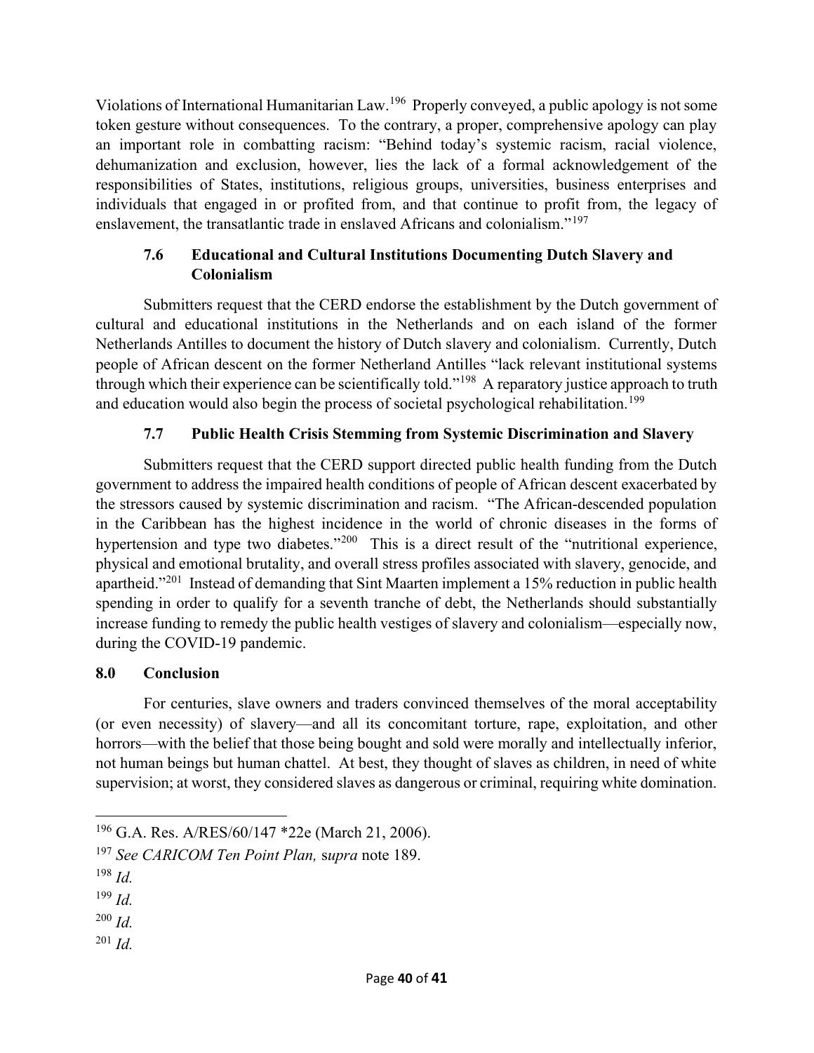Violations of International Humanitarian Law.[196] Properly conveyed, a public apology is not some token gesture without consequences. To the contrary, a proper, comprehensive apology can play an important role in combatting racism: "Behind today's systemic racism, racial violence, dehumanization and exclusion, however, lies the lack of a formal acknowledgement of the responsibilities of States, institutions, religious groups, universities, business enterprises and individuals that engaged in or profited from, and that continue to profit from, the legacy of enslavement, the transatlantic trade in enslaved Africans and colonialism."[197]

### 7.6 Educational and Cultural Institutions Documenting Dutch Slavery and Colonialism

Submitters request that the CERD endorse the establishment by the Dutch government of cultural and educational institutions in the Netherlands and on each island of the former Netherlands Antilles to document the history of Dutch slavery and colonialism. Currently, Dutch people of African descent on the former Netherland Antilles "lack relevant institutional systems through which their experience can be scientifically told."[198] A reparatory justice approach to truth and education would also begin the process of societal psychological rehabilitation.[199]

### 7.7 Public Health Crisis Stemming from Systemic Discrimination and Slavery

Submitters request that the CERD support directed public health funding from the Dutch government to address the impaired health conditions of people of African descent exacerbated by the stressors caused by systemic discrimination and racism. "The African-descended population in the Caribbean has the highest incidence in the world of chronic diseases in the forms of hypertension and type two diabetes."[200] This is a direct result of the "nutritional experience, physical and emotional brutality, and overall stress profiles associated with slavery, genocide, and apartheid."[201] Instead of demanding that Sint Maarten implement a 15% reduction in public health spending in order to qualify for a seventh tranche of debt, the Netherlands should substantially increase funding to remedy the public health vestiges of slavery and colonialism—especially now, during the COVID-19 pandemic.

## 8.0 Conclusion

For centuries, slave owners and traders convinced themselves of the moral acceptability (or even necessity) of slavery—and all its concomitant torture, rape, exploitation, and other horrors—with the belief that those being bought and sold were morally and intellectually inferior, not human beings but human chattel. At best, they thought of slaves as children, in need of white supervision; at worst, they considered slaves as dangerous or criminal, requiring white domination.

---

[196] G.A. Res. A/RES/60/147 *22e (March 21, 2006).

[197] *See CARICOM Ten Point Plan,* s*upra* note 189.

[198] *Id.*

[199] *Id.*

[200] *Id.*

[201] *Id.*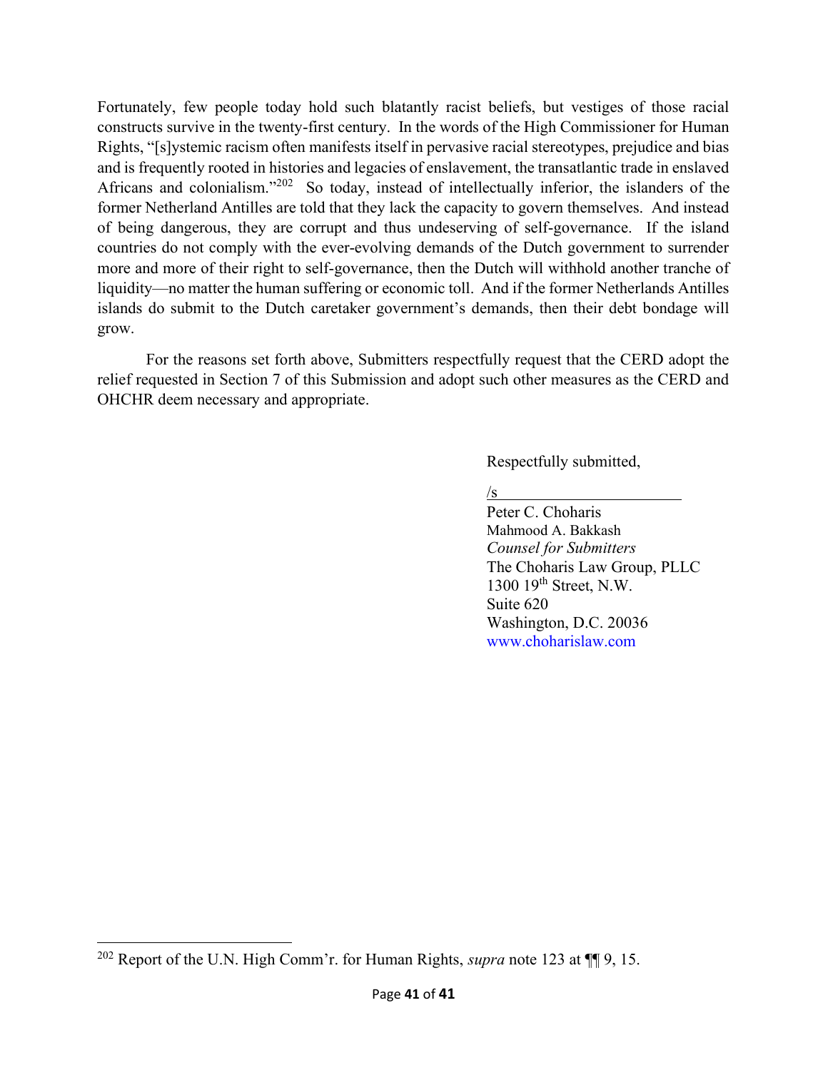Fortunately, few people today hold such blatantly racist beliefs, but vestiges of those racial constructs survive in the twenty-first century. In the words of the High Commissioner for Human Rights, "[s]ystemic racism often manifests itself in pervasive racial stereotypes, prejudice and bias and is frequently rooted in histories and legacies of enslavement, the transatlantic trade in enslaved Africans and colonialism."[202] So today, instead of intellectually inferior, the islanders of the former Netherland Antilles are told that they lack the capacity to govern themselves. And instead of being dangerous, they are corrupt and thus undeserving of self-governance. If the island countries do not comply with the ever-evolving demands of the Dutch government to surrender more and more of their right to self-governance, then the Dutch will withhold another tranche of liquidity—no matter the human suffering or economic toll. And if the former Netherlands Antilles islands do submit to the Dutch caretaker government's demands, then their debt bondage will grow.

For the reasons set forth above, Submitters respectfully request that the CERD adopt the relief requested in Section 7 of this Submission and adopt such other measures as the CERD and OHCHR deem necessary and appropriate.

Respectfully submitted,

/s

Peter C. Choharis
Mahmood A. Bakkash
*Counsel for Submitters*
The Choharis Law Group, PLLC
1300 19th Street, N.W.
Suite 620
Washington, D.C. 20036
www.choharislaw.com

---

[202] Report of the U.N. High Comm'r. for Human Rights, *supra* note 123 at ¶¶ 9, 15.